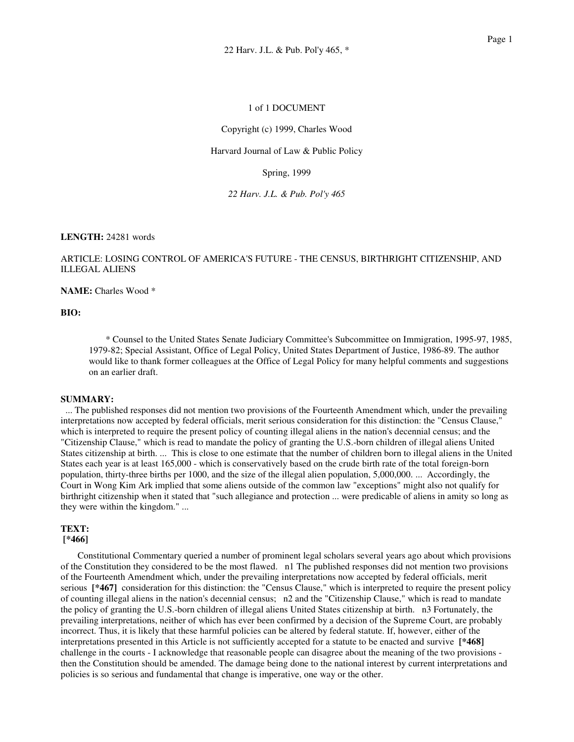1 of 1 DOCUMENT

Copyright (c) 1999, Charles Wood

Harvard Journal of Law & Public Policy

Spring, 1999

*22 Harv. J.L. & Pub. Pol'y 465*

**LENGTH:** 24281 words

ARTICLE: LOSING CONTROL OF AMERICA'S FUTURE - THE CENSUS, BIRTHRIGHT CITIZENSHIP, AND ILLEGAL ALIENS

**NAME:** Charles Wood *

**BIO:**

> * Counsel to the United States Senate Judiciary Committee's Subcommittee on Immigration, 1995-97, 1985, 1979-82; Special Assistant, Office of Legal Policy, United States Department of Justice, 1986-89. The author would like to thank former colleagues at the Office of Legal Policy for many helpful comments and suggestions on an earlier draft.

**SUMMARY:**

... The published responses did not mention two provisions of the Fourteenth Amendment which, under the prevailing interpretations now accepted by federal officials, merit serious consideration for this distinction: the "Census Clause," which is interpreted to require the present policy of counting illegal aliens in the nation's decennial census; and the "Citizenship Clause," which is read to mandate the policy of granting the U.S.-born children of illegal aliens United States citizenship at birth. ... This is close to one estimate that the number of children born to illegal aliens in the United States each year is at least 165,000 - which is conservatively based on the crude birth rate of the total foreign-born population, thirty-three births per 1000, and the size of the illegal alien population, 5,000,000. ... Accordingly, the Court in Wong Kim Ark implied that some aliens outside of the common law "exceptions" might also not qualify for birthright citizenship when it stated that "such allegiance and protection ... were predicable of aliens in amity so long as they were within the kingdom." ...

**TEXT:**

**[*466]**

Constitutional Commentary queried a number of prominent legal scholars several years ago about which provisions of the Constitution they considered to be the most flawed. n1 The published responses did not mention two provisions of the Fourteenth Amendment which, under the prevailing interpretations now accepted by federal officials, merit serious **[*467]** consideration for this distinction: the "Census Clause," which is interpreted to require the present policy of counting illegal aliens in the nation's decennial census; n2 and the "Citizenship Clause," which is read to mandate the policy of granting the U.S.-born children of illegal aliens United States citizenship at birth. n3 Fortunately, the prevailing interpretations, neither of which has ever been confirmed by a decision of the Supreme Court, are probably incorrect. Thus, it is likely that these harmful policies can be altered by federal statute. If, however, either of the interpretations presented in this Article is not sufficiently accepted for a statute to be enacted and survive **[*468]** challenge in the courts - I acknowledge that reasonable people can disagree about the meaning of the two provisions - then the Constitution should be amended. The damage being done to the national interest by current interpretations and policies is so serious and fundamental that change is imperative, one way or the other.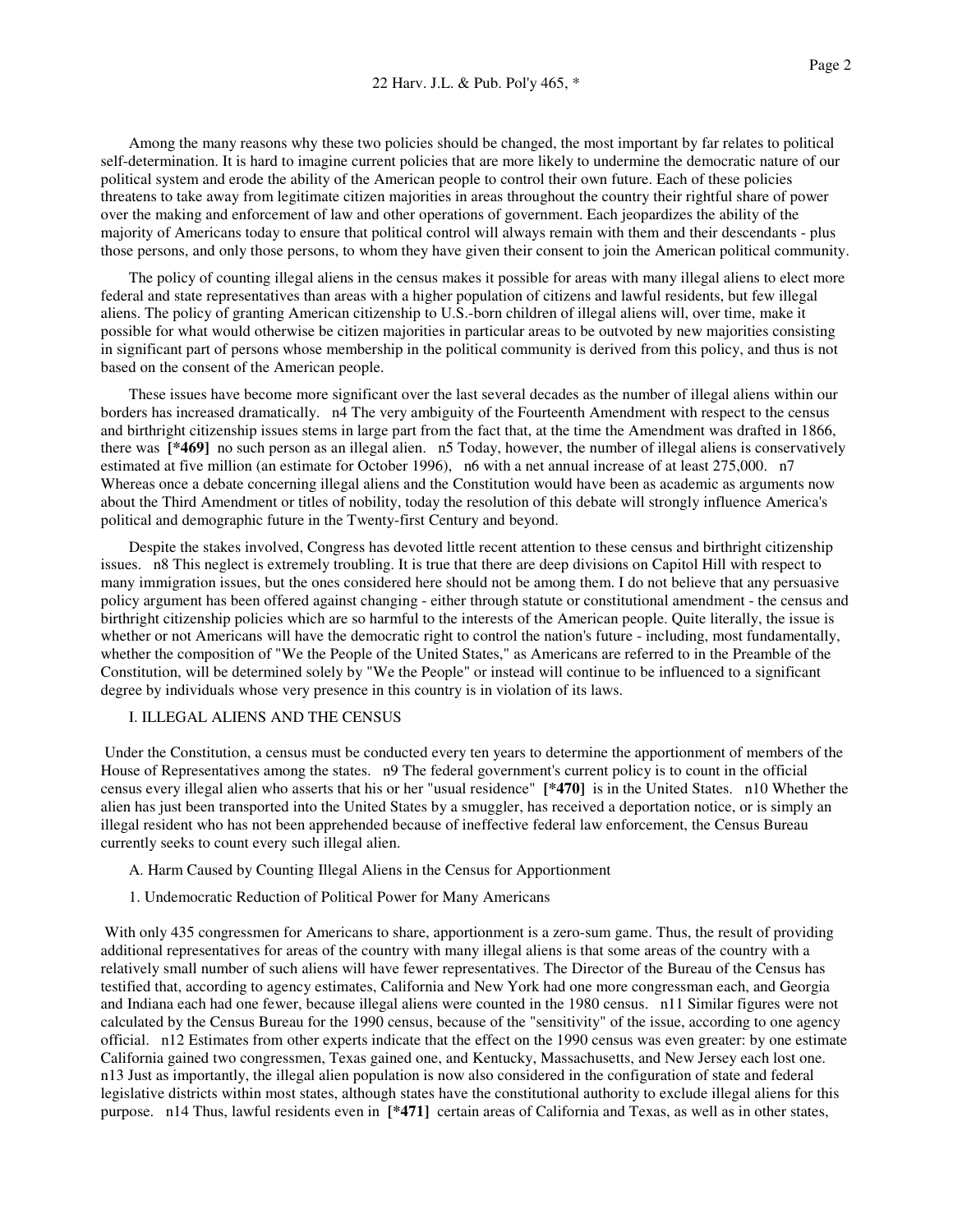Among the many reasons why these two policies should be changed, the most important by far relates to political self-determination. It is hard to imagine current policies that are more likely to undermine the democratic nature of our political system and erode the ability of the American people to control their own future. Each of these policies threatens to take away from legitimate citizen majorities in areas throughout the country their rightful share of power over the making and enforcement of law and other operations of government. Each jeopardizes the ability of the majority of Americans today to ensure that political control will always remain with them and their descendants - plus those persons, and only those persons, to whom they have given their consent to join the American political community.

The policy of counting illegal aliens in the census makes it possible for areas with many illegal aliens to elect more federal and state representatives than areas with a higher population of citizens and lawful residents, but few illegal aliens. The policy of granting American citizenship to U.S.-born children of illegal aliens will, over time, make it possible for what would otherwise be citizen majorities in particular areas to be outvoted by new majorities consisting in significant part of persons whose membership in the political community is derived from this policy, and thus is not based on the consent of the American people.

These issues have become more significant over the last several decades as the number of illegal aliens within our borders has increased dramatically. n4 The very ambiguity of the Fourteenth Amendment with respect to the census and birthright citizenship issues stems in large part from the fact that, at the time the Amendment was drafted in 1866, there was **[*469]** no such person as an illegal alien. n5 Today, however, the number of illegal aliens is conservatively estimated at five million (an estimate for October 1996), n6 with a net annual increase of at least 275,000. n7 Whereas once a debate concerning illegal aliens and the Constitution would have been as academic as arguments now about the Third Amendment or titles of nobility, today the resolution of this debate will strongly influence America's political and demographic future in the Twenty-first Century and beyond.

Despite the stakes involved, Congress has devoted little recent attention to these census and birthright citizenship issues. n8 This neglect is extremely troubling. It is true that there are deep divisions on Capitol Hill with respect to many immigration issues, but the ones considered here should not be among them. I do not believe that any persuasive policy argument has been offered against changing - either through statute or constitutional amendment - the census and birthright citizenship policies which are so harmful to the interests of the American people. Quite literally, the issue is whether or not Americans will have the democratic right to control the nation's future - including, most fundamentally, whether the composition of "We the People of the United States," as Americans are referred to in the Preamble of the Constitution, will be determined solely by "We the People" or instead will continue to be influenced to a significant degree by individuals whose very presence in this country is in violation of its laws.

## I. ILLEGAL ALIENS AND THE CENSUS

Under the Constitution, a census must be conducted every ten years to determine the apportionment of members of the House of Representatives among the states. n9 The federal government's current policy is to count in the official census every illegal alien who asserts that his or her "usual residence" **[*470]** is in the United States. n10 Whether the alien has just been transported into the United States by a smuggler, has received a deportation notice, or is simply an illegal resident who has not been apprehended because of ineffective federal law enforcement, the Census Bureau currently seeks to count every such illegal alien.

### A. Harm Caused by Counting Illegal Aliens in the Census for Apportionment

#### 1. Undemocratic Reduction of Political Power for Many Americans

With only 435 congressmen for Americans to share, apportionment is a zero-sum game. Thus, the result of providing additional representatives for areas of the country with many illegal aliens is that some areas of the country with a relatively small number of such aliens will have fewer representatives. The Director of the Bureau of the Census has testified that, according to agency estimates, California and New York had one more congressman each, and Georgia and Indiana each had one fewer, because illegal aliens were counted in the 1980 census. n11 Similar figures were not calculated by the Census Bureau for the 1990 census, because of the "sensitivity" of the issue, according to one agency official. n12 Estimates from other experts indicate that the effect on the 1990 census was even greater: by one estimate California gained two congressmen, Texas gained one, and Kentucky, Massachusetts, and New Jersey each lost one. n13 Just as importantly, the illegal alien population is now also considered in the configuration of state and federal legislative districts within most states, although states have the constitutional authority to exclude illegal aliens for this purpose. n14 Thus, lawful residents even in **[*471]** certain areas of California and Texas, as well as in other states,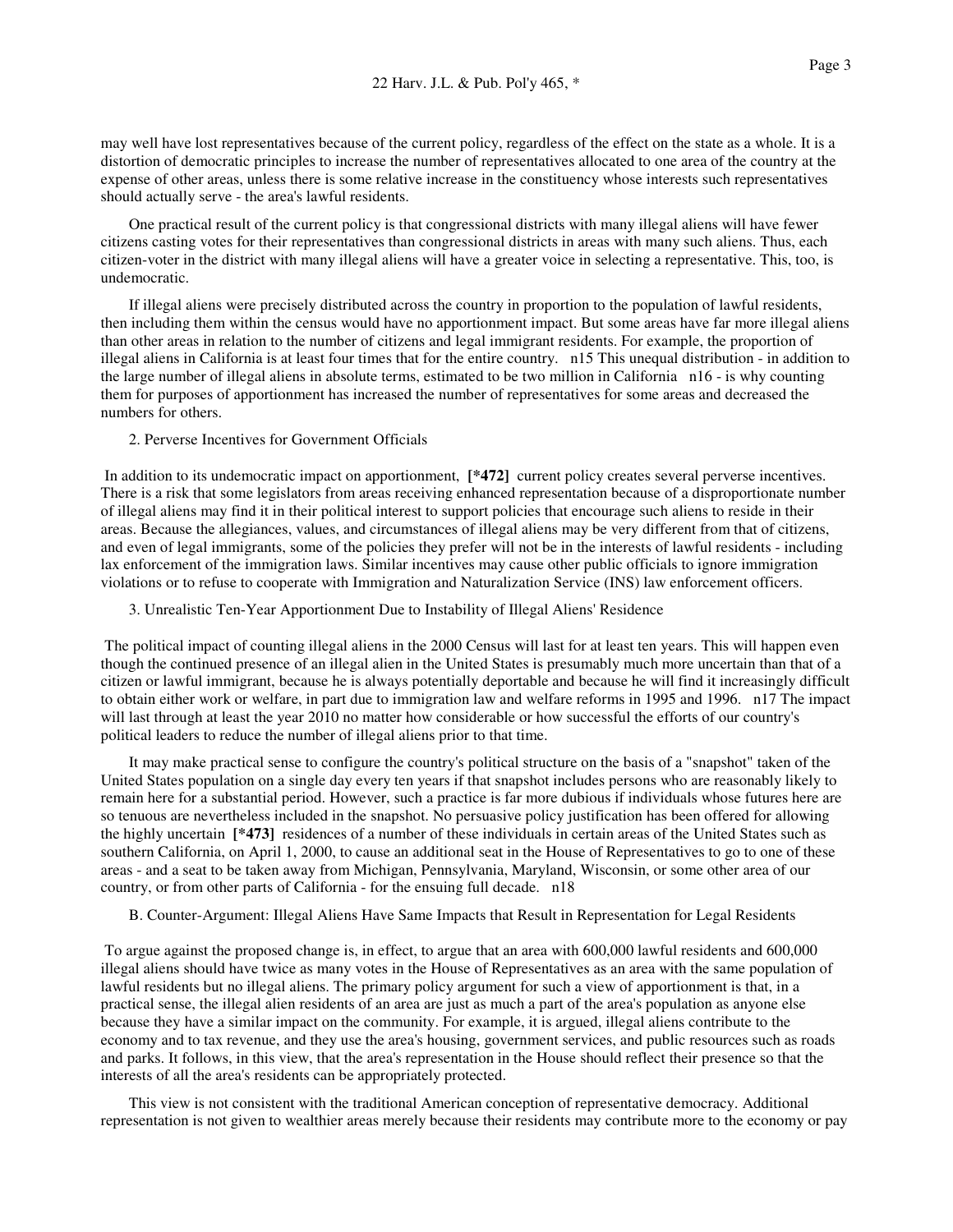may well have lost representatives because of the current policy, regardless of the effect on the state as a whole. It is a distortion of democratic principles to increase the number of representatives allocated to one area of the country at the expense of other areas, unless there is some relative increase in the constituency whose interests such representatives should actually serve - the area's lawful residents.

One practical result of the current policy is that congressional districts with many illegal aliens will have fewer citizens casting votes for their representatives than congressional districts in areas with many such aliens. Thus, each citizen-voter in the district with many illegal aliens will have a greater voice in selecting a representative. This, too, is undemocratic.

If illegal aliens were precisely distributed across the country in proportion to the population of lawful residents, then including them within the census would have no apportionment impact. But some areas have far more illegal aliens than other areas in relation to the number of citizens and legal immigrant residents. For example, the proportion of illegal aliens in California is at least four times that for the entire country. n15 This unequal distribution - in addition to the large number of illegal aliens in absolute terms, estimated to be two million in California n16 - is why counting them for purposes of apportionment has increased the number of representatives for some areas and decreased the numbers for others.

2. Perverse Incentives for Government Officials

In addition to its undemocratic impact on apportionment, **[*472]** current policy creates several perverse incentives. There is a risk that some legislators from areas receiving enhanced representation because of a disproportionate number of illegal aliens may find it in their political interest to support policies that encourage such aliens to reside in their areas. Because the allegiances, values, and circumstances of illegal aliens may be very different from that of citizens, and even of legal immigrants, some of the policies they prefer will not be in the interests of lawful residents - including lax enforcement of the immigration laws. Similar incentives may cause other public officials to ignore immigration violations or to refuse to cooperate with Immigration and Naturalization Service (INS) law enforcement officers.

3. Unrealistic Ten-Year Apportionment Due to Instability of Illegal Aliens' Residence

The political impact of counting illegal aliens in the 2000 Census will last for at least ten years. This will happen even though the continued presence of an illegal alien in the United States is presumably much more uncertain than that of a citizen or lawful immigrant, because he is always potentially deportable and because he will find it increasingly difficult to obtain either work or welfare, in part due to immigration law and welfare reforms in 1995 and 1996. n17 The impact will last through at least the year 2010 no matter how considerable or how successful the efforts of our country's political leaders to reduce the number of illegal aliens prior to that time.

It may make practical sense to configure the country's political structure on the basis of a "snapshot" taken of the United States population on a single day every ten years if that snapshot includes persons who are reasonably likely to remain here for a substantial period. However, such a practice is far more dubious if individuals whose futures here are so tenuous are nevertheless included in the snapshot. No persuasive policy justification has been offered for allowing the highly uncertain **[*473]** residences of a number of these individuals in certain areas of the United States such as southern California, on April 1, 2000, to cause an additional seat in the House of Representatives to go to one of these areas - and a seat to be taken away from Michigan, Pennsylvania, Maryland, Wisconsin, or some other area of our country, or from other parts of California - for the ensuing full decade. n18

B. Counter-Argument: Illegal Aliens Have Same Impacts that Result in Representation for Legal Residents

To argue against the proposed change is, in effect, to argue that an area with 600,000 lawful residents and 600,000 illegal aliens should have twice as many votes in the House of Representatives as an area with the same population of lawful residents but no illegal aliens. The primary policy argument for such a view of apportionment is that, in a practical sense, the illegal alien residents of an area are just as much a part of the area's population as anyone else because they have a similar impact on the community. For example, it is argued, illegal aliens contribute to the economy and to tax revenue, and they use the area's housing, government services, and public resources such as roads and parks. It follows, in this view, that the area's representation in the House should reflect their presence so that the interests of all the area's residents can be appropriately protected.

This view is not consistent with the traditional American conception of representative democracy. Additional representation is not given to wealthier areas merely because their residents may contribute more to the economy or pay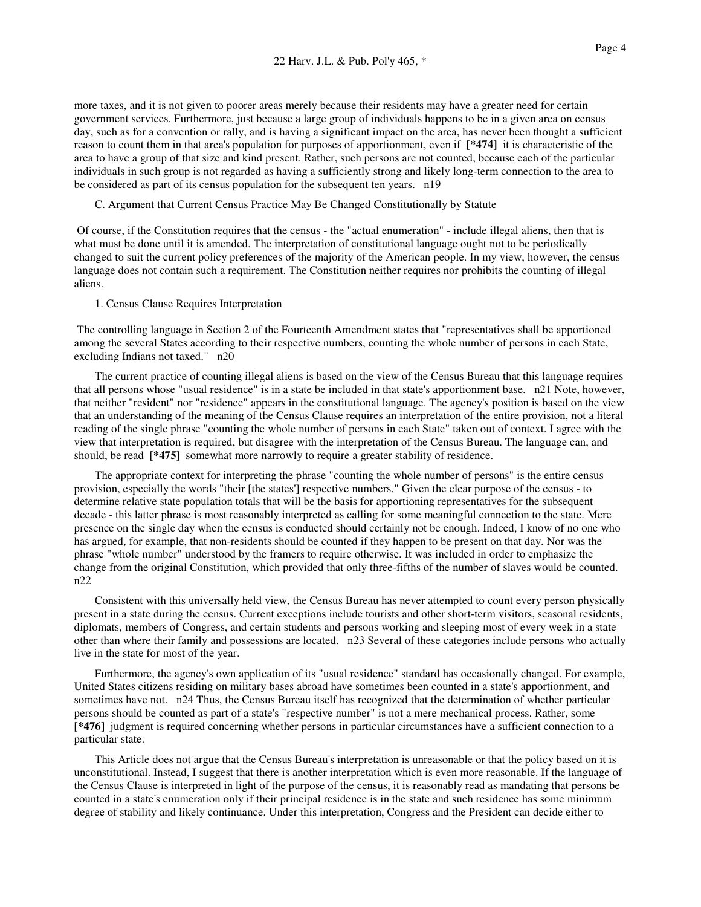more taxes, and it is not given to poorer areas merely because their residents may have a greater need for certain government services. Furthermore, just because a large group of individuals happens to be in a given area on census day, such as for a convention or rally, and is having a significant impact on the area, has never been thought a sufficient reason to count them in that area's population for purposes of apportionment, even if **[*474]** it is characteristic of the area to have a group of that size and kind present. Rather, such persons are not counted, because each of the particular individuals in such group is not regarded as having a sufficiently strong and likely long-term connection to the area to be considered as part of its census population for the subsequent ten years. n19

C. Argument that Current Census Practice May Be Changed Constitutionally by Statute

Of course, if the Constitution requires that the census - the "actual enumeration" - include illegal aliens, then that is what must be done until it is amended. The interpretation of constitutional language ought not to be periodically changed to suit the current policy preferences of the majority of the American people. In my view, however, the census language does not contain such a requirement. The Constitution neither requires nor prohibits the counting of illegal aliens.

1. Census Clause Requires Interpretation

The controlling language in Section 2 of the Fourteenth Amendment states that "representatives shall be apportioned among the several States according to their respective numbers, counting the whole number of persons in each State, excluding Indians not taxed." n20

The current practice of counting illegal aliens is based on the view of the Census Bureau that this language requires that all persons whose "usual residence" is in a state be included in that state's apportionment base. n21 Note, however, that neither "resident" nor "residence" appears in the constitutional language. The agency's position is based on the view that an understanding of the meaning of the Census Clause requires an interpretation of the entire provision, not a literal reading of the single phrase "counting the whole number of persons in each State" taken out of context. I agree with the view that interpretation is required, but disagree with the interpretation of the Census Bureau. The language can, and should, be read **[*475]** somewhat more narrowly to require a greater stability of residence.

The appropriate context for interpreting the phrase "counting the whole number of persons" is the entire census provision, especially the words "their [the states'] respective numbers." Given the clear purpose of the census - to determine relative state population totals that will be the basis for apportioning representatives for the subsequent decade - this latter phrase is most reasonably interpreted as calling for some meaningful connection to the state. Mere presence on the single day when the census is conducted should certainly not be enough. Indeed, I know of no one who has argued, for example, that non-residents should be counted if they happen to be present on that day. Nor was the phrase "whole number" understood by the framers to require otherwise. It was included in order to emphasize the change from the original Constitution, which provided that only three-fifths of the number of slaves would be counted. n22

Consistent with this universally held view, the Census Bureau has never attempted to count every person physically present in a state during the census. Current exceptions include tourists and other short-term visitors, seasonal residents, diplomats, members of Congress, and certain students and persons working and sleeping most of every week in a state other than where their family and possessions are located. n23 Several of these categories include persons who actually live in the state for most of the year.

Furthermore, the agency's own application of its "usual residence" standard has occasionally changed. For example, United States citizens residing on military bases abroad have sometimes been counted in a state's apportionment, and sometimes have not. n24 Thus, the Census Bureau itself has recognized that the determination of whether particular persons should be counted as part of a state's "respective number" is not a mere mechanical process. Rather, some **[*476]** judgment is required concerning whether persons in particular circumstances have a sufficient connection to a particular state.

This Article does not argue that the Census Bureau's interpretation is unreasonable or that the policy based on it is unconstitutional. Instead, I suggest that there is another interpretation which is even more reasonable. If the language of the Census Clause is interpreted in light of the purpose of the census, it is reasonably read as mandating that persons be counted in a state's enumeration only if their principal residence is in the state and such residence has some minimum degree of stability and likely continuance. Under this interpretation, Congress and the President can decide either to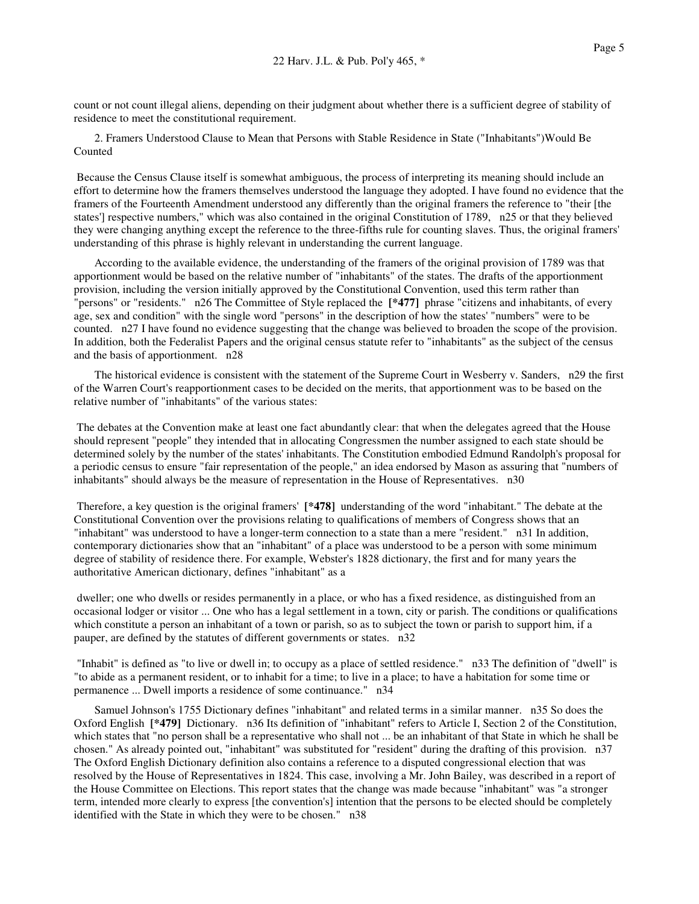count or not count illegal aliens, depending on their judgment about whether there is a sufficient degree of stability of residence to meet the constitutional requirement.

2. Framers Understood Clause to Mean that Persons with Stable Residence in State ("Inhabitants")Would Be Counted

Because the Census Clause itself is somewhat ambiguous, the process of interpreting its meaning should include an effort to determine how the framers themselves understood the language they adopted. I have found no evidence that the framers of the Fourteenth Amendment understood any differently than the original framers the reference to "their [the states'] respective numbers," which was also contained in the original Constitution of 1789, n25 or that they believed they were changing anything except the reference to the three-fifths rule for counting slaves. Thus, the original framers' understanding of this phrase is highly relevant in understanding the current language.

According to the available evidence, the understanding of the framers of the original provision of 1789 was that apportionment would be based on the relative number of "inhabitants" of the states. The drafts of the apportionment provision, including the version initially approved by the Constitutional Convention, used this term rather than "persons" or "residents." n26 The Committee of Style replaced the **[*477]** phrase "citizens and inhabitants, of every age, sex and condition" with the single word "persons" in the description of how the states' "numbers" were to be counted. n27 I have found no evidence suggesting that the change was believed to broaden the scope of the provision. In addition, both the Federalist Papers and the original census statute refer to "inhabitants" as the subject of the census and the basis of apportionment. n28

The historical evidence is consistent with the statement of the Supreme Court in Wesberry v. Sanders, n29 the first of the Warren Court's reapportionment cases to be decided on the merits, that apportionment was to be based on the relative number of "inhabitants" of the various states:

> The debates at the Convention make at least one fact abundantly clear: that when the delegates agreed that the House should represent "people" they intended that in allocating Congressmen the number assigned to each state should be determined solely by the number of the states' inhabitants. The Constitution embodied Edmund Randolph's proposal for a periodic census to ensure "fair representation of the people," an idea endorsed by Mason as assuring that "numbers of inhabitants" should always be the measure of representation in the House of Representatives. n30

Therefore, a key question is the original framers' **[*478]** understanding of the word "inhabitant." The debate at the Constitutional Convention over the provisions relating to qualifications of members of Congress shows that an "inhabitant" was understood to have a longer-term connection to a state than a mere "resident." n31 In addition, contemporary dictionaries show that an "inhabitant" of a place was understood to be a person with some minimum degree of stability of residence there. For example, Webster's 1828 dictionary, the first and for many years the authoritative American dictionary, defines "inhabitant" as a

> dweller; one who dwells or resides permanently in a place, or who has a fixed residence, as distinguished from an occasional lodger or visitor ... One who has a legal settlement in a town, city or parish. The conditions or qualifications which constitute a person an inhabitant of a town or parish, so as to subject the town or parish to support him, if a pauper, are defined by the statutes of different governments or states. n32

"Inhabit" is defined as "to live or dwell in; to occupy as a place of settled residence." n33 The definition of "dwell" is "to abide as a permanent resident, or to inhabit for a time; to live in a place; to have a habitation for some time or permanence ... Dwell imports a residence of some continuance." n34

Samuel Johnson's 1755 Dictionary defines "inhabitant" and related terms in a similar manner. n35 So does the Oxford English **[*479]** Dictionary. n36 Its definition of "inhabitant" refers to Article I, Section 2 of the Constitution, which states that "no person shall be a representative who shall not ... be an inhabitant of that State in which he shall be chosen." As already pointed out, "inhabitant" was substituted for "resident" during the drafting of this provision. n37 The Oxford English Dictionary definition also contains a reference to a disputed congressional election that was resolved by the House of Representatives in 1824. This case, involving a Mr. John Bailey, was described in a report of the House Committee on Elections. This report states that the change was made because "inhabitant" was "a stronger term, intended more clearly to express [the convention's] intention that the persons to be elected should be completely identified with the State in which they were to be chosen." n38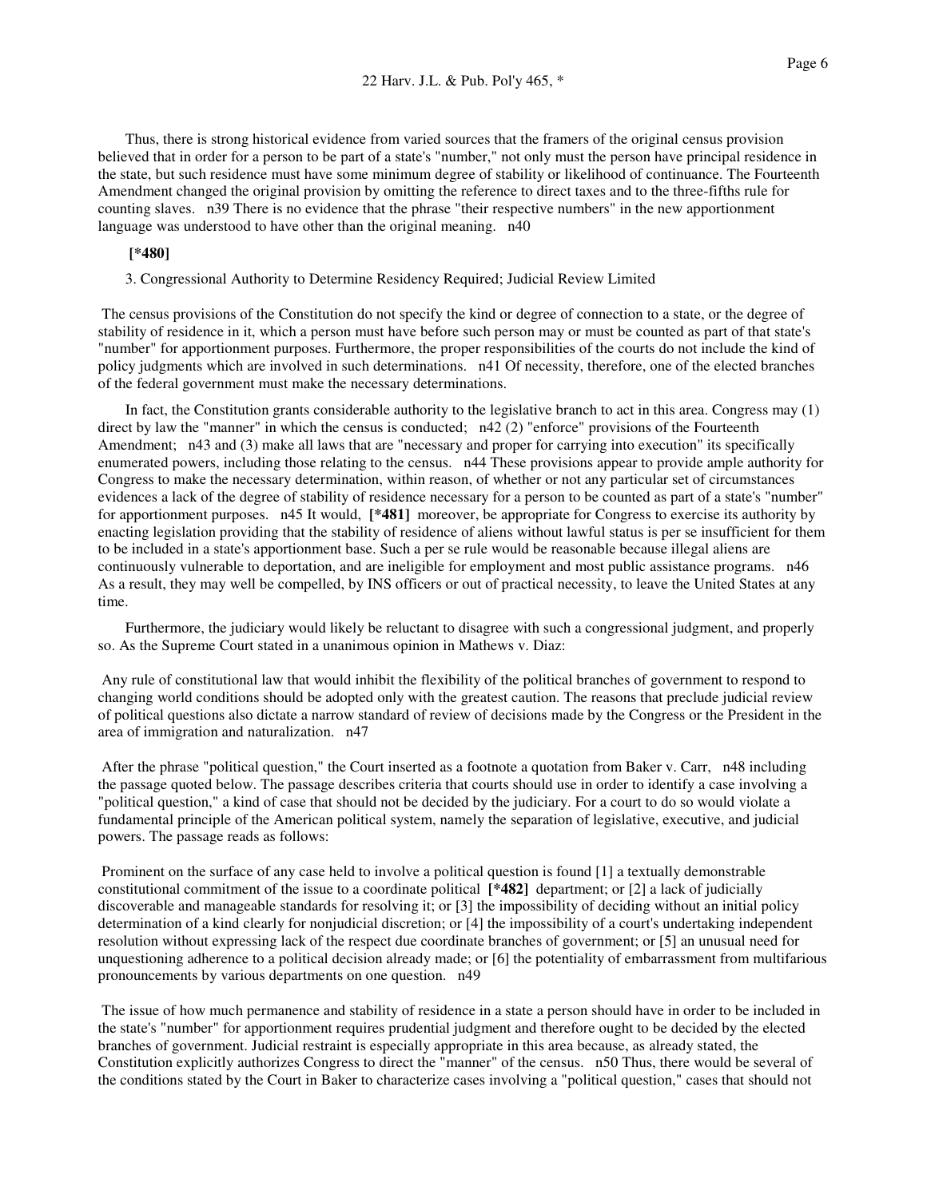Thus, there is strong historical evidence from varied sources that the framers of the original census provision believed that in order for a person to be part of a state's "number," not only must the person have principal residence in the state, but such residence must have some minimum degree of stability or likelihood of continuance. The Fourteenth Amendment changed the original provision by omitting the reference to direct taxes and to the three-fifths rule for counting slaves. n39 There is no evidence that the phrase "their respective numbers" in the new apportionment language was understood to have other than the original meaning. n40

**[*480]**

3. Congressional Authority to Determine Residency Required; Judicial Review Limited

The census provisions of the Constitution do not specify the kind or degree of connection to a state, or the degree of stability of residence in it, which a person must have before such person may or must be counted as part of that state's "number" for apportionment purposes. Furthermore, the proper responsibilities of the courts do not include the kind of policy judgments which are involved in such determinations. n41 Of necessity, therefore, one of the elected branches of the federal government must make the necessary determinations.

In fact, the Constitution grants considerable authority to the legislative branch to act in this area. Congress may (1) direct by law the "manner" in which the census is conducted; n42 (2) "enforce" provisions of the Fourteenth Amendment; n43 and (3) make all laws that are "necessary and proper for carrying into execution" its specifically enumerated powers, including those relating to the census. n44 These provisions appear to provide ample authority for Congress to make the necessary determination, within reason, of whether or not any particular set of circumstances evidences a lack of the degree of stability of residence necessary for a person to be counted as part of a state's "number" for apportionment purposes. n45 It would, **[*481]** moreover, be appropriate for Congress to exercise its authority by enacting legislation providing that the stability of residence of aliens without lawful status is per se insufficient for them to be included in a state's apportionment base. Such a per se rule would be reasonable because illegal aliens are continuously vulnerable to deportation, and are ineligible for employment and most public assistance programs. n46 As a result, they may well be compelled, by INS officers or out of practical necessity, to leave the United States at any time.

Furthermore, the judiciary would likely be reluctant to disagree with such a congressional judgment, and properly so. As the Supreme Court stated in a unanimous opinion in Mathews v. Diaz:

Any rule of constitutional law that would inhibit the flexibility of the political branches of government to respond to changing world conditions should be adopted only with the greatest caution. The reasons that preclude judicial review of political questions also dictate a narrow standard of review of decisions made by the Congress or the President in the area of immigration and naturalization. n47

After the phrase "political question," the Court inserted as a footnote a quotation from Baker v. Carr, n48 including the passage quoted below. The passage describes criteria that courts should use in order to identify a case involving a "political question," a kind of case that should not be decided by the judiciary. For a court to do so would violate a fundamental principle of the American political system, namely the separation of legislative, executive, and judicial powers. The passage reads as follows:

Prominent on the surface of any case held to involve a political question is found [1] a textually demonstrable constitutional commitment of the issue to a coordinate political **[*482]** department; or [2] a lack of judicially discoverable and manageable standards for resolving it; or [3] the impossibility of deciding without an initial policy determination of a kind clearly for nonjudicial discretion; or [4] the impossibility of a court's undertaking independent resolution without expressing lack of the respect due coordinate branches of government; or [5] an unusual need for unquestioning adherence to a political decision already made; or [6] the potentiality of embarrassment from multifarious pronouncements by various departments on one question. n49

The issue of how much permanence and stability of residence in a state a person should have in order to be included in the state's "number" for apportionment requires prudential judgment and therefore ought to be decided by the elected branches of government. Judicial restraint is especially appropriate in this area because, as already stated, the Constitution explicitly authorizes Congress to direct the "manner" of the census. n50 Thus, there would be several of the conditions stated by the Court in Baker to characterize cases involving a "political question," cases that should not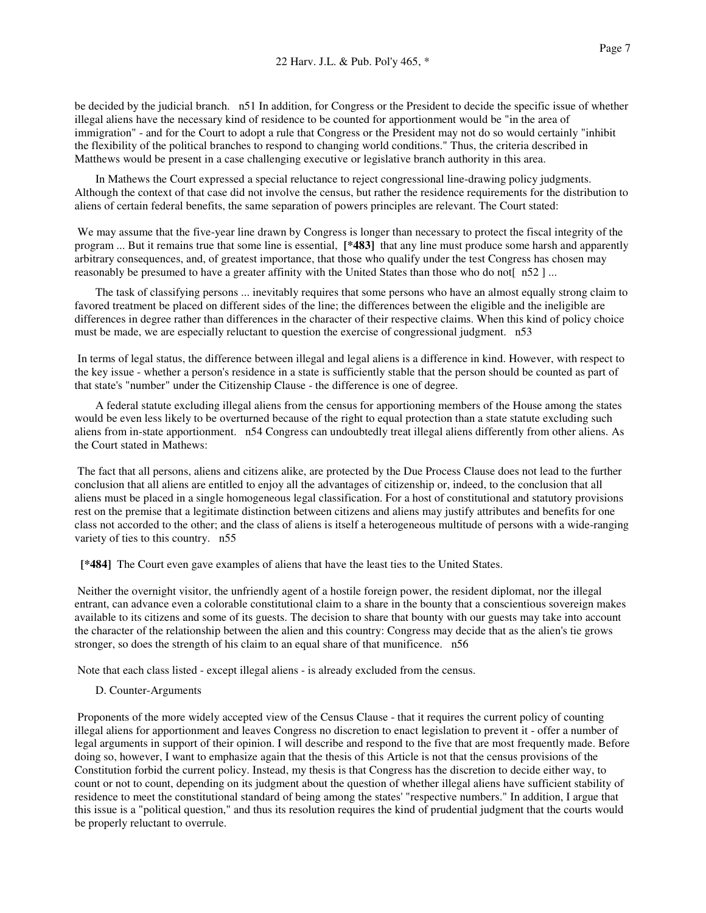be decided by the judicial branch. n51 In addition, for Congress or the President to decide the specific issue of whether illegal aliens have the necessary kind of residence to be counted for apportionment would be "in the area of immigration" - and for the Court to adopt a rule that Congress or the President may not do so would certainly "inhibit the flexibility of the political branches to respond to changing world conditions." Thus, the criteria described in Matthews would be present in a case challenging executive or legislative branch authority in this area.

In Mathews the Court expressed a special reluctance to reject congressional line-drawing policy judgments. Although the context of that case did not involve the census, but rather the residence requirements for the distribution to aliens of certain federal benefits, the same separation of powers principles are relevant. The Court stated:

We may assume that the five-year line drawn by Congress is longer than necessary to protect the fiscal integrity of the program ... But it remains true that some line is essential, **[*483]** that any line must produce some harsh and apparently arbitrary consequences, and, of greatest importance, that those who qualify under the test Congress has chosen may reasonably be presumed to have a greater affinity with the United States than those who do not[ n52 ] ...

The task of classifying persons ... inevitably requires that some persons who have an almost equally strong claim to favored treatment be placed on different sides of the line; the differences between the eligible and the ineligible are differences in degree rather than differences in the character of their respective claims. When this kind of policy choice must be made, we are especially reluctant to question the exercise of congressional judgment. n53

In terms of legal status, the difference between illegal and legal aliens is a difference in kind. However, with respect to the key issue - whether a person's residence in a state is sufficiently stable that the person should be counted as part of that state's "number" under the Citizenship Clause - the difference is one of degree.

A federal statute excluding illegal aliens from the census for apportioning members of the House among the states would be even less likely to be overturned because of the right to equal protection than a state statute excluding such aliens from in-state apportionment. n54 Congress can undoubtedly treat illegal aliens differently from other aliens. As the Court stated in Mathews:

The fact that all persons, aliens and citizens alike, are protected by the Due Process Clause does not lead to the further conclusion that all aliens are entitled to enjoy all the advantages of citizenship or, indeed, to the conclusion that all aliens must be placed in a single homogeneous legal classification. For a host of constitutional and statutory provisions rest on the premise that a legitimate distinction between citizens and aliens may justify attributes and benefits for one class not accorded to the other; and the class of aliens is itself a heterogeneous multitude of persons with a wide-ranging variety of ties to this country. n55

**[*484]** The Court even gave examples of aliens that have the least ties to the United States.

Neither the overnight visitor, the unfriendly agent of a hostile foreign power, the resident diplomat, nor the illegal entrant, can advance even a colorable constitutional claim to a share in the bounty that a conscientious sovereign makes available to its citizens and some of its guests. The decision to share that bounty with our guests may take into account the character of the relationship between the alien and this country: Congress may decide that as the alien's tie grows stronger, so does the strength of his claim to an equal share of that munificence. n56

Note that each class listed - except illegal aliens - is already excluded from the census.

D. Counter-Arguments

Proponents of the more widely accepted view of the Census Clause - that it requires the current policy of counting illegal aliens for apportionment and leaves Congress no discretion to enact legislation to prevent it - offer a number of legal arguments in support of their opinion. I will describe and respond to the five that are most frequently made. Before doing so, however, I want to emphasize again that the thesis of this Article is not that the census provisions of the Constitution forbid the current policy. Instead, my thesis is that Congress has the discretion to decide either way, to count or not to count, depending on its judgment about the question of whether illegal aliens have sufficient stability of residence to meet the constitutional standard of being among the states' "respective numbers." In addition, I argue that this issue is a "political question," and thus its resolution requires the kind of prudential judgment that the courts would be properly reluctant to overrule.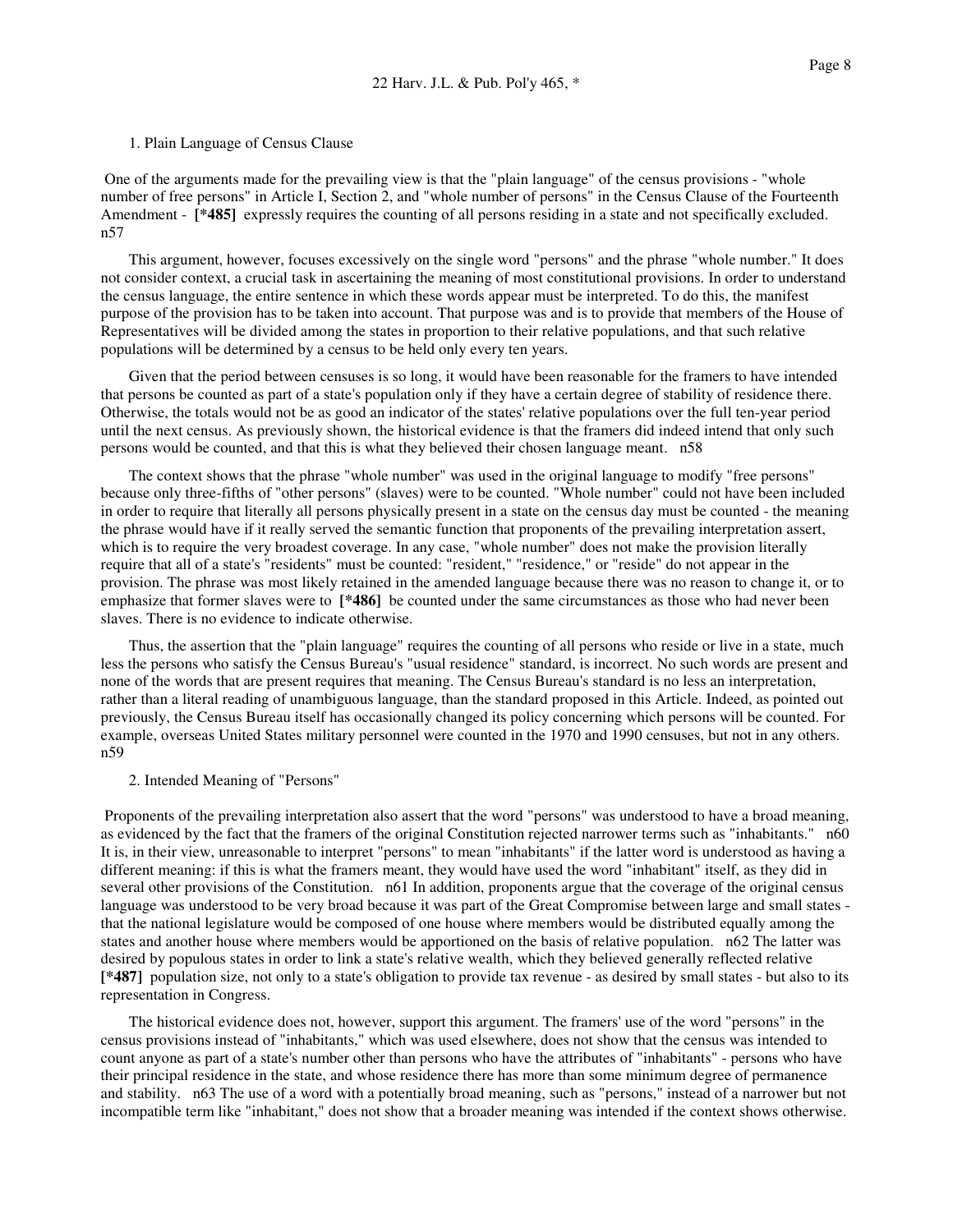1. Plain Language of Census Clause

One of the arguments made for the prevailing view is that the "plain language" of the census provisions - "whole number of free persons" in Article I, Section 2, and "whole number of persons" in the Census Clause of the Fourteenth Amendment - **[*485]** expressly requires the counting of all persons residing in a state and not specifically excluded. n57

This argument, however, focuses excessively on the single word "persons" and the phrase "whole number." It does not consider context, a crucial task in ascertaining the meaning of most constitutional provisions. In order to understand the census language, the entire sentence in which these words appear must be interpreted. To do this, the manifest purpose of the provision has to be taken into account. That purpose was and is to provide that members of the House of Representatives will be divided among the states in proportion to their relative populations, and that such relative populations will be determined by a census to be held only every ten years.

Given that the period between censuses is so long, it would have been reasonable for the framers to have intended that persons be counted as part of a state's population only if they have a certain degree of stability of residence there. Otherwise, the totals would not be as good an indicator of the states' relative populations over the full ten-year period until the next census. As previously shown, the historical evidence is that the framers did indeed intend that only such persons would be counted, and that this is what they believed their chosen language meant. n58

The context shows that the phrase "whole number" was used in the original language to modify "free persons" because only three-fifths of "other persons" (slaves) were to be counted. "Whole number" could not have been included in order to require that literally all persons physically present in a state on the census day must be counted - the meaning the phrase would have if it really served the semantic function that proponents of the prevailing interpretation assert, which is to require the very broadest coverage. In any case, "whole number" does not make the provision literally require that all of a state's "residents" must be counted: "resident," "residence," or "reside" do not appear in the provision. The phrase was most likely retained in the amended language because there was no reason to change it, or to emphasize that former slaves were to **[*486]** be counted under the same circumstances as those who had never been slaves. There is no evidence to indicate otherwise.

Thus, the assertion that the "plain language" requires the counting of all persons who reside or live in a state, much less the persons who satisfy the Census Bureau's "usual residence" standard, is incorrect. No such words are present and none of the words that are present requires that meaning. The Census Bureau's standard is no less an interpretation, rather than a literal reading of unambiguous language, than the standard proposed in this Article. Indeed, as pointed out previously, the Census Bureau itself has occasionally changed its policy concerning which persons will be counted. For example, overseas United States military personnel were counted in the 1970 and 1990 censuses, but not in any others. n59

2. Intended Meaning of "Persons"

Proponents of the prevailing interpretation also assert that the word "persons" was understood to have a broad meaning, as evidenced by the fact that the framers of the original Constitution rejected narrower terms such as "inhabitants." n60 It is, in their view, unreasonable to interpret "persons" to mean "inhabitants" if the latter word is understood as having a different meaning: if this is what the framers meant, they would have used the word "inhabitant" itself, as they did in several other provisions of the Constitution. n61 In addition, proponents argue that the coverage of the original census language was understood to be very broad because it was part of the Great Compromise between large and small states - that the national legislature would be composed of one house where members would be distributed equally among the states and another house where members would be apportioned on the basis of relative population. n62 The latter was desired by populous states in order to link a state's relative wealth, which they believed generally reflected relative **[*487]** population size, not only to a state's obligation to provide tax revenue - as desired by small states - but also to its representation in Congress.

The historical evidence does not, however, support this argument. The framers' use of the word "persons" in the census provisions instead of "inhabitants," which was used elsewhere, does not show that the census was intended to count anyone as part of a state's number other than persons who have the attributes of "inhabitants" - persons who have their principal residence in the state, and whose residence there has more than some minimum degree of permanence and stability. n63 The use of a word with a potentially broad meaning, such as "persons," instead of a narrower but not incompatible term like "inhabitant," does not show that a broader meaning was intended if the context shows otherwise.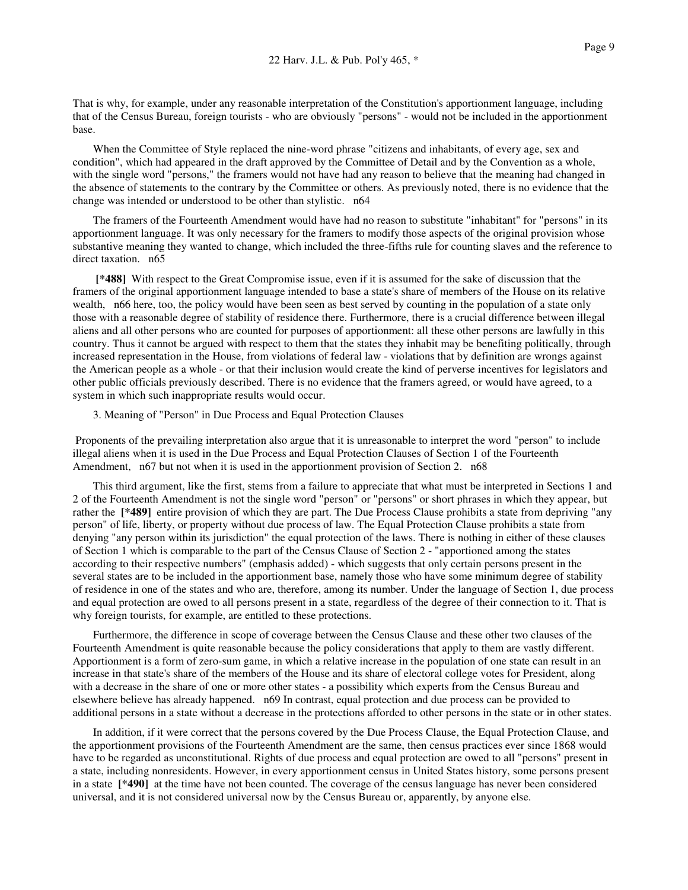That is why, for example, under any reasonable interpretation of the Constitution's apportionment language, including that of the Census Bureau, foreign tourists - who are obviously "persons" - would not be included in the apportionment base.

When the Committee of Style replaced the nine-word phrase "citizens and inhabitants, of every age, sex and condition", which had appeared in the draft approved by the Committee of Detail and by the Convention as a whole, with the single word "persons," the framers would not have had any reason to believe that the meaning had changed in the absence of statements to the contrary by the Committee or others. As previously noted, there is no evidence that the change was intended or understood to be other than stylistic. n64

The framers of the Fourteenth Amendment would have had no reason to substitute "inhabitant" for "persons" in its apportionment language. It was only necessary for the framers to modify those aspects of the original provision whose substantive meaning they wanted to change, which included the three-fifths rule for counting slaves and the reference to direct taxation. n65

**[*488]** With respect to the Great Compromise issue, even if it is assumed for the sake of discussion that the framers of the original apportionment language intended to base a state's share of members of the House on its relative wealth, n66 here, too, the policy would have been seen as best served by counting in the population of a state only those with a reasonable degree of stability of residence there. Furthermore, there is a crucial difference between illegal aliens and all other persons who are counted for purposes of apportionment: all these other persons are lawfully in this country. Thus it cannot be argued with respect to them that the states they inhabit may be benefiting politically, through increased representation in the House, from violations of federal law - violations that by definition are wrongs against the American people as a whole - or that their inclusion would create the kind of perverse incentives for legislators and other public officials previously described. There is no evidence that the framers agreed, or would have agreed, to a system in which such inappropriate results would occur.

3. Meaning of "Person" in Due Process and Equal Protection Clauses

Proponents of the prevailing interpretation also argue that it is unreasonable to interpret the word "person" to include illegal aliens when it is used in the Due Process and Equal Protection Clauses of Section 1 of the Fourteenth Amendment, n67 but not when it is used in the apportionment provision of Section 2. n68

This third argument, like the first, stems from a failure to appreciate that what must be interpreted in Sections 1 and 2 of the Fourteenth Amendment is not the single word "person" or "persons" or short phrases in which they appear, but rather the **[*489]** entire provision of which they are part. The Due Process Clause prohibits a state from depriving "any person" of life, liberty, or property without due process of law. The Equal Protection Clause prohibits a state from denying "any person within its jurisdiction" the equal protection of the laws. There is nothing in either of these clauses of Section 1 which is comparable to the part of the Census Clause of Section 2 - "apportioned among the states according to their respective numbers" (emphasis added) - which suggests that only certain persons present in the several states are to be included in the apportionment base, namely those who have some minimum degree of stability of residence in one of the states and who are, therefore, among its number. Under the language of Section 1, due process and equal protection are owed to all persons present in a state, regardless of the degree of their connection to it. That is why foreign tourists, for example, are entitled to these protections.

Furthermore, the difference in scope of coverage between the Census Clause and these other two clauses of the Fourteenth Amendment is quite reasonable because the policy considerations that apply to them are vastly different. Apportionment is a form of zero-sum game, in which a relative increase in the population of one state can result in an increase in that state's share of the members of the House and its share of electoral college votes for President, along with a decrease in the share of one or more other states - a possibility which experts from the Census Bureau and elsewhere believe has already happened. n69 In contrast, equal protection and due process can be provided to additional persons in a state without a decrease in the protections afforded to other persons in the state or in other states.

In addition, if it were correct that the persons covered by the Due Process Clause, the Equal Protection Clause, and the apportionment provisions of the Fourteenth Amendment are the same, then census practices ever since 1868 would have to be regarded as unconstitutional. Rights of due process and equal protection are owed to all "persons" present in a state, including nonresidents. However, in every apportionment census in United States history, some persons present in a state **[*490]** at the time have not been counted. The coverage of the census language has never been considered universal, and it is not considered universal now by the Census Bureau or, apparently, by anyone else.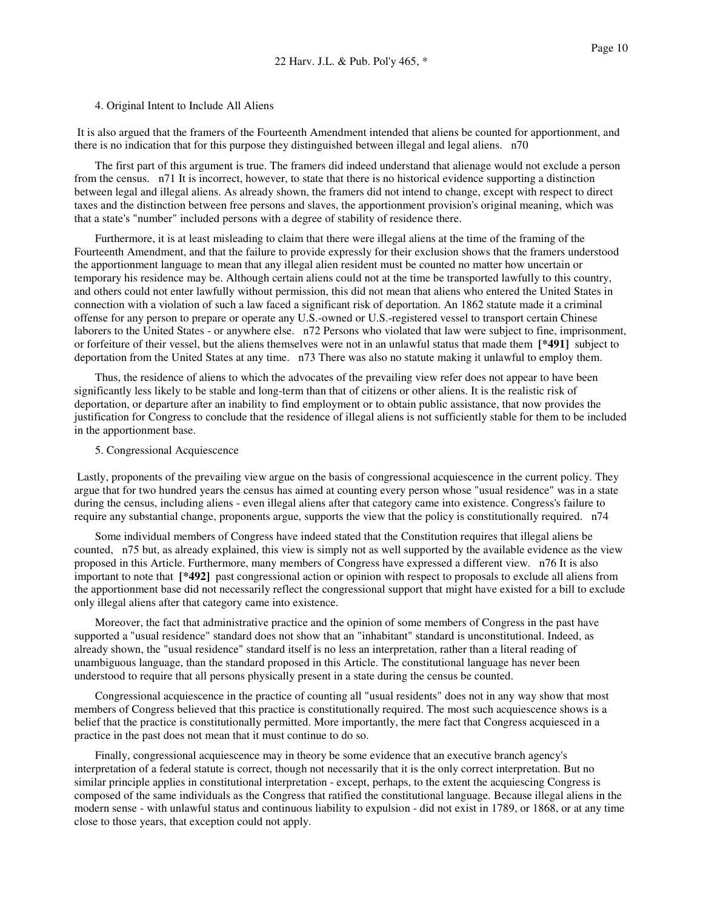4. Original Intent to Include All Aliens

It is also argued that the framers of the Fourteenth Amendment intended that aliens be counted for apportionment, and there is no indication that for this purpose they distinguished between illegal and legal aliens. n70

The first part of this argument is true. The framers did indeed understand that alienage would not exclude a person from the census. n71 It is incorrect, however, to state that there is no historical evidence supporting a distinction between legal and illegal aliens. As already shown, the framers did not intend to change, except with respect to direct taxes and the distinction between free persons and slaves, the apportionment provision's original meaning, which was that a state's "number" included persons with a degree of stability of residence there.

Furthermore, it is at least misleading to claim that there were illegal aliens at the time of the framing of the Fourteenth Amendment, and that the failure to provide expressly for their exclusion shows that the framers understood the apportionment language to mean that any illegal alien resident must be counted no matter how uncertain or temporary his residence may be. Although certain aliens could not at the time be transported lawfully to this country, and others could not enter lawfully without permission, this did not mean that aliens who entered the United States in connection with a violation of such a law faced a significant risk of deportation. An 1862 statute made it a criminal offense for any person to prepare or operate any U.S.-owned or U.S.-registered vessel to transport certain Chinese laborers to the United States - or anywhere else. n72 Persons who violated that law were subject to fine, imprisonment, or forfeiture of their vessel, but the aliens themselves were not in an unlawful status that made them **[*491]** subject to deportation from the United States at any time. n73 There was also no statute making it unlawful to employ them.

Thus, the residence of aliens to which the advocates of the prevailing view refer does not appear to have been significantly less likely to be stable and long-term than that of citizens or other aliens. It is the realistic risk of deportation, or departure after an inability to find employment or to obtain public assistance, that now provides the justification for Congress to conclude that the residence of illegal aliens is not sufficiently stable for them to be included in the apportionment base.

5. Congressional Acquiescence

Lastly, proponents of the prevailing view argue on the basis of congressional acquiescence in the current policy. They argue that for two hundred years the census has aimed at counting every person whose "usual residence" was in a state during the census, including aliens - even illegal aliens after that category came into existence. Congress's failure to require any substantial change, proponents argue, supports the view that the policy is constitutionally required. n74

Some individual members of Congress have indeed stated that the Constitution requires that illegal aliens be counted, n75 but, as already explained, this view is simply not as well supported by the available evidence as the view proposed in this Article. Furthermore, many members of Congress have expressed a different view. n76 It is also important to note that **[*492]** past congressional action or opinion with respect to proposals to exclude all aliens from the apportionment base did not necessarily reflect the congressional support that might have existed for a bill to exclude only illegal aliens after that category came into existence.

Moreover, the fact that administrative practice and the opinion of some members of Congress in the past have supported a "usual residence" standard does not show that an "inhabitant" standard is unconstitutional. Indeed, as already shown, the "usual residence" standard itself is no less an interpretation, rather than a literal reading of unambiguous language, than the standard proposed in this Article. The constitutional language has never been understood to require that all persons physically present in a state during the census be counted.

Congressional acquiescence in the practice of counting all "usual residents" does not in any way show that most members of Congress believed that this practice is constitutionally required. The most such acquiescence shows is a belief that the practice is constitutionally permitted. More importantly, the mere fact that Congress acquiesced in a practice in the past does not mean that it must continue to do so.

Finally, congressional acquiescence may in theory be some evidence that an executive branch agency's interpretation of a federal statute is correct, though not necessarily that it is the only correct interpretation. But no similar principle applies in constitutional interpretation - except, perhaps, to the extent the acquiescing Congress is composed of the same individuals as the Congress that ratified the constitutional language. Because illegal aliens in the modern sense - with unlawful status and continuous liability to expulsion - did not exist in 1789, or 1868, or at any time close to those years, that exception could not apply.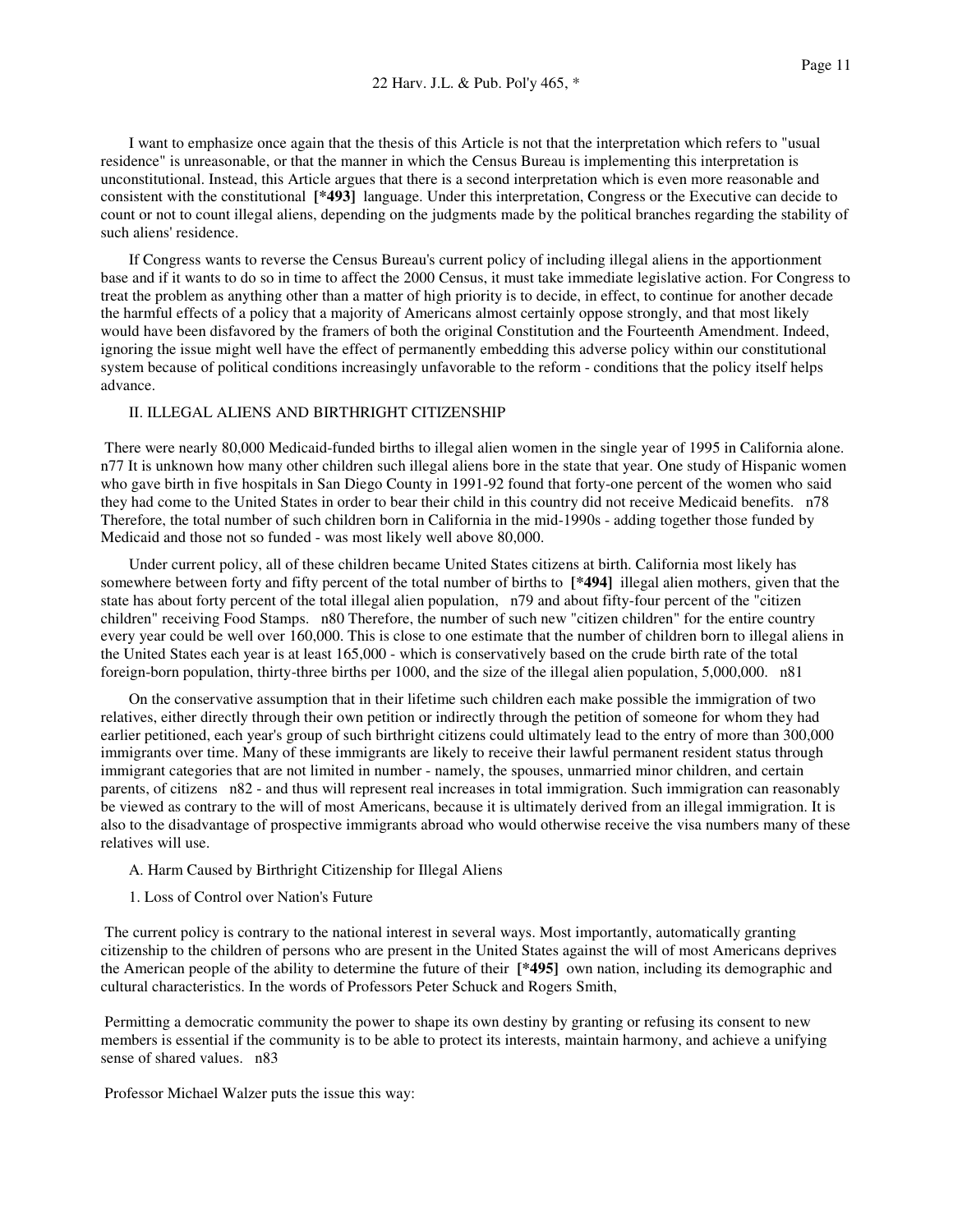I want to emphasize once again that the thesis of this Article is not that the interpretation which refers to "usual residence" is unreasonable, or that the manner in which the Census Bureau is implementing this interpretation is unconstitutional. Instead, this Article argues that there is a second interpretation which is even more reasonable and consistent with the constitutional **[*493]** language. Under this interpretation, Congress or the Executive can decide to count or not to count illegal aliens, depending on the judgments made by the political branches regarding the stability of such aliens' residence.

If Congress wants to reverse the Census Bureau's current policy of including illegal aliens in the apportionment base and if it wants to do so in time to affect the 2000 Census, it must take immediate legislative action. For Congress to treat the problem as anything other than a matter of high priority is to decide, in effect, to continue for another decade the harmful effects of a policy that a majority of Americans almost certainly oppose strongly, and that most likely would have been disfavored by the framers of both the original Constitution and the Fourteenth Amendment. Indeed, ignoring the issue might well have the effect of permanently embedding this adverse policy within our constitutional system because of political conditions increasingly unfavorable to the reform - conditions that the policy itself helps advance.

II. ILLEGAL ALIENS AND BIRTHRIGHT CITIZENSHIP

There were nearly 80,000 Medicaid-funded births to illegal alien women in the single year of 1995 in California alone. n77 It is unknown how many other children such illegal aliens bore in the state that year. One study of Hispanic women who gave birth in five hospitals in San Diego County in 1991-92 found that forty-one percent of the women who said they had come to the United States in order to bear their child in this country did not receive Medicaid benefits. n78 Therefore, the total number of such children born in California in the mid-1990s - adding together those funded by Medicaid and those not so funded - was most likely well above 80,000.

Under current policy, all of these children became United States citizens at birth. California most likely has somewhere between forty and fifty percent of the total number of births to **[*494]** illegal alien mothers, given that the state has about forty percent of the total illegal alien population, n79 and about fifty-four percent of the "citizen children" receiving Food Stamps. n80 Therefore, the number of such new "citizen children" for the entire country every year could be well over 160,000. This is close to one estimate that the number of children born to illegal aliens in the United States each year is at least 165,000 - which is conservatively based on the crude birth rate of the total foreign-born population, thirty-three births per 1000, and the size of the illegal alien population, 5,000,000. n81

On the conservative assumption that in their lifetime such children each make possible the immigration of two relatives, either directly through their own petition or indirectly through the petition of someone for whom they had earlier petitioned, each year's group of such birthright citizens could ultimately lead to the entry of more than 300,000 immigrants over time. Many of these immigrants are likely to receive their lawful permanent resident status through immigrant categories that are not limited in number - namely, the spouses, unmarried minor children, and certain parents, of citizens n82 - and thus will represent real increases in total immigration. Such immigration can reasonably be viewed as contrary to the will of most Americans, because it is ultimately derived from an illegal immigration. It is also to the disadvantage of prospective immigrants abroad who would otherwise receive the visa numbers many of these relatives will use.

A. Harm Caused by Birthright Citizenship for Illegal Aliens

1. Loss of Control over Nation's Future

The current policy is contrary to the national interest in several ways. Most importantly, automatically granting citizenship to the children of persons who are present in the United States against the will of most Americans deprives the American people of the ability to determine the future of their **[*495]** own nation, including its demographic and cultural characteristics. In the words of Professors Peter Schuck and Rogers Smith,

> Permitting a democratic community the power to shape its own destiny by granting or refusing its consent to new members is essential if the community is to be able to protect its interests, maintain harmony, and achieve a unifying sense of shared values. n83

Professor Michael Walzer puts the issue this way: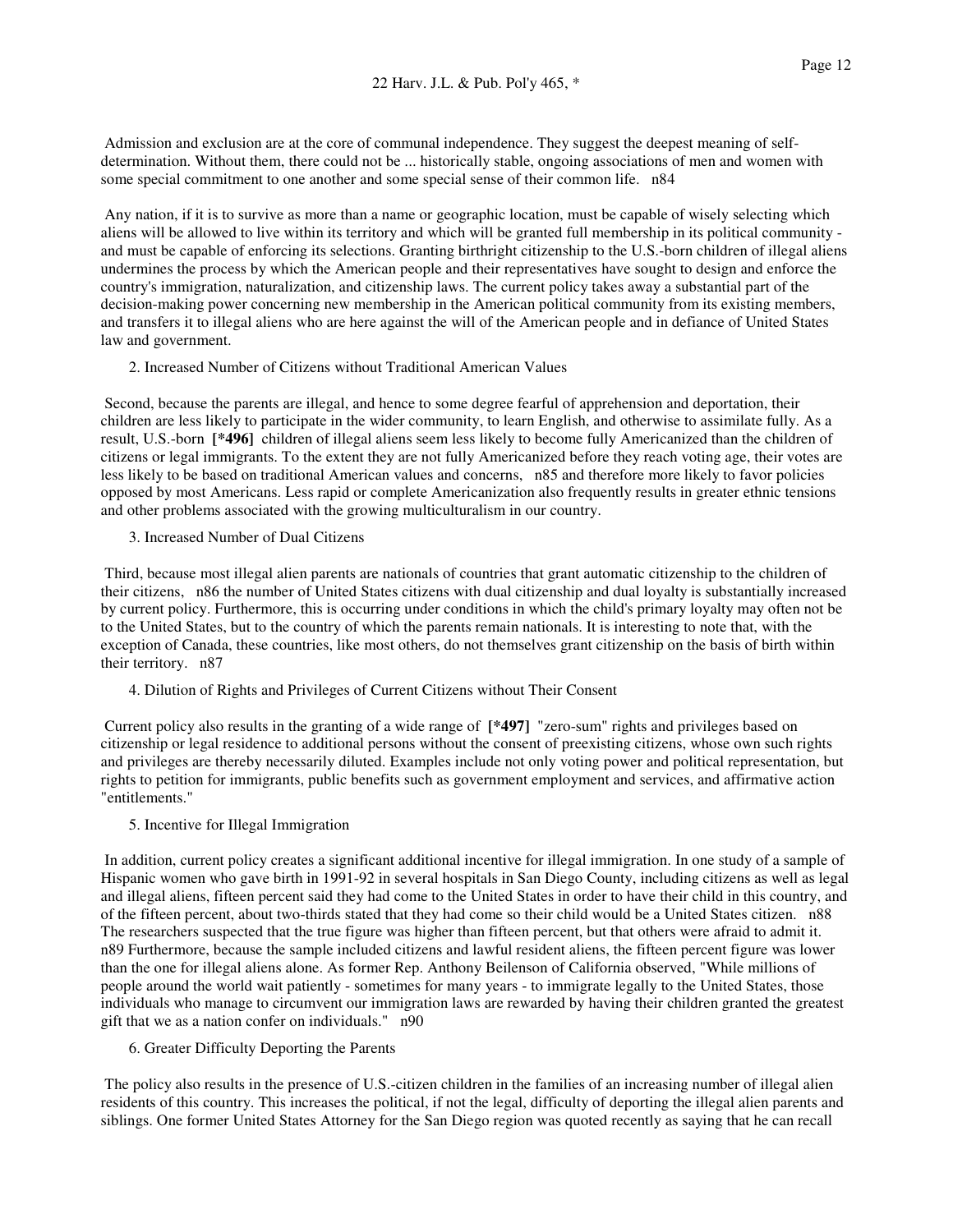Admission and exclusion are at the core of communal independence. They suggest the deepest meaning of self-determination. Without them, there could not be ... historically stable, ongoing associations of men and women with some special commitment to one another and some special sense of their common life. n84

Any nation, if it is to survive as more than a name or geographic location, must be capable of wisely selecting which aliens will be allowed to live within its territory and which will be granted full membership in its political community - and must be capable of enforcing its selections. Granting birthright citizenship to the U.S.-born children of illegal aliens undermines the process by which the American people and their representatives have sought to design and enforce the country's immigration, naturalization, and citizenship laws. The current policy takes away a substantial part of the decision-making power concerning new membership in the American political community from its existing members, and transfers it to illegal aliens who are here against the will of the American people and in defiance of United States law and government.

2. Increased Number of Citizens without Traditional American Values

Second, because the parents are illegal, and hence to some degree fearful of apprehension and deportation, their children are less likely to participate in the wider community, to learn English, and otherwise to assimilate fully. As a result, U.S.-born **[*496]** children of illegal aliens seem less likely to become fully Americanized than the children of citizens or legal immigrants. To the extent they are not fully Americanized before they reach voting age, their votes are less likely to be based on traditional American values and concerns, n85 and therefore more likely to favor policies opposed by most Americans. Less rapid or complete Americanization also frequently results in greater ethnic tensions and other problems associated with the growing multiculturalism in our country.

3. Increased Number of Dual Citizens

Third, because most illegal alien parents are nationals of countries that grant automatic citizenship to the children of their citizens, n86 the number of United States citizens with dual citizenship and dual loyalty is substantially increased by current policy. Furthermore, this is occurring under conditions in which the child's primary loyalty may often not be to the United States, but to the country of which the parents remain nationals. It is interesting to note that, with the exception of Canada, these countries, like most others, do not themselves grant citizenship on the basis of birth within their territory. n87

4. Dilution of Rights and Privileges of Current Citizens without Their Consent

Current policy also results in the granting of a wide range of **[*497]** "zero-sum" rights and privileges based on citizenship or legal residence to additional persons without the consent of preexisting citizens, whose own such rights and privileges are thereby necessarily diluted. Examples include not only voting power and political representation, but rights to petition for immigrants, public benefits such as government employment and services, and affirmative action "entitlements."

5. Incentive for Illegal Immigration

In addition, current policy creates a significant additional incentive for illegal immigration. In one study of a sample of Hispanic women who gave birth in 1991-92 in several hospitals in San Diego County, including citizens as well as legal and illegal aliens, fifteen percent said they had come to the United States in order to have their child in this country, and of the fifteen percent, about two-thirds stated that they had come so their child would be a United States citizen. n88 The researchers suspected that the true figure was higher than fifteen percent, but that others were afraid to admit it. n89 Furthermore, because the sample included citizens and lawful resident aliens, the fifteen percent figure was lower than the one for illegal aliens alone. As former Rep. Anthony Beilenson of California observed, "While millions of people around the world wait patiently - sometimes for many years - to immigrate legally to the United States, those individuals who manage to circumvent our immigration laws are rewarded by having their children granted the greatest gift that we as a nation confer on individuals." n90

6. Greater Difficulty Deporting the Parents

The policy also results in the presence of U.S.-citizen children in the families of an increasing number of illegal alien residents of this country. This increases the political, if not the legal, difficulty of deporting the illegal alien parents and siblings. One former United States Attorney for the San Diego region was quoted recently as saying that he can recall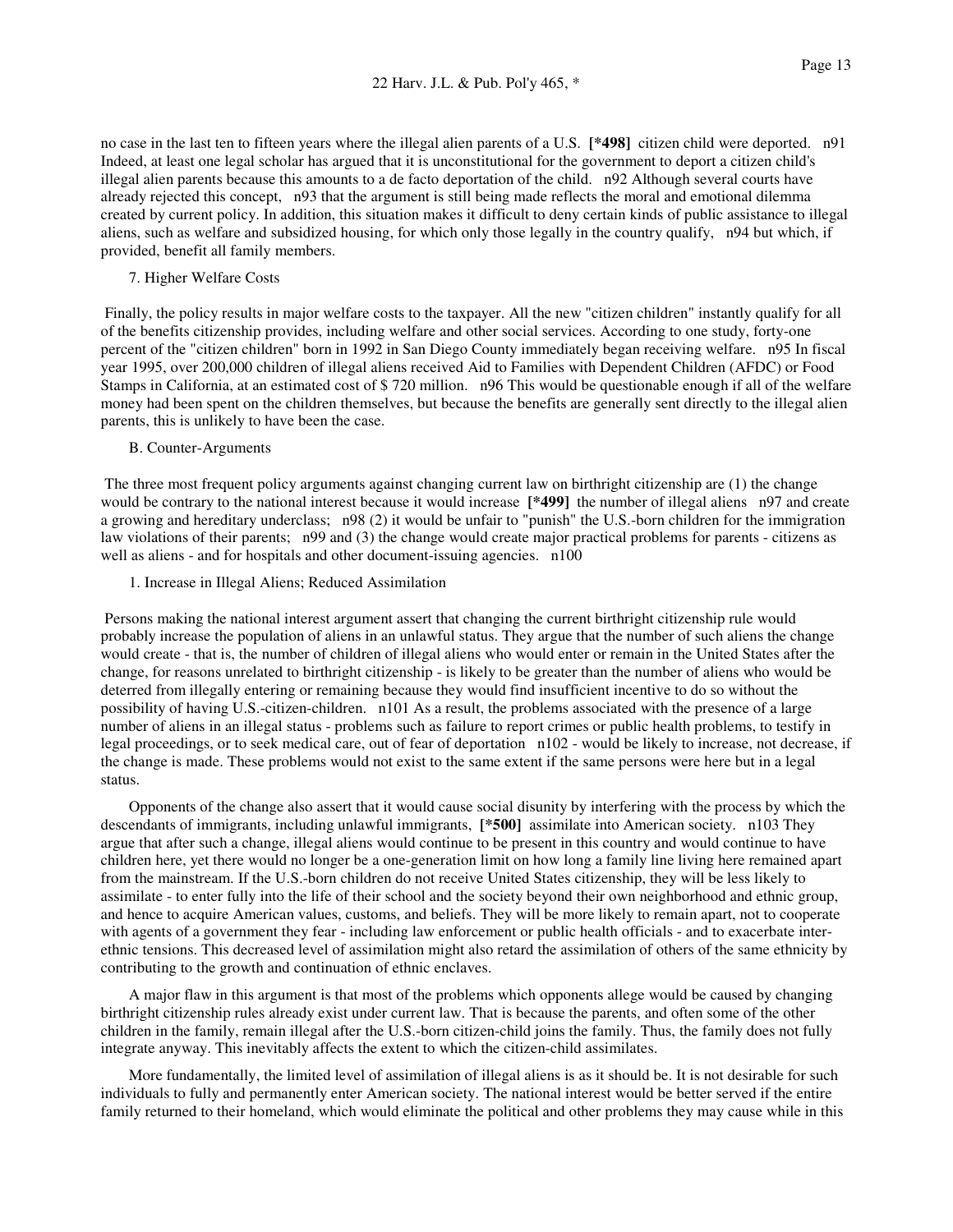no case in the last ten to fifteen years where the illegal alien parents of a U.S. [*498] citizen child were deported. n91 Indeed, at least one legal scholar has argued that it is unconstitutional for the government to deport a citizen child's illegal alien parents because this amounts to a de facto deportation of the child. n92 Although several courts have already rejected this concept, n93 that the argument is still being made reflects the moral and emotional dilemma created by current policy. In addition, this situation makes it difficult to deny certain kinds of public assistance to illegal aliens, such as welfare and subsidized housing, for which only those legally in the country qualify, n94 but which, if provided, benefit all family members.

7. Higher Welfare Costs

Finally, the policy results in major welfare costs to the taxpayer. All the new "citizen children" instantly qualify for all of the benefits citizenship provides, including welfare and other social services. According to one study, forty-one percent of the "citizen children" born in 1992 in San Diego County immediately began receiving welfare. n95 In fiscal year 1995, over 200,000 children of illegal aliens received Aid to Families with Dependent Children (AFDC) or Food Stamps in California, at an estimated cost of $ 720 million. n96 This would be questionable enough if all of the welfare money had been spent on the children themselves, but because the benefits are generally sent directly to the illegal alien parents, this is unlikely to have been the case.

B. Counter-Arguments

The three most frequent policy arguments against changing current law on birthright citizenship are (1) the change would be contrary to the national interest because it would increase [*499] the number of illegal aliens n97 and create a growing and hereditary underclass; n98 (2) it would be unfair to "punish" the U.S.-born children for the immigration law violations of their parents; n99 and (3) the change would create major practical problems for parents - citizens as well as aliens - and for hospitals and other document-issuing agencies. n100

1. Increase in Illegal Aliens; Reduced Assimilation

Persons making the national interest argument assert that changing the current birthright citizenship rule would probably increase the population of aliens in an unlawful status. They argue that the number of such aliens the change would create - that is, the number of children of illegal aliens who would enter or remain in the United States after the change, for reasons unrelated to birthright citizenship - is likely to be greater than the number of aliens who would be deterred from illegally entering or remaining because they would find insufficient incentive to do so without the possibility of having U.S.-citizen-children. n101 As a result, the problems associated with the presence of a large number of aliens in an illegal status - problems such as failure to report crimes or public health problems, to testify in legal proceedings, or to seek medical care, out of fear of deportation n102 - would be likely to increase, not decrease, if the change is made. These problems would not exist to the same extent if the same persons were here but in a legal status.

Opponents of the change also assert that it would cause social disunity by interfering with the process by which the descendants of immigrants, including unlawful immigrants, [*500] assimilate into American society. n103 They argue that after such a change, illegal aliens would continue to be present in this country and would continue to have children here, yet there would no longer be a one-generation limit on how long a family line living here remained apart from the mainstream. If the U.S.-born children do not receive United States citizenship, they will be less likely to assimilate - to enter fully into the life of their school and the society beyond their own neighborhood and ethnic group, and hence to acquire American values, customs, and beliefs. They will be more likely to remain apart, not to cooperate with agents of a government they fear - including law enforcement or public health officials - and to exacerbate inter-ethnic tensions. This decreased level of assimilation might also retard the assimilation of others of the same ethnicity by contributing to the growth and continuation of ethnic enclaves.

A major flaw in this argument is that most of the problems which opponents allege would be caused by changing birthright citizenship rules already exist under current law. That is because the parents, and often some of the other children in the family, remain illegal after the U.S.-born citizen-child joins the family. Thus, the family does not fully integrate anyway. This inevitably affects the extent to which the citizen-child assimilates.

More fundamentally, the limited level of assimilation of illegal aliens is as it should be. It is not desirable for such individuals to fully and permanently enter American society. The national interest would be better served if the entire family returned to their homeland, which would eliminate the political and other problems they may cause while in this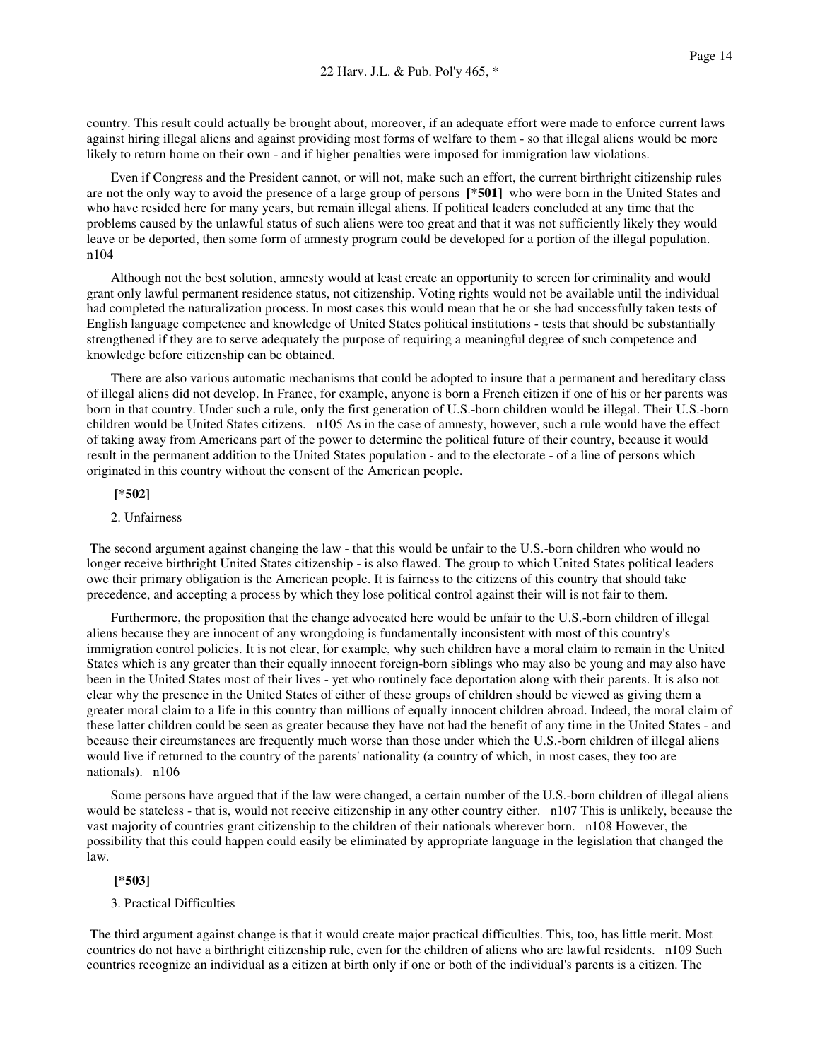country. This result could actually be brought about, moreover, if an adequate effort were made to enforce current laws against hiring illegal aliens and against providing most forms of welfare to them - so that illegal aliens would be more likely to return home on their own - and if higher penalties were imposed for immigration law violations.

Even if Congress and the President cannot, or will not, make such an effort, the current birthright citizenship rules are not the only way to avoid the presence of a large group of persons **[*501]** who were born in the United States and who have resided here for many years, but remain illegal aliens. If political leaders concluded at any time that the problems caused by the unlawful status of such aliens were too great and that it was not sufficiently likely they would leave or be deported, then some form of amnesty program could be developed for a portion of the illegal population. n104

Although not the best solution, amnesty would at least create an opportunity to screen for criminality and would grant only lawful permanent residence status, not citizenship. Voting rights would not be available until the individual had completed the naturalization process. In most cases this would mean that he or she had successfully taken tests of English language competence and knowledge of United States political institutions - tests that should be substantially strengthened if they are to serve adequately the purpose of requiring a meaningful degree of such competence and knowledge before citizenship can be obtained.

There are also various automatic mechanisms that could be adopted to insure that a permanent and hereditary class of illegal aliens did not develop. In France, for example, anyone is born a French citizen if one of his or her parents was born in that country. Under such a rule, only the first generation of U.S.-born children would be illegal. Their U.S.-born children would be United States citizens. n105 As in the case of amnesty, however, such a rule would have the effect of taking away from Americans part of the power to determine the political future of their country, because it would result in the permanent addition to the United States population - and to the electorate - of a line of persons which originated in this country without the consent of the American people.

**[*502]**

2. Unfairness

The second argument against changing the law - that this would be unfair to the U.S.-born children who would no longer receive birthright United States citizenship - is also flawed. The group to which United States political leaders owe their primary obligation is the American people. It is fairness to the citizens of this country that should take precedence, and accepting a process by which they lose political control against their will is not fair to them.

Furthermore, the proposition that the change advocated here would be unfair to the U.S.-born children of illegal aliens because they are innocent of any wrongdoing is fundamentally inconsistent with most of this country's immigration control policies. It is not clear, for example, why such children have a moral claim to remain in the United States which is any greater than their equally innocent foreign-born siblings who may also be young and may also have been in the United States most of their lives - yet who routinely face deportation along with their parents. It is also not clear why the presence in the United States of either of these groups of children should be viewed as giving them a greater moral claim to a life in this country than millions of equally innocent children abroad. Indeed, the moral claim of these latter children could be seen as greater because they have not had the benefit of any time in the United States - and because their circumstances are frequently much worse than those under which the U.S.-born children of illegal aliens would live if returned to the country of the parents' nationality (a country of which, in most cases, they too are nationals). n106

Some persons have argued that if the law were changed, a certain number of the U.S.-born children of illegal aliens would be stateless - that is, would not receive citizenship in any other country either. n107 This is unlikely, because the vast majority of countries grant citizenship to the children of their nationals wherever born. n108 However, the possibility that this could happen could easily be eliminated by appropriate language in the legislation that changed the law.

**[*503]**

3. Practical Difficulties

The third argument against change is that it would create major practical difficulties. This, too, has little merit. Most countries do not have a birthright citizenship rule, even for the children of aliens who are lawful residents. n109 Such countries recognize an individual as a citizen at birth only if one or both of the individual's parents is a citizen. The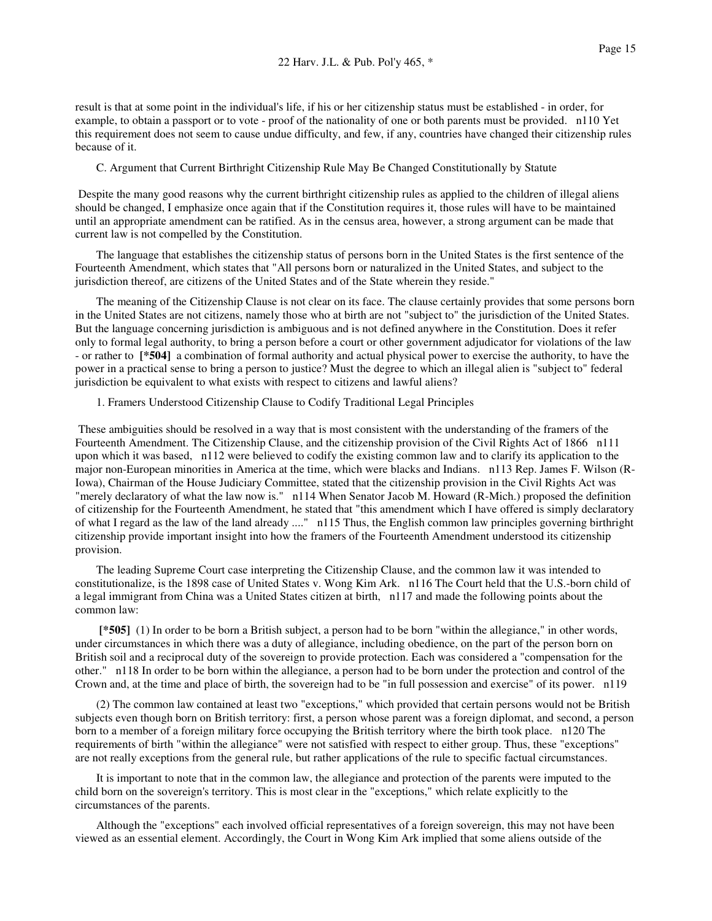result is that at some point in the individual's life, if his or her citizenship status must be established - in order, for example, to obtain a passport or to vote - proof of the nationality of one or both parents must be provided. n110 Yet this requirement does not seem to cause undue difficulty, and few, if any, countries have changed their citizenship rules because of it.

C. Argument that Current Birthright Citizenship Rule May Be Changed Constitutionally by Statute

Despite the many good reasons why the current birthright citizenship rules as applied to the children of illegal aliens should be changed, I emphasize once again that if the Constitution requires it, those rules will have to be maintained until an appropriate amendment can be ratified. As in the census area, however, a strong argument can be made that current law is not compelled by the Constitution.

The language that establishes the citizenship status of persons born in the United States is the first sentence of the Fourteenth Amendment, which states that "All persons born or naturalized in the United States, and subject to the jurisdiction thereof, are citizens of the United States and of the State wherein they reside."

The meaning of the Citizenship Clause is not clear on its face. The clause certainly provides that some persons born in the United States are not citizens, namely those who at birth are not "subject to" the jurisdiction of the United States. But the language concerning jurisdiction is ambiguous and is not defined anywhere in the Constitution. Does it refer only to formal legal authority, to bring a person before a court or other government adjudicator for violations of the law - or rather to **[*504]** a combination of formal authority and actual physical power to exercise the authority, to have the power in a practical sense to bring a person to justice? Must the degree to which an illegal alien is "subject to" federal jurisdiction be equivalent to what exists with respect to citizens and lawful aliens?

1. Framers Understood Citizenship Clause to Codify Traditional Legal Principles

These ambiguities should be resolved in a way that is most consistent with the understanding of the framers of the Fourteenth Amendment. The Citizenship Clause, and the citizenship provision of the Civil Rights Act of 1866 n111 upon which it was based, n112 were believed to codify the existing common law and to clarify its application to the major non-European minorities in America at the time, which were blacks and Indians. n113 Rep. James F. Wilson (R-Iowa), Chairman of the House Judiciary Committee, stated that the citizenship provision in the Civil Rights Act was "merely declaratory of what the law now is." n114 When Senator Jacob M. Howard (R-Mich.) proposed the definition of citizenship for the Fourteenth Amendment, he stated that "this amendment which I have offered is simply declaratory of what I regard as the law of the land already ...." n115 Thus, the English common law principles governing birthright citizenship provide important insight into how the framers of the Fourteenth Amendment understood its citizenship provision.

The leading Supreme Court case interpreting the Citizenship Clause, and the common law it was intended to constitutionalize, is the 1898 case of United States v. Wong Kim Ark. n116 The Court held that the U.S.-born child of a legal immigrant from China was a United States citizen at birth, n117 and made the following points about the common law:

**[*505]** (1) In order to be born a British subject, a person had to be born "within the allegiance," in other words, under circumstances in which there was a duty of allegiance, including obedience, on the part of the person born on British soil and a reciprocal duty of the sovereign to provide protection. Each was considered a "compensation for the other." n118 In order to be born within the allegiance, a person had to be born under the protection and control of the Crown and, at the time and place of birth, the sovereign had to be "in full possession and exercise" of its power. n119

(2) The common law contained at least two "exceptions," which provided that certain persons would not be British subjects even though born on British territory: first, a person whose parent was a foreign diplomat, and second, a person born to a member of a foreign military force occupying the British territory where the birth took place. n120 The requirements of birth "within the allegiance" were not satisfied with respect to either group. Thus, these "exceptions" are not really exceptions from the general rule, but rather applications of the rule to specific factual circumstances.

It is important to note that in the common law, the allegiance and protection of the parents were imputed to the child born on the sovereign's territory. This is most clear in the "exceptions," which relate explicitly to the circumstances of the parents.

Although the "exceptions" each involved official representatives of a foreign sovereign, this may not have been viewed as an essential element. Accordingly, the Court in Wong Kim Ark implied that some aliens outside of the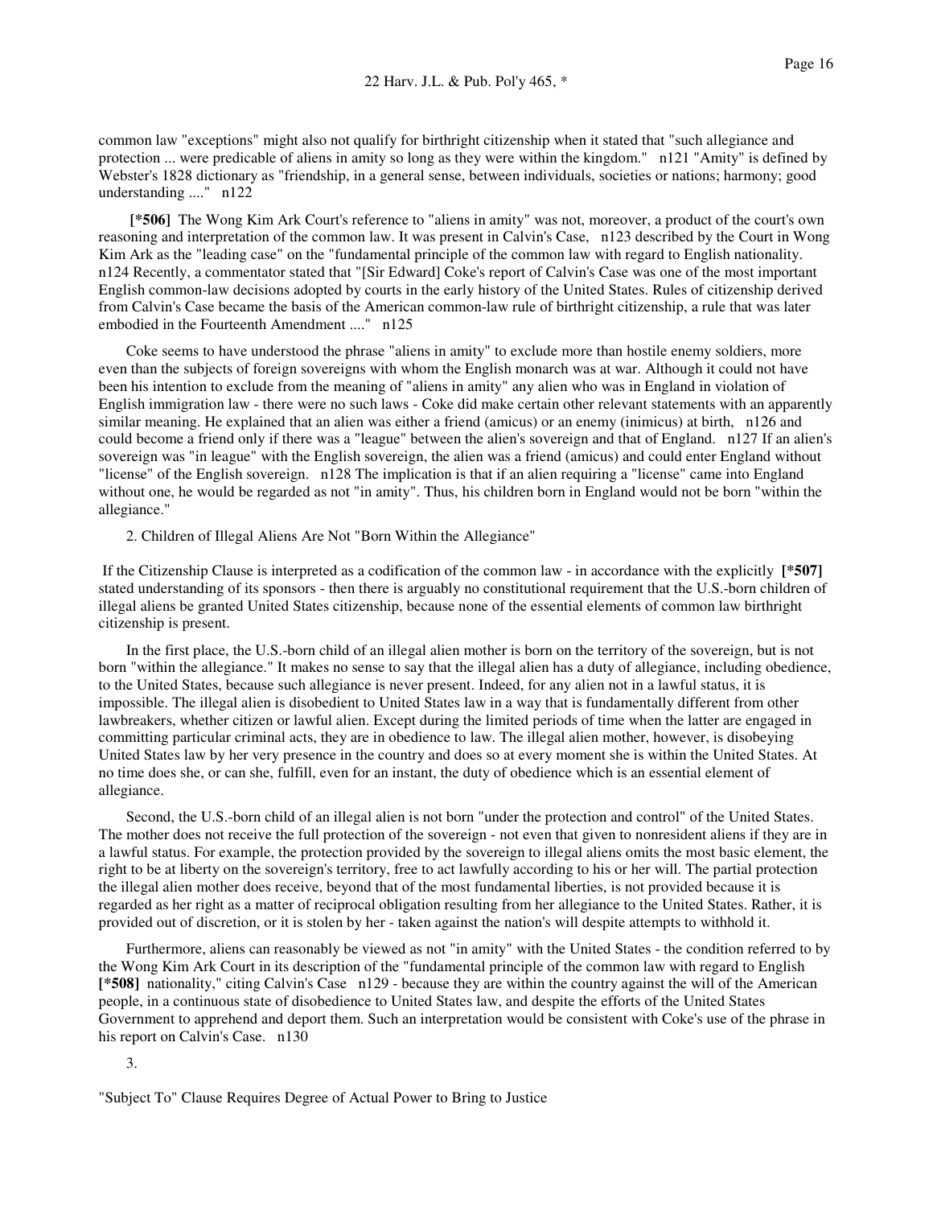common law "exceptions" might also not qualify for birthright citizenship when it stated that "such allegiance and protection ... were predicable of aliens in amity so long as they were within the kingdom." n121 "Amity" is defined by Webster's 1828 dictionary as "friendship, in a general sense, between individuals, societies or nations; harmony; good understanding ...." n122

**[*506]** The Wong Kim Ark Court's reference to "aliens in amity" was not, moreover, a product of the court's own reasoning and interpretation of the common law. It was present in Calvin's Case, n123 described by the Court in Wong Kim Ark as the "leading case" on the "fundamental principle of the common law with regard to English nationality. n124 Recently, a commentator stated that "[Sir Edward] Coke's report of Calvin's Case was one of the most important English common-law decisions adopted by courts in the early history of the United States. Rules of citizenship derived from Calvin's Case became the basis of the American common-law rule of birthright citizenship, a rule that was later embodied in the Fourteenth Amendment ...." n125

Coke seems to have understood the phrase "aliens in amity" to exclude more than hostile enemy soldiers, more even than the subjects of foreign sovereigns with whom the English monarch was at war. Although it could not have been his intention to exclude from the meaning of "aliens in amity" any alien who was in England in violation of English immigration law - there were no such laws - Coke did make certain other relevant statements with an apparently similar meaning. He explained that an alien was either a friend (amicus) or an enemy (inimicus) at birth, n126 and could become a friend only if there was a "league" between the alien's sovereign and that of England. n127 If an alien's sovereign was "in league" with the English sovereign, the alien was a friend (amicus) and could enter England without "license" of the English sovereign. n128 The implication is that if an alien requiring a "license" came into England without one, he would be regarded as not "in amity". Thus, his children born in England would not be born "within the allegiance."

2. Children of Illegal Aliens Are Not "Born Within the Allegiance"

If the Citizenship Clause is interpreted as a codification of the common law - in accordance with the explicitly **[*507]** stated understanding of its sponsors - then there is arguably no constitutional requirement that the U.S.-born children of illegal aliens be granted United States citizenship, because none of the essential elements of common law birthright citizenship is present.

In the first place, the U.S.-born child of an illegal alien mother is born on the territory of the sovereign, but is not born "within the allegiance." It makes no sense to say that the illegal alien has a duty of allegiance, including obedience, to the United States, because such allegiance is never present. Indeed, for any alien not in a lawful status, it is impossible. The illegal alien is disobedient to United States law in a way that is fundamentally different from other lawbreakers, whether citizen or lawful alien. Except during the limited periods of time when the latter are engaged in committing particular criminal acts, they are in obedience to law. The illegal alien mother, however, is disobeying United States law by her very presence in the country and does so at every moment she is within the United States. At no time does she, or can she, fulfill, even for an instant, the duty of obedience which is an essential element of allegiance.

Second, the U.S.-born child of an illegal alien is not born "under the protection and control" of the United States. The mother does not receive the full protection of the sovereign - not even that given to nonresident aliens if they are in a lawful status. For example, the protection provided by the sovereign to illegal aliens omits the most basic element, the right to be at liberty on the sovereign's territory, free to act lawfully according to his or her will. The partial protection the illegal alien mother does receive, beyond that of the most fundamental liberties, is not provided because it is regarded as her right as a matter of reciprocal obligation resulting from her allegiance to the United States. Rather, it is provided out of discretion, or it is stolen by her - taken against the nation's will despite attempts to withhold it.

Furthermore, aliens can reasonably be viewed as not "in amity" with the United States - the condition referred to by the Wong Kim Ark Court in its description of the "fundamental principle of the common law with regard to English **[*508]** nationality," citing Calvin's Case n129 - because they are within the country against the will of the American people, in a continuous state of disobedience to United States law, and despite the efforts of the United States Government to apprehend and deport them. Such an interpretation would be consistent with Coke's use of the phrase in his report on Calvin's Case. n130

3. "Subject To" Clause Requires Degree of Actual Power to Bring to Justice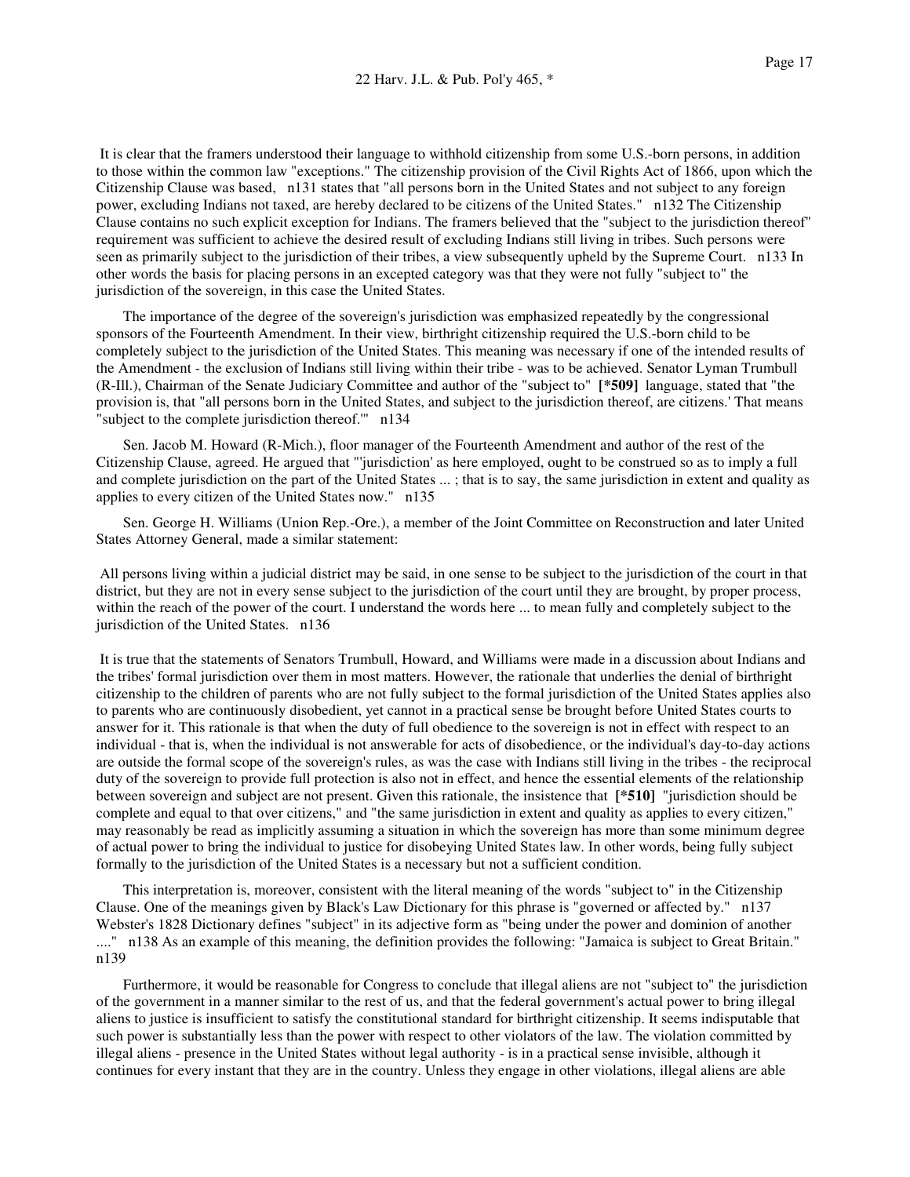It is clear that the framers understood their language to withhold citizenship from some U.S.-born persons, in addition to those within the common law "exceptions." The citizenship provision of the Civil Rights Act of 1866, upon which the Citizenship Clause was based, n131 states that "all persons born in the United States and not subject to any foreign power, excluding Indians not taxed, are hereby declared to be citizens of the United States." n132 The Citizenship Clause contains no such explicit exception for Indians. The framers believed that the "subject to the jurisdiction thereof" requirement was sufficient to achieve the desired result of excluding Indians still living in tribes. Such persons were seen as primarily subject to the jurisdiction of their tribes, a view subsequently upheld by the Supreme Court. n133 In other words the basis for placing persons in an excepted category was that they were not fully "subject to" the jurisdiction of the sovereign, in this case the United States.

The importance of the degree of the sovereign's jurisdiction was emphasized repeatedly by the congressional sponsors of the Fourteenth Amendment. In their view, birthright citizenship required the U.S.-born child to be completely subject to the jurisdiction of the United States. This meaning was necessary if one of the intended results of the Amendment - the exclusion of Indians still living within their tribe - was to be achieved. Senator Lyman Trumbull (R-Ill.), Chairman of the Senate Judiciary Committee and author of the "subject to" **[*509]** language, stated that "the provision is, that "all persons born in the United States, and subject to the jurisdiction thereof, are citizens.' That means "subject to the complete jurisdiction thereof.'" n134

Sen. Jacob M. Howard (R-Mich.), floor manager of the Fourteenth Amendment and author of the rest of the Citizenship Clause, agreed. He argued that "'jurisdiction' as here employed, ought to be construed so as to imply a full and complete jurisdiction on the part of the United States ... ; that is to say, the same jurisdiction in extent and quality as applies to every citizen of the United States now." n135

Sen. George H. Williams (Union Rep.-Ore.), a member of the Joint Committee on Reconstruction and later United States Attorney General, made a similar statement:

All persons living within a judicial district may be said, in one sense to be subject to the jurisdiction of the court in that district, but they are not in every sense subject to the jurisdiction of the court until they are brought, by proper process, within the reach of the power of the court. I understand the words here ... to mean fully and completely subject to the jurisdiction of the United States. n136

It is true that the statements of Senators Trumbull, Howard, and Williams were made in a discussion about Indians and the tribes' formal jurisdiction over them in most matters. However, the rationale that underlies the denial of birthright citizenship to the children of parents who are not fully subject to the formal jurisdiction of the United States applies also to parents who are continuously disobedient, yet cannot in a practical sense be brought before United States courts to answer for it. This rationale is that when the duty of full obedience to the sovereign is not in effect with respect to an individual - that is, when the individual is not answerable for acts of disobedience, or the individual's day-to-day actions are outside the formal scope of the sovereign's rules, as was the case with Indians still living in the tribes - the reciprocal duty of the sovereign to provide full protection is also not in effect, and hence the essential elements of the relationship between sovereign and subject are not present. Given this rationale, the insistence that **[*510]** "jurisdiction should be complete and equal to that over citizens," and "the same jurisdiction in extent and quality as applies to every citizen," may reasonably be read as implicitly assuming a situation in which the sovereign has more than some minimum degree of actual power to bring the individual to justice for disobeying United States law. In other words, being fully subject formally to the jurisdiction of the United States is a necessary but not a sufficient condition.

This interpretation is, moreover, consistent with the literal meaning of the words "subject to" in the Citizenship Clause. One of the meanings given by Black's Law Dictionary for this phrase is "governed or affected by." n137 Webster's 1828 Dictionary defines "subject" in its adjective form as "being under the power and dominion of another ...." n138 As an example of this meaning, the definition provides the following: "Jamaica is subject to Great Britain." n139

Furthermore, it would be reasonable for Congress to conclude that illegal aliens are not "subject to" the jurisdiction of the government in a manner similar to the rest of us, and that the federal government's actual power to bring illegal aliens to justice is insufficient to satisfy the constitutional standard for birthright citizenship. It seems indisputable that such power is substantially less than the power with respect to other violators of the law. The violation committed by illegal aliens - presence in the United States without legal authority - is in a practical sense invisible, although it continues for every instant that they are in the country. Unless they engage in other violations, illegal aliens are able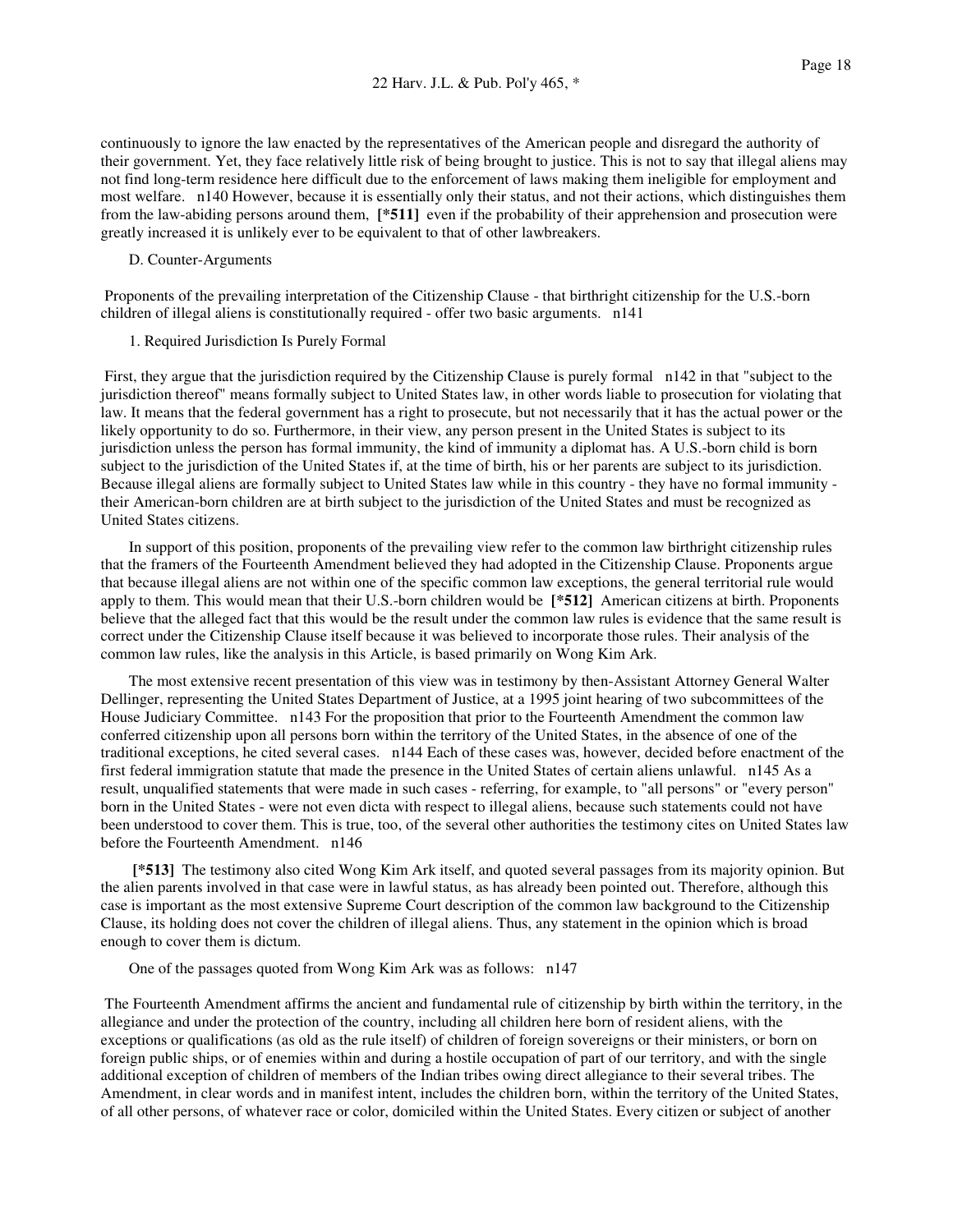continuously to ignore the law enacted by the representatives of the American people and disregard the authority of their government. Yet, they face relatively little risk of being brought to justice. This is not to say that illegal aliens may not find long-term residence here difficult due to the enforcement of laws making them ineligible for employment and most welfare. n140 However, because it is essentially only their status, and not their actions, which distinguishes them from the law-abiding persons around them, **[*511]** even if the probability of their apprehension and prosecution were greatly increased it is unlikely ever to be equivalent to that of other lawbreakers.

D. Counter-Arguments

Proponents of the prevailing interpretation of the Citizenship Clause - that birthright citizenship for the U.S.-born children of illegal aliens is constitutionally required - offer two basic arguments. n141

1. Required Jurisdiction Is Purely Formal

First, they argue that the jurisdiction required by the Citizenship Clause is purely formal n142 in that "subject to the jurisdiction thereof" means formally subject to United States law, in other words liable to prosecution for violating that law. It means that the federal government has a right to prosecute, but not necessarily that it has the actual power or the likely opportunity to do so. Furthermore, in their view, any person present in the United States is subject to its jurisdiction unless the person has formal immunity, the kind of immunity a diplomat has. A U.S.-born child is born subject to the jurisdiction of the United States if, at the time of birth, his or her parents are subject to its jurisdiction. Because illegal aliens are formally subject to United States law while in this country - they have no formal immunity - their American-born children are at birth subject to the jurisdiction of the United States and must be recognized as United States citizens.

In support of this position, proponents of the prevailing view refer to the common law birthright citizenship rules that the framers of the Fourteenth Amendment believed they had adopted in the Citizenship Clause. Proponents argue that because illegal aliens are not within one of the specific common law exceptions, the general territorial rule would apply to them. This would mean that their U.S.-born children would be **[*512]** American citizens at birth. Proponents believe that the alleged fact that this would be the result under the common law rules is evidence that the same result is correct under the Citizenship Clause itself because it was believed to incorporate those rules. Their analysis of the common law rules, like the analysis in this Article, is based primarily on Wong Kim Ark.

The most extensive recent presentation of this view was in testimony by then-Assistant Attorney General Walter Dellinger, representing the United States Department of Justice, at a 1995 joint hearing of two subcommittees of the House Judiciary Committee. n143 For the proposition that prior to the Fourteenth Amendment the common law conferred citizenship upon all persons born within the territory of the United States, in the absence of one of the traditional exceptions, he cited several cases. n144 Each of these cases was, however, decided before enactment of the first federal immigration statute that made the presence in the United States of certain aliens unlawful. n145 As a result, unqualified statements that were made in such cases - referring, for example, to "all persons" or "every person" born in the United States - were not even dicta with respect to illegal aliens, because such statements could not have been understood to cover them. This is true, too, of the several other authorities the testimony cites on United States law before the Fourteenth Amendment. n146

**[*513]** The testimony also cited Wong Kim Ark itself, and quoted several passages from its majority opinion. But the alien parents involved in that case were in lawful status, as has already been pointed out. Therefore, although this case is important as the most extensive Supreme Court description of the common law background to the Citizenship Clause, its holding does not cover the children of illegal aliens. Thus, any statement in the opinion which is broad enough to cover them is dictum.

One of the passages quoted from Wong Kim Ark was as follows: n147

The Fourteenth Amendment affirms the ancient and fundamental rule of citizenship by birth within the territory, in the allegiance and under the protection of the country, including all children here born of resident aliens, with the exceptions or qualifications (as old as the rule itself) of children of foreign sovereigns or their ministers, or born on foreign public ships, or of enemies within and during a hostile occupation of part of our territory, and with the single additional exception of children of members of the Indian tribes owing direct allegiance to their several tribes. The Amendment, in clear words and in manifest intent, includes the children born, within the territory of the United States, of all other persons, of whatever race or color, domiciled within the United States. Every citizen or subject of another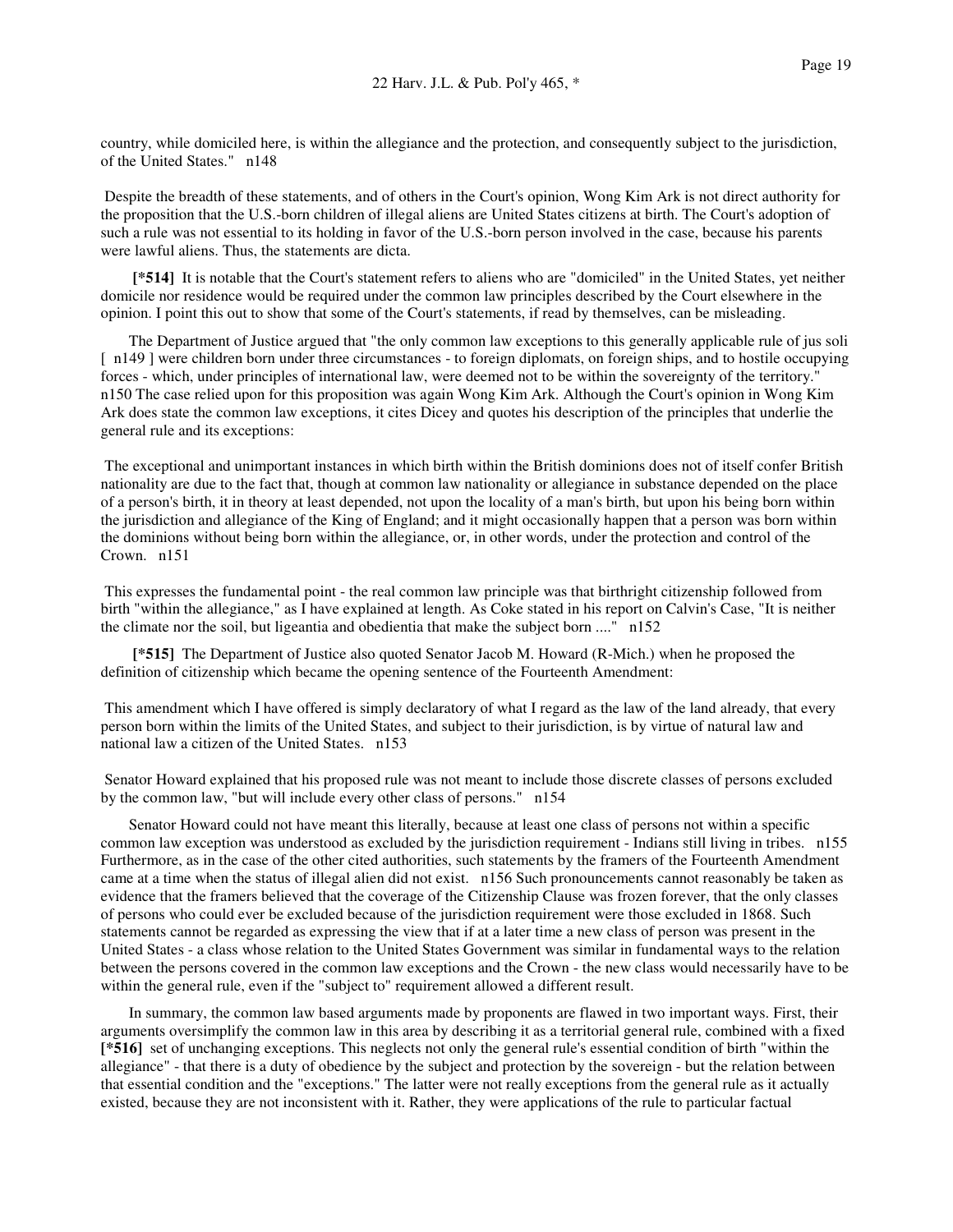country, while domiciled here, is within the allegiance and the protection, and consequently subject to the jurisdiction, of the United States." n148

Despite the breadth of these statements, and of others in the Court's opinion, Wong Kim Ark is not direct authority for the proposition that the U.S.-born children of illegal aliens are United States citizens at birth. The Court's adoption of such a rule was not essential to its holding in favor of the U.S.-born person involved in the case, because his parents were lawful aliens. Thus, the statements are dicta.

**[*514]** It is notable that the Court's statement refers to aliens who are "domiciled" in the United States, yet neither domicile nor residence would be required under the common law principles described by the Court elsewhere in the opinion. I point this out to show that some of the Court's statements, if read by themselves, can be misleading.

The Department of Justice argued that "the only common law exceptions to this generally applicable rule of jus soli [ n149 ] were children born under three circumstances - to foreign diplomats, on foreign ships, and to hostile occupying forces - which, under principles of international law, were deemed not to be within the sovereignty of the territory." n150 The case relied upon for this proposition was again Wong Kim Ark. Although the Court's opinion in Wong Kim Ark does state the common law exceptions, it cites Dicey and quotes his description of the principles that underlie the general rule and its exceptions:

The exceptional and unimportant instances in which birth within the British dominions does not of itself confer British nationality are due to the fact that, though at common law nationality or allegiance in substance depended on the place of a person's birth, it in theory at least depended, not upon the locality of a man's birth, but upon his being born within the jurisdiction and allegiance of the King of England; and it might occasionally happen that a person was born within the dominions without being born within the allegiance, or, in other words, under the protection and control of the Crown. n151

This expresses the fundamental point - the real common law principle was that birthright citizenship followed from birth "within the allegiance," as I have explained at length. As Coke stated in his report on Calvin's Case, "It is neither the climate nor the soil, but ligeantia and obedientia that make the subject born ...." n152

**[*515]** The Department of Justice also quoted Senator Jacob M. Howard (R-Mich.) when he proposed the definition of citizenship which became the opening sentence of the Fourteenth Amendment:

This amendment which I have offered is simply declaratory of what I regard as the law of the land already, that every person born within the limits of the United States, and subject to their jurisdiction, is by virtue of natural law and national law a citizen of the United States. n153

Senator Howard explained that his proposed rule was not meant to include those discrete classes of persons excluded by the common law, "but will include every other class of persons." n154

Senator Howard could not have meant this literally, because at least one class of persons not within a specific common law exception was understood as excluded by the jurisdiction requirement - Indians still living in tribes. n155 Furthermore, as in the case of the other cited authorities, such statements by the framers of the Fourteenth Amendment came at a time when the status of illegal alien did not exist. n156 Such pronouncements cannot reasonably be taken as evidence that the framers believed that the coverage of the Citizenship Clause was frozen forever, that the only classes of persons who could ever be excluded because of the jurisdiction requirement were those excluded in 1868. Such statements cannot be regarded as expressing the view that if at a later time a new class of person was present in the United States - a class whose relation to the United States Government was similar in fundamental ways to the relation between the persons covered in the common law exceptions and the Crown - the new class would necessarily have to be within the general rule, even if the "subject to" requirement allowed a different result.

In summary, the common law based arguments made by proponents are flawed in two important ways. First, their arguments oversimplify the common law in this area by describing it as a territorial general rule, combined with a fixed **[*516]** set of unchanging exceptions. This neglects not only the general rule's essential condition of birth "within the allegiance" - that there is a duty of obedience by the subject and protection by the sovereign - but the relation between that essential condition and the "exceptions." The latter were not really exceptions from the general rule as it actually existed, because they are not inconsistent with it. Rather, they were applications of the rule to particular factual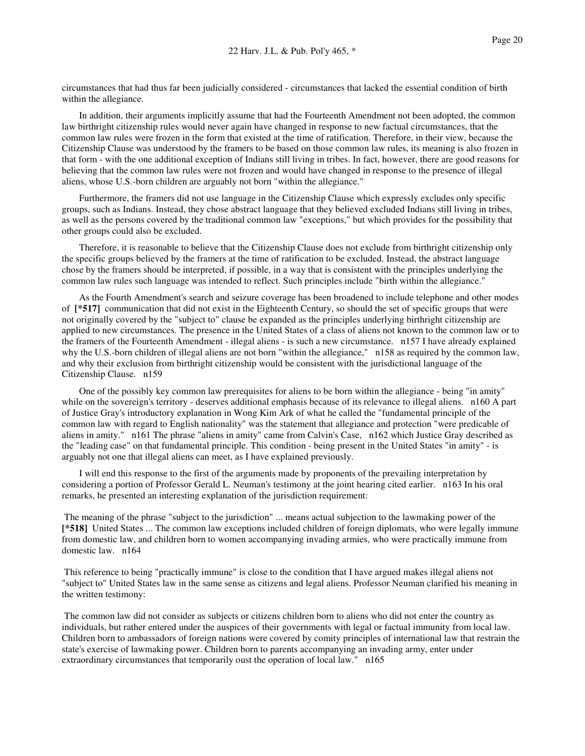circumstances that had thus far been judicially considered - circumstances that lacked the essential condition of birth within the allegiance.

In addition, their arguments implicitly assume that had the Fourteenth Amendment not been adopted, the common law birthright citizenship rules would never again have changed in response to new factual circumstances, that the common law rules were frozen in the form that existed at the time of ratification. Therefore, in their view, because the Citizenship Clause was understood by the framers to be based on those common law rules, its meaning is also frozen in that form - with the one additional exception of Indians still living in tribes. In fact, however, there are good reasons for believing that the common law rules were not frozen and would have changed in response to the presence of illegal aliens, whose U.S.-born children are arguably not born "within the allegiance."

Furthermore, the framers did not use language in the Citizenship Clause which expressly excludes only specific groups, such as Indians. Instead, they chose abstract language that they believed excluded Indians still living in tribes, as well as the persons covered by the traditional common law "exceptions," but which provides for the possibility that other groups could also be excluded.

Therefore, it is reasonable to believe that the Citizenship Clause does not exclude from birthright citizenship only the specific groups believed by the framers at the time of ratification to be excluded. Instead, the abstract language chose by the framers should be interpreted, if possible, in a way that is consistent with the principles underlying the common law rules such language was intended to reflect. Such principles include "birth within the allegiance."

As the Fourth Amendment's search and seizure coverage has been broadened to include telephone and other modes of **[*517]** communication that did not exist in the Eighteenth Century, so should the set of specific groups that were not originally covered by the "subject to" clause be expanded as the principles underlying birthright citizenship are applied to new circumstances. The presence in the United States of a class of aliens not known to the common law or to the framers of the Fourteenth Amendment - illegal aliens - is such a new circumstance. n157 I have already explained why the U.S.-born children of illegal aliens are not born "within the allegiance," n158 as required by the common law, and why their exclusion from birthright citizenship would be consistent with the jurisdictional language of the Citizenship Clause. n159

One of the possibly key common law prerequisites for aliens to be born within the allegiance - being "in amity" while on the sovereign's territory - deserves additional emphasis because of its relevance to illegal aliens. n160 A part of Justice Gray's introductory explanation in Wong Kim Ark of what he called the "fundamental principle of the common law with regard to English nationality" was the statement that allegiance and protection "were predicable of aliens in amity." n161 The phrase "aliens in amity" came from Calvin's Case, n162 which Justice Gray described as the "leading case" on that fundamental principle. This condition - being present in the United States "in amity" - is arguably not one that illegal aliens can meet, as I have explained previously.

I will end this response to the first of the arguments made by proponents of the prevailing interpretation by considering a portion of Professor Gerald L. Neuman's testimony at the joint hearing cited earlier. n163 In his oral remarks, he presented an interesting explanation of the jurisdiction requirement:

The meaning of the phrase "subject to the jurisdiction" ... means actual subjection to the lawmaking power of the **[*518]** United States ... The common law exceptions included children of foreign diplomats, who were legally immune from domestic law, and children born to women accompanying invading armies, who were practically immune from domestic law. n164

This reference to being "practically immune" is close to the condition that I have argued makes illegal aliens not "subject to" United States law in the same sense as citizens and legal aliens. Professor Neuman clarified his meaning in the written testimony:

The common law did not consider as subjects or citizens children born to aliens who did not enter the country as individuals, but rather entered under the auspices of their governments with legal or factual immunity from local law. Children born to ambassadors of foreign nations were covered by comity principles of international law that restrain the state's exercise of lawmaking power. Children born to parents accompanying an invading army, enter under extraordinary circumstances that temporarily oust the operation of local law." n165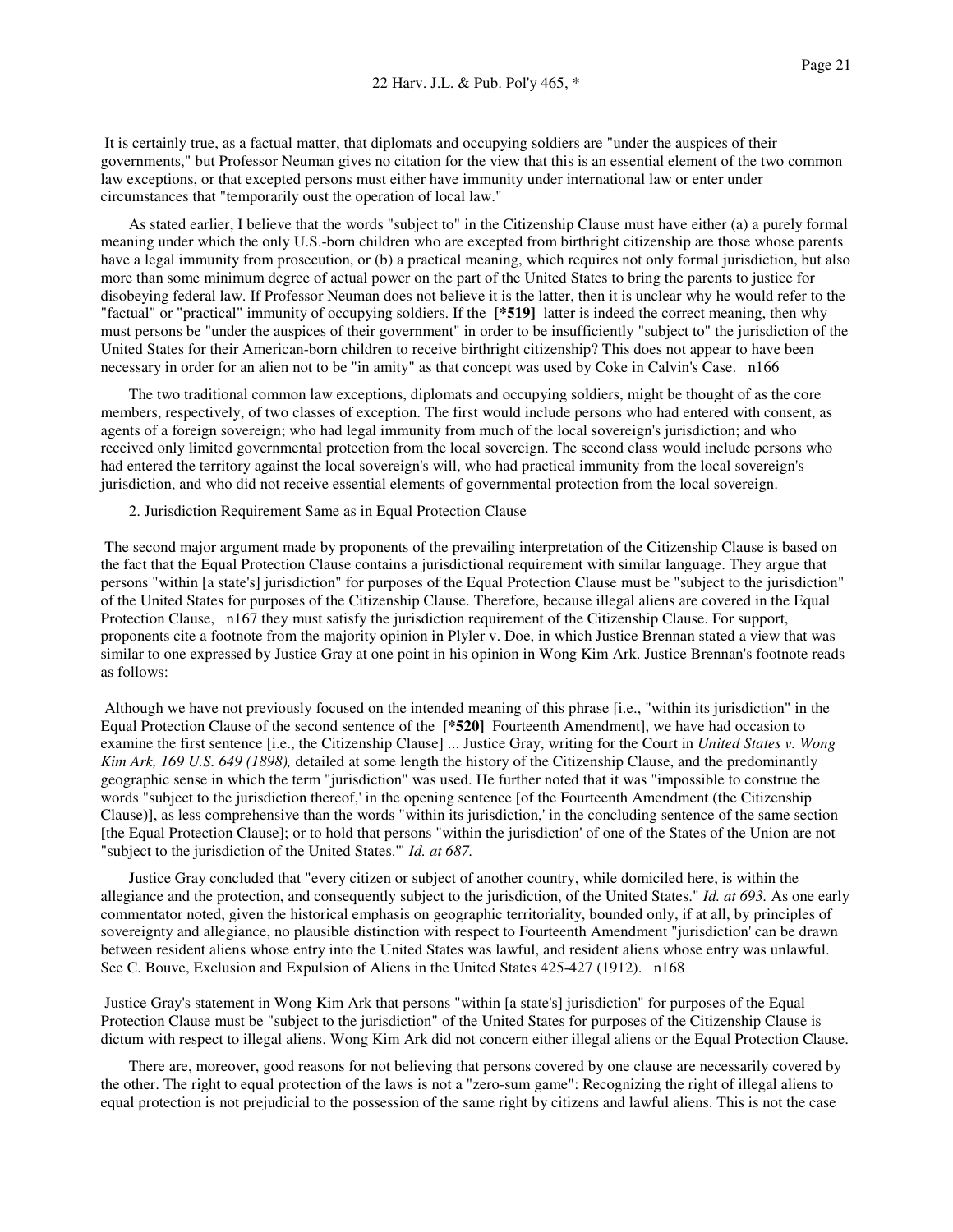It is certainly true, as a factual matter, that diplomats and occupying soldiers are "under the auspices of their governments," but Professor Neuman gives no citation for the view that this is an essential element of the two common law exceptions, or that excepted persons must either have immunity under international law or enter under circumstances that "temporarily oust the operation of local law."

As stated earlier, I believe that the words "subject to" in the Citizenship Clause must have either (a) a purely formal meaning under which the only U.S.-born children who are excepted from birthright citizenship are those whose parents have a legal immunity from prosecution, or (b) a practical meaning, which requires not only formal jurisdiction, but also more than some minimum degree of actual power on the part of the United States to bring the parents to justice for disobeying federal law. If Professor Neuman does not believe it is the latter, then it is unclear why he would refer to the "factual" or "practical" immunity of occupying soldiers. If the **[*519]** latter is indeed the correct meaning, then why must persons be "under the auspices of their government" in order to be insufficiently "subject to" the jurisdiction of the United States for their American-born children to receive birthright citizenship? This does not appear to have been necessary in order for an alien not to be "in amity" as that concept was used by Coke in Calvin's Case. n166

The two traditional common law exceptions, diplomats and occupying soldiers, might be thought of as the core members, respectively, of two classes of exception. The first would include persons who had entered with consent, as agents of a foreign sovereign; who had legal immunity from much of the local sovereign's jurisdiction; and who received only limited governmental protection from the local sovereign. The second class would include persons who had entered the territory against the local sovereign's will, who had practical immunity from the local sovereign's jurisdiction, and who did not receive essential elements of governmental protection from the local sovereign.

2. Jurisdiction Requirement Same as in Equal Protection Clause

The second major argument made by proponents of the prevailing interpretation of the Citizenship Clause is based on the fact that the Equal Protection Clause contains a jurisdictional requirement with similar language. They argue that persons "within [a state's] jurisdiction" for purposes of the Equal Protection Clause must be "subject to the jurisdiction" of the United States for purposes of the Citizenship Clause. Therefore, because illegal aliens are covered in the Equal Protection Clause, n167 they must satisfy the jurisdiction requirement of the Citizenship Clause. For support, proponents cite a footnote from the majority opinion in Plyler v. Doe, in which Justice Brennan stated a view that was similar to one expressed by Justice Gray at one point in his opinion in Wong Kim Ark. Justice Brennan's footnote reads as follows:

> Although we have not previously focused on the intended meaning of this phrase [i.e., "within its jurisdiction" in the Equal Protection Clause of the second sentence of the **[*520]** Fourteenth Amendment], we have had occasion to examine the first sentence [i.e., the Citizenship Clause] ... Justice Gray, writing for the Court in *United States v. Wong Kim Ark, 169 U.S. 649 (1898),* detailed at some length the history of the Citizenship Clause, and the predominantly geographic sense in which the term "jurisdiction" was used. He further noted that it was "impossible to construe the words "subject to the jurisdiction thereof,' in the opening sentence [of the Fourteenth Amendment (the Citizenship Clause)], as less comprehensive than the words "within its jurisdiction,' in the concluding sentence of the same section [the Equal Protection Clause]; or to hold that persons "within the jurisdiction' of one of the States of the Union are not "subject to the jurisdiction of the United States.'" *Id. at 687.*
>
> Justice Gray concluded that "every citizen or subject of another country, while domiciled here, is within the allegiance and the protection, and consequently subject to the jurisdiction, of the United States." *Id. at 693.* As one early commentator noted, given the historical emphasis on geographic territoriality, bounded only, if at all, by principles of sovereignty and allegiance, no plausible distinction with respect to Fourteenth Amendment "jurisdiction' can be drawn between resident aliens whose entry into the United States was lawful, and resident aliens whose entry was unlawful. See C. Bouve, Exclusion and Expulsion of Aliens in the United States 425-427 (1912). n168

Justice Gray's statement in Wong Kim Ark that persons "within [a state's] jurisdiction" for purposes of the Equal Protection Clause must be "subject to the jurisdiction" of the United States for purposes of the Citizenship Clause is dictum with respect to illegal aliens. Wong Kim Ark did not concern either illegal aliens or the Equal Protection Clause.

There are, moreover, good reasons for not believing that persons covered by one clause are necessarily covered by the other. The right to equal protection of the laws is not a "zero-sum game": Recognizing the right of illegal aliens to equal protection is not prejudicial to the possession of the same right by citizens and lawful aliens. This is not the case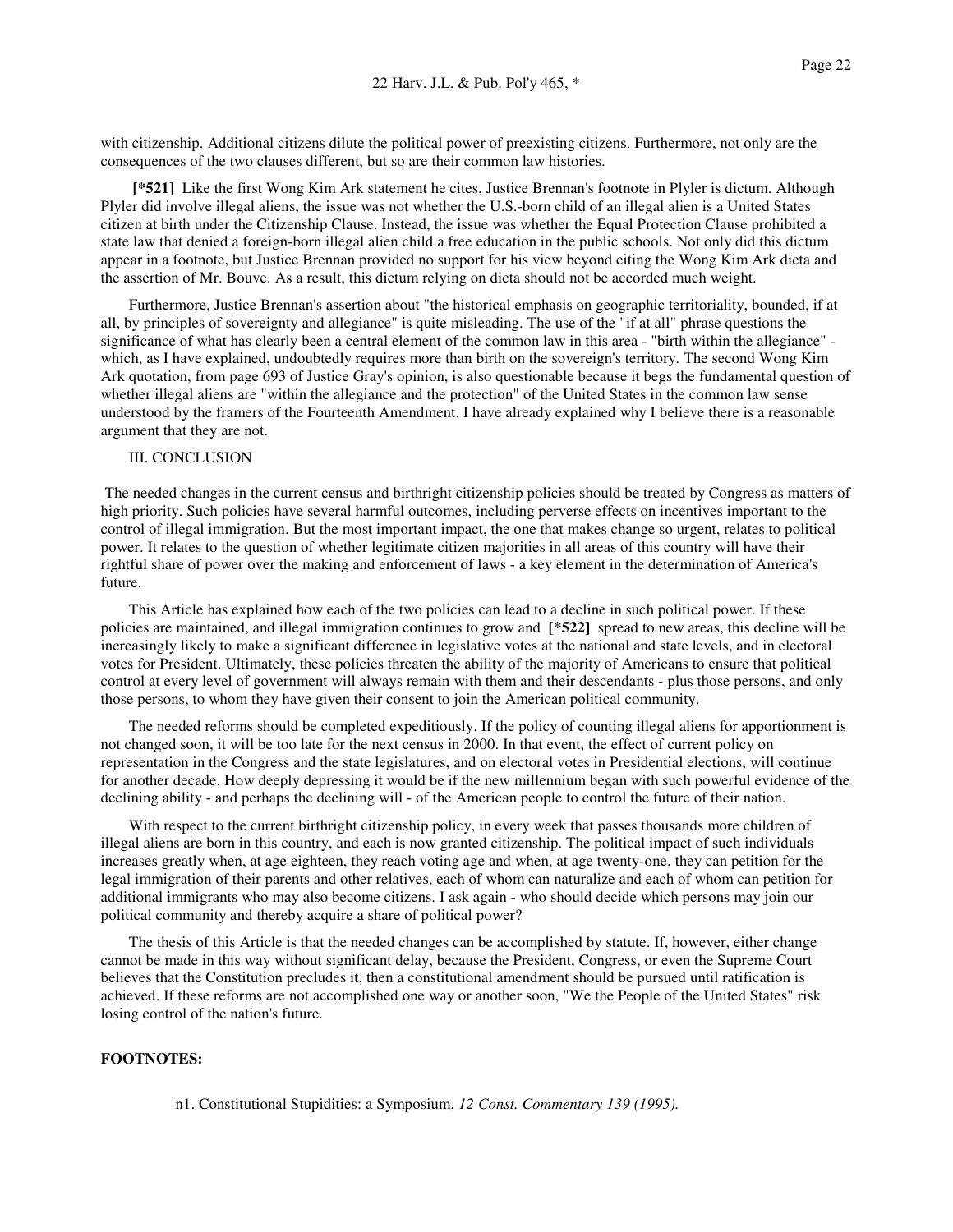with citizenship. Additional citizens dilute the political power of preexisting citizens. Furthermore, not only are the consequences of the two clauses different, but so are their common law histories.

**[*521]** Like the first Wong Kim Ark statement he cites, Justice Brennan's footnote in Plyler is dictum. Although Plyler did involve illegal aliens, the issue was not whether the U.S.-born child of an illegal alien is a United States citizen at birth under the Citizenship Clause. Instead, the issue was whether the Equal Protection Clause prohibited a state law that denied a foreign-born illegal alien child a free education in the public schools. Not only did this dictum appear in a footnote, but Justice Brennan provided no support for his view beyond citing the Wong Kim Ark dicta and the assertion of Mr. Bouve. As a result, this dictum relying on dicta should not be accorded much weight.

Furthermore, Justice Brennan's assertion about "the historical emphasis on geographic territoriality, bounded, if at all, by principles of sovereignty and allegiance" is quite misleading. The use of the "if at all" phrase questions the significance of what has clearly been a central element of the common law in this area - "birth within the allegiance" - which, as I have explained, undoubtedly requires more than birth on the sovereign's territory. The second Wong Kim Ark quotation, from page 693 of Justice Gray's opinion, is also questionable because it begs the fundamental question of whether illegal aliens are "within the allegiance and the protection" of the United States in the common law sense understood by the framers of the Fourteenth Amendment. I have already explained why I believe there is a reasonable argument that they are not.

III. CONCLUSION

The needed changes in the current census and birthright citizenship policies should be treated by Congress as matters of high priority. Such policies have several harmful outcomes, including perverse effects on incentives important to the control of illegal immigration. But the most important impact, the one that makes change so urgent, relates to political power. It relates to the question of whether legitimate citizen majorities in all areas of this country will have their rightful share of power over the making and enforcement of laws - a key element in the determination of America's future.

This Article has explained how each of the two policies can lead to a decline in such political power. If these policies are maintained, and illegal immigration continues to grow and **[*522]** spread to new areas, this decline will be increasingly likely to make a significant difference in legislative votes at the national and state levels, and in electoral votes for President. Ultimately, these policies threaten the ability of the majority of Americans to ensure that political control at every level of government will always remain with them and their descendants - plus those persons, and only those persons, to whom they have given their consent to join the American political community.

The needed reforms should be completed expeditiously. If the policy of counting illegal aliens for apportionment is not changed soon, it will be too late for the next census in 2000. In that event, the effect of current policy on representation in the Congress and the state legislatures, and on electoral votes in Presidential elections, will continue for another decade. How deeply depressing it would be if the new millennium began with such powerful evidence of the declining ability - and perhaps the declining will - of the American people to control the future of their nation.

With respect to the current birthright citizenship policy, in every week that passes thousands more children of illegal aliens are born in this country, and each is now granted citizenship. The political impact of such individuals increases greatly when, at age eighteen, they reach voting age and when, at age twenty-one, they can petition for the legal immigration of their parents and other relatives, each of whom can naturalize and each of whom can petition for additional immigrants who may also become citizens. I ask again - who should decide which persons may join our political community and thereby acquire a share of political power?

The thesis of this Article is that the needed changes can be accomplished by statute. If, however, either change cannot be made in this way without significant delay, because the President, Congress, or even the Supreme Court believes that the Constitution precludes it, then a constitutional amendment should be pursued until ratification is achieved. If these reforms are not accomplished one way or another soon, "We the People of the United States" risk losing control of the nation's future.

**FOOTNOTES:**

n1. Constitutional Stupidities: a Symposium, *12 Const. Commentary 139 (1995).*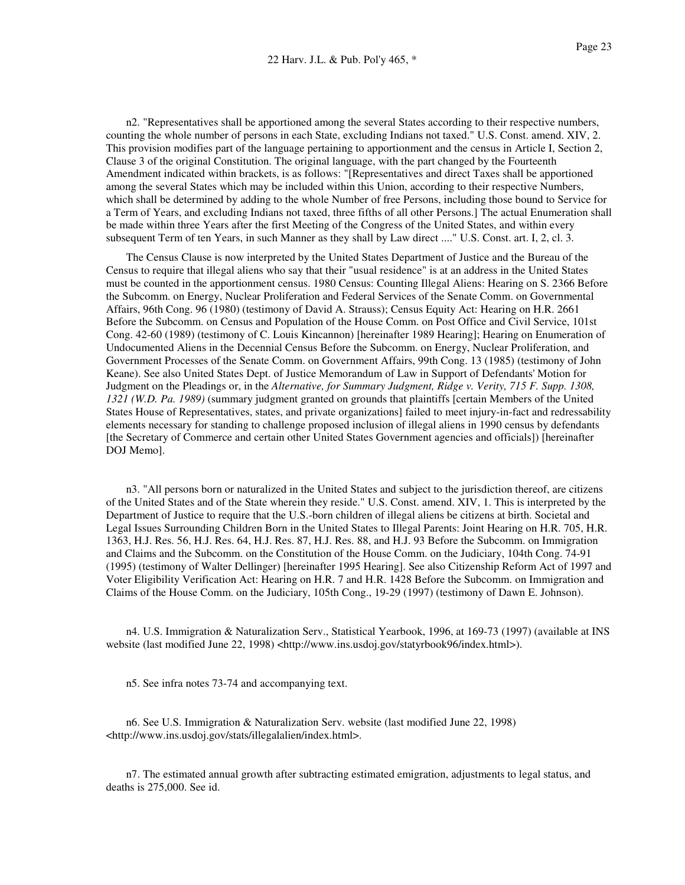n2. "Representatives shall be apportioned among the several States according to their respective numbers, counting the whole number of persons in each State, excluding Indians not taxed." U.S. Const. amend. XIV, 2. This provision modifies part of the language pertaining to apportionment and the census in Article I, Section 2, Clause 3 of the original Constitution. The original language, with the part changed by the Fourteenth Amendment indicated within brackets, is as follows: "[Representatives and direct Taxes shall be apportioned among the several States which may be included within this Union, according to their respective Numbers, which shall be determined by adding to the whole Number of free Persons, including those bound to Service for a Term of Years, and excluding Indians not taxed, three fifths of all other Persons.] The actual Enumeration shall be made within three Years after the first Meeting of the Congress of the United States, and within every subsequent Term of ten Years, in such Manner as they shall by Law direct ...." U.S. Const. art. I, 2, cl. 3.

The Census Clause is now interpreted by the United States Department of Justice and the Bureau of the Census to require that illegal aliens who say that their "usual residence" is at an address in the United States must be counted in the apportionment census. 1980 Census: Counting Illegal Aliens: Hearing on S. 2366 Before the Subcomm. on Energy, Nuclear Proliferation and Federal Services of the Senate Comm. on Governmental Affairs, 96th Cong. 96 (1980) (testimony of David A. Strauss); Census Equity Act: Hearing on H.R. 2661 Before the Subcomm. on Census and Population of the House Comm. on Post Office and Civil Service, 101st Cong. 42-60 (1989) (testimony of C. Louis Kincannon) [hereinafter 1989 Hearing]; Hearing on Enumeration of Undocumented Aliens in the Decennial Census Before the Subcomm. on Energy, Nuclear Proliferation, and Government Processes of the Senate Comm. on Government Affairs, 99th Cong. 13 (1985) (testimony of John Keane). See also United States Dept. of Justice Memorandum of Law in Support of Defendants' Motion for Judgment on the Pleadings or, in the *Alternative, for Summary Judgment, Ridge v. Verity, 715 F. Supp. 1308, 1321 (W.D. Pa. 1989)* (summary judgment granted on grounds that plaintiffs [certain Members of the United States House of Representatives, states, and private organizations] failed to meet injury-in-fact and redressability elements necessary for standing to challenge proposed inclusion of illegal aliens in 1990 census by defendants [the Secretary of Commerce and certain other United States Government agencies and officials]) [hereinafter DOJ Memo].

n3. "All persons born or naturalized in the United States and subject to the jurisdiction thereof, are citizens of the United States and of the State wherein they reside." U.S. Const. amend. XIV, 1. This is interpreted by the Department of Justice to require that the U.S.-born children of illegal aliens be citizens at birth. Societal and Legal Issues Surrounding Children Born in the United States to Illegal Parents: Joint Hearing on H.R. 705, H.R. 1363, H.J. Res. 56, H.J. Res. 64, H.J. Res. 87, H.J. Res. 88, and H.J. 93 Before the Subcomm. on Immigration and Claims and the Subcomm. on the Constitution of the House Comm. on the Judiciary, 104th Cong. 74-91 (1995) (testimony of Walter Dellinger) [hereinafter 1995 Hearing]. See also Citizenship Reform Act of 1997 and Voter Eligibility Verification Act: Hearing on H.R. 7 and H.R. 1428 Before the Subcomm. on Immigration and Claims of the House Comm. on the Judiciary, 105th Cong., 19-29 (1997) (testimony of Dawn E. Johnson).

n4. U.S. Immigration & Naturalization Serv., Statistical Yearbook, 1996, at 169-73 (1997) (available at INS website (last modified June 22, 1998) <http://www.ins.usdoj.gov/statyrbook96/index.html>).

n5. See infra notes 73-74 and accompanying text.

n6. See U.S. Immigration & Naturalization Serv. website (last modified June 22, 1998) <http://www.ins.usdoj.gov/stats/illegalalien/index.html>.

n7. The estimated annual growth after subtracting estimated emigration, adjustments to legal status, and deaths is 275,000. See id.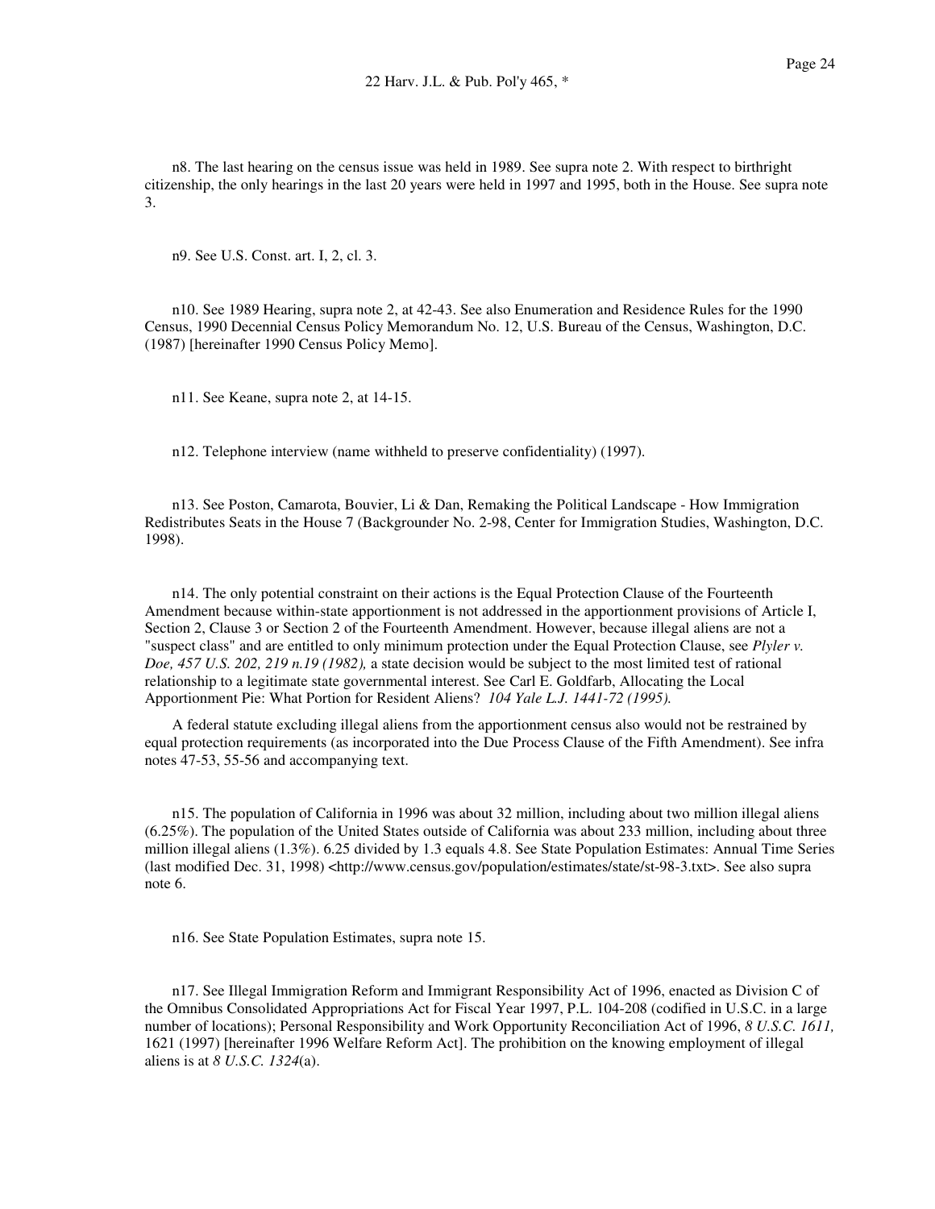n8. The last hearing on the census issue was held in 1989. See supra note 2. With respect to birthright citizenship, the only hearings in the last 20 years were held in 1997 and 1995, both in the House. See supra note 3.

n9. See U.S. Const. art. I, 2, cl. 3.

n10. See 1989 Hearing, supra note 2, at 42-43. See also Enumeration and Residence Rules for the 1990 Census, 1990 Decennial Census Policy Memorandum No. 12, U.S. Bureau of the Census, Washington, D.C. (1987) [hereinafter 1990 Census Policy Memo].

n11. See Keane, supra note 2, at 14-15.

n12. Telephone interview (name withheld to preserve confidentiality) (1997).

n13. See Poston, Camarota, Bouvier, Li & Dan, Remaking the Political Landscape - How Immigration Redistributes Seats in the House 7 (Backgrounder No. 2-98, Center for Immigration Studies, Washington, D.C. 1998).

n14. The only potential constraint on their actions is the Equal Protection Clause of the Fourteenth Amendment because within-state apportionment is not addressed in the apportionment provisions of Article I, Section 2, Clause 3 or Section 2 of the Fourteenth Amendment. However, because illegal aliens are not a "suspect class" and are entitled to only minimum protection under the Equal Protection Clause, see *Plyler v. Doe, 457 U.S. 202, 219 n.19 (1982),* a state decision would be subject to the most limited test of rational relationship to a legitimate state governmental interest. See Carl E. Goldfarb, Allocating the Local Apportionment Pie: What Portion for Resident Aliens? *104 Yale L.J. 1441-72 (1995).*

A federal statute excluding illegal aliens from the apportionment census also would not be restrained by equal protection requirements (as incorporated into the Due Process Clause of the Fifth Amendment). See infra notes 47-53, 55-56 and accompanying text.

n15. The population of California in 1996 was about 32 million, including about two million illegal aliens (6.25%). The population of the United States outside of California was about 233 million, including about three million illegal aliens (1.3%). 6.25 divided by 1.3 equals 4.8. See State Population Estimates: Annual Time Series (last modified Dec. 31, 1998) <http://www.census.gov/population/estimates/state/st-98-3.txt>. See also supra note 6.

n16. See State Population Estimates, supra note 15.

n17. See Illegal Immigration Reform and Immigrant Responsibility Act of 1996, enacted as Division C of the Omnibus Consolidated Appropriations Act for Fiscal Year 1997, P.L. 104-208 (codified in U.S.C. in a large number of locations); Personal Responsibility and Work Opportunity Reconciliation Act of 1996, *8 U.S.C. 1611,* 1621 (1997) [hereinafter 1996 Welfare Reform Act]. The prohibition on the knowing employment of illegal aliens is at *8 U.S.C. 1324*(a).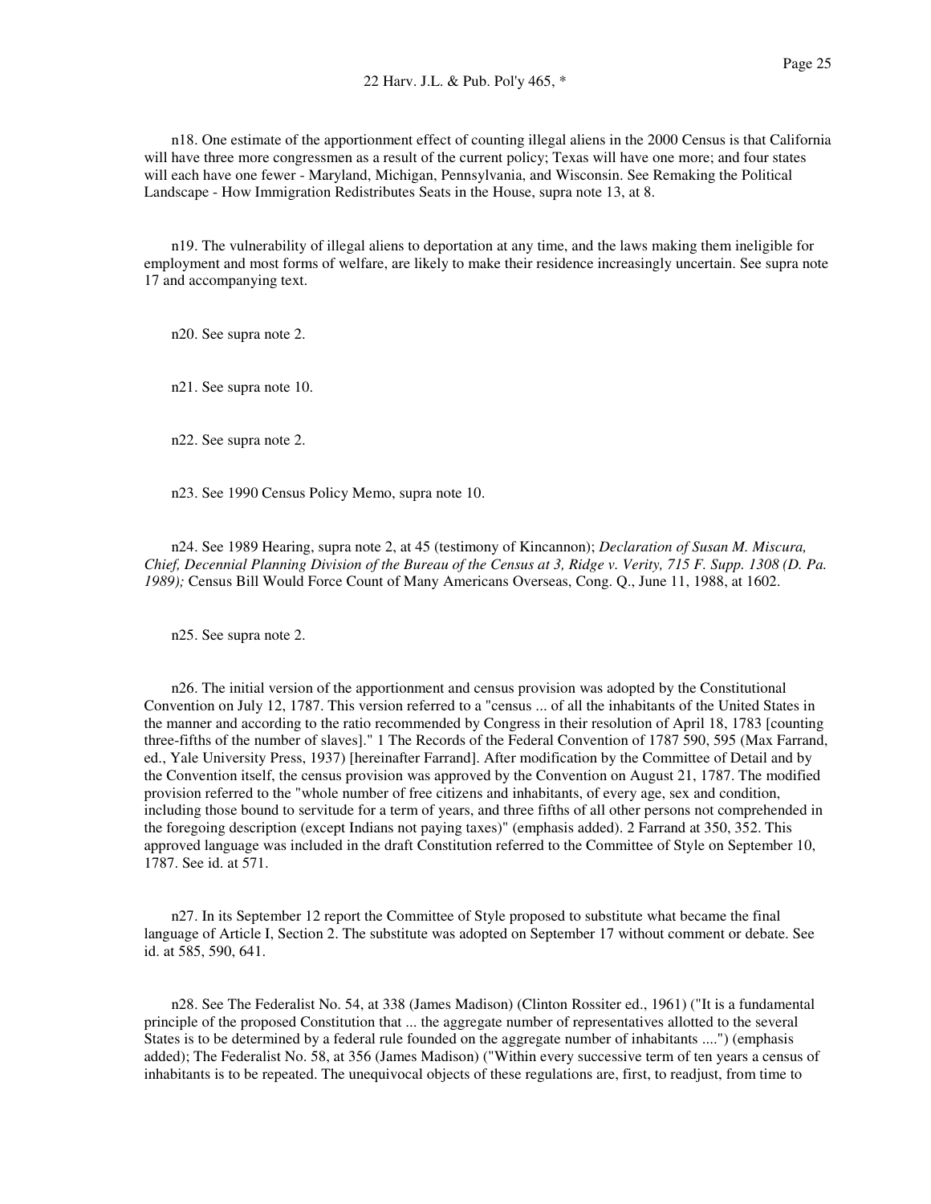n18. One estimate of the apportionment effect of counting illegal aliens in the 2000 Census is that California will have three more congressmen as a result of the current policy; Texas will have one more; and four states will each have one fewer - Maryland, Michigan, Pennsylvania, and Wisconsin. See Remaking the Political Landscape - How Immigration Redistributes Seats in the House, supra note 13, at 8.

n19. The vulnerability of illegal aliens to deportation at any time, and the laws making them ineligible for employment and most forms of welfare, are likely to make their residence increasingly uncertain. See supra note 17 and accompanying text.

n20. See supra note 2.

n21. See supra note 10.

n22. See supra note 2.

n23. See 1990 Census Policy Memo, supra note 10.

n24. See 1989 Hearing, supra note 2, at 45 (testimony of Kincannon); *Declaration of Susan M. Miscura, Chief, Decennial Planning Division of the Bureau of the Census at 3, Ridge v. Verity, 715 F. Supp. 1308 (D. Pa. 1989);* Census Bill Would Force Count of Many Americans Overseas, Cong. Q., June 11, 1988, at 1602.

n25. See supra note 2.

n26. The initial version of the apportionment and census provision was adopted by the Constitutional Convention on July 12, 1787. This version referred to a "census ... of all the inhabitants of the United States in the manner and according to the ratio recommended by Congress in their resolution of April 18, 1783 [counting three-fifths of the number of slaves]." 1 The Records of the Federal Convention of 1787 590, 595 (Max Farrand, ed., Yale University Press, 1937) [hereinafter Farrand]. After modification by the Committee of Detail and by the Convention itself, the census provision was approved by the Convention on August 21, 1787. The modified provision referred to the "whole number of free citizens and inhabitants, of every age, sex and condition, including those bound to servitude for a term of years, and three fifths of all other persons not comprehended in the foregoing description (except Indians not paying taxes)" (emphasis added). 2 Farrand at 350, 352. This approved language was included in the draft Constitution referred to the Committee of Style on September 10, 1787. See id. at 571.

n27. In its September 12 report the Committee of Style proposed to substitute what became the final language of Article I, Section 2. The substitute was adopted on September 17 without comment or debate. See id. at 585, 590, 641.

n28. See The Federalist No. 54, at 338 (James Madison) (Clinton Rossiter ed., 1961) ("It is a fundamental principle of the proposed Constitution that ... the aggregate number of representatives allotted to the several States is to be determined by a federal rule founded on the aggregate number of inhabitants ....") (emphasis added); The Federalist No. 58, at 356 (James Madison) ("Within every successive term of ten years a census of inhabitants is to be repeated. The unequivocal objects of these regulations are, first, to readjust, from time to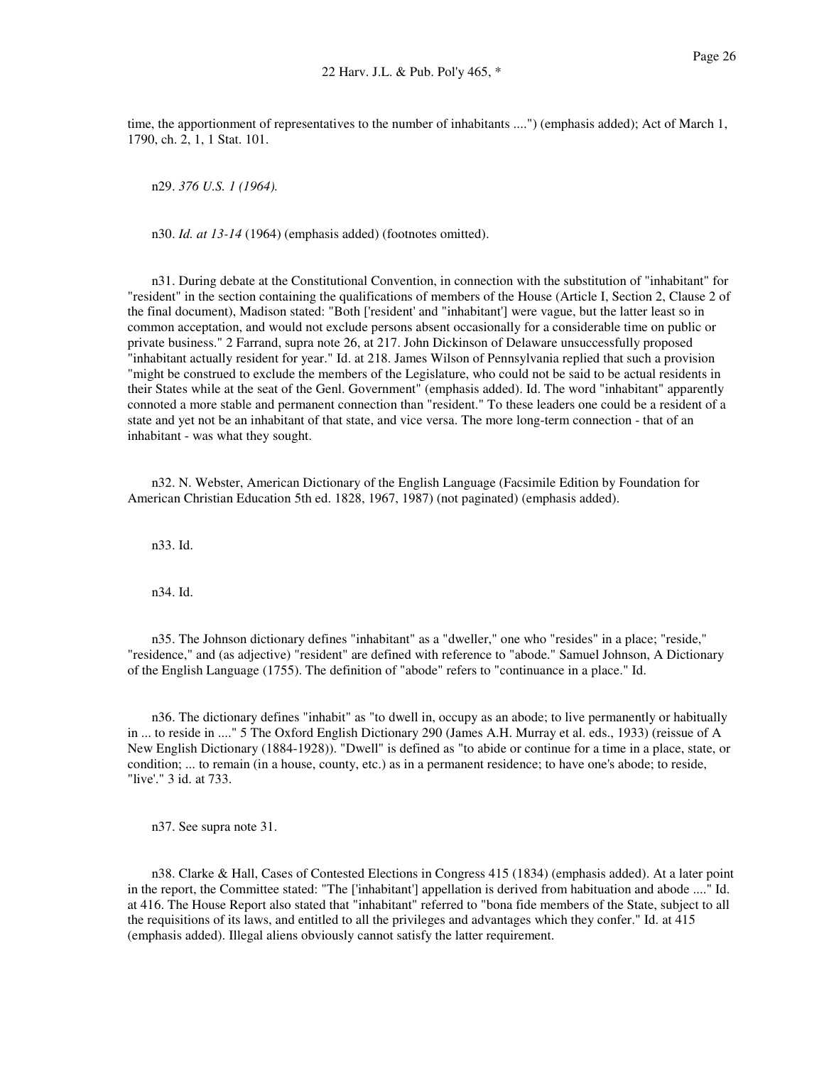time, the apportionment of representatives to the number of inhabitants ....") (emphasis added); Act of March 1, 1790, ch. 2, 1, 1 Stat. 101.

n29. *376 U.S. 1 (1964).*

n30. *Id. at 13-14* (1964) (emphasis added) (footnotes omitted).

n31. During debate at the Constitutional Convention, in connection with the substitution of "inhabitant" for "resident" in the section containing the qualifications of members of the House (Article I, Section 2, Clause 2 of the final document), Madison stated: "Both ['resident' and "inhabitant'] were vague, but the latter least so in common acceptation, and would not exclude persons absent occasionally for a considerable time on public or private business." 2 Farrand, supra note 26, at 217. John Dickinson of Delaware unsuccessfully proposed "inhabitant actually resident for year." Id. at 218. James Wilson of Pennsylvania replied that such a provision "might be construed to exclude the members of the Legislature, who could not be said to be actual residents in their States while at the seat of the Genl. Government" (emphasis added). Id. The word "inhabitant" apparently connoted a more stable and permanent connection than "resident." To these leaders one could be a resident of a state and yet not be an inhabitant of that state, and vice versa. The more long-term connection - that of an inhabitant - was what they sought.

n32. N. Webster, American Dictionary of the English Language (Facsimile Edition by Foundation for American Christian Education 5th ed. 1828, 1967, 1987) (not paginated) (emphasis added).

n33. Id.

n34. Id.

n35. The Johnson dictionary defines "inhabitant" as a "dweller," one who "resides" in a place; "reside," "residence," and (as adjective) "resident" are defined with reference to "abode." Samuel Johnson, A Dictionary of the English Language (1755). The definition of "abode" refers to "continuance in a place." Id.

n36. The dictionary defines "inhabit" as "to dwell in, occupy as an abode; to live permanently or habitually in ... to reside in ...." 5 The Oxford English Dictionary 290 (James A.H. Murray et al. eds., 1933) (reissue of A New English Dictionary (1884-1928)). "Dwell" is defined as "to abide or continue for a time in a place, state, or condition; ... to remain (in a house, county, etc.) as in a permanent residence; to have one's abode; to reside, "live'." 3 id. at 733.

n37. See supra note 31.

n38. Clarke & Hall, Cases of Contested Elections in Congress 415 (1834) (emphasis added). At a later point in the report, the Committee stated: "The ['inhabitant'] appellation is derived from habituation and abode ...." Id. at 416. The House Report also stated that "inhabitant" referred to "bona fide members of the State, subject to all the requisitions of its laws, and entitled to all the privileges and advantages which they confer." Id. at 415 (emphasis added). Illegal aliens obviously cannot satisfy the latter requirement.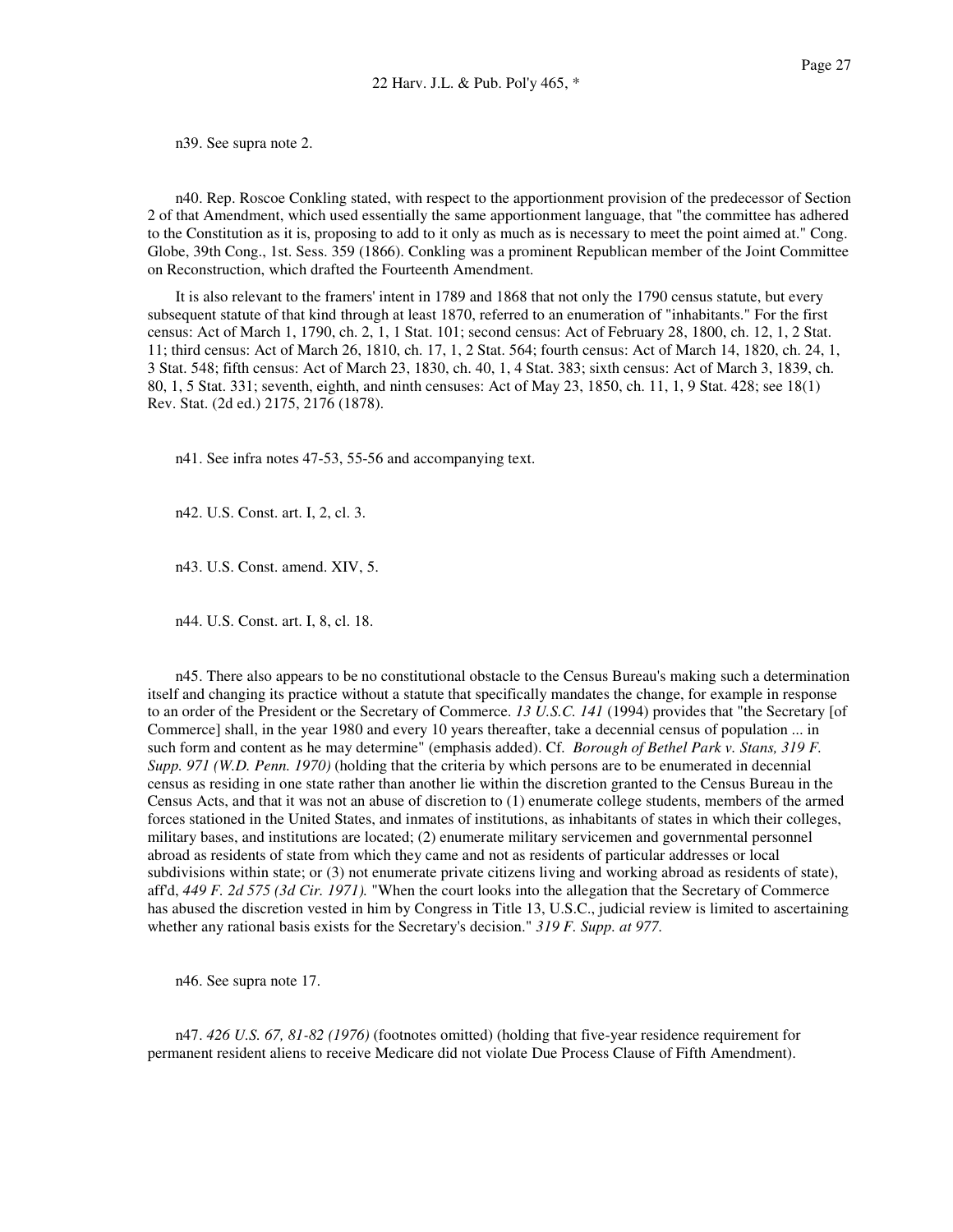n39. See supra note 2.

n40. Rep. Roscoe Conkling stated, with respect to the apportionment provision of the predecessor of Section 2 of that Amendment, which used essentially the same apportionment language, that "the committee has adhered to the Constitution as it is, proposing to add to it only as much as is necessary to meet the point aimed at." Cong. Globe, 39th Cong., 1st. Sess. 359 (1866). Conkling was a prominent Republican member of the Joint Committee on Reconstruction, which drafted the Fourteenth Amendment.

It is also relevant to the framers' intent in 1789 and 1868 that not only the 1790 census statute, but every subsequent statute of that kind through at least 1870, referred to an enumeration of "inhabitants." For the first census: Act of March 1, 1790, ch. 2, 1, 1 Stat. 101; second census: Act of February 28, 1800, ch. 12, 1, 2 Stat. 11; third census: Act of March 26, 1810, ch. 17, 1, 2 Stat. 564; fourth census: Act of March 14, 1820, ch. 24, 1, 3 Stat. 548; fifth census: Act of March 23, 1830, ch. 40, 1, 4 Stat. 383; sixth census: Act of March 3, 1839, ch. 80, 1, 5 Stat. 331; seventh, eighth, and ninth censuses: Act of May 23, 1850, ch. 11, 1, 9 Stat. 428; see 18(1) Rev. Stat. (2d ed.) 2175, 2176 (1878).

n41. See infra notes 47-53, 55-56 and accompanying text.

n42. U.S. Const. art. I, 2, cl. 3.

n43. U.S. Const. amend. XIV, 5.

n44. U.S. Const. art. I, 8, cl. 18.

n45. There also appears to be no constitutional obstacle to the Census Bureau's making such a determination itself and changing its practice without a statute that specifically mandates the change, for example in response to an order of the President or the Secretary of Commerce. *13 U.S.C. 141* (1994) provides that "the Secretary [of Commerce] shall, in the year 1980 and every 10 years thereafter, take a decennial census of population ... in such form and content as he may determine" (emphasis added). Cf. *Borough of Bethel Park v. Stans, 319 F. Supp. 971 (W.D. Penn. 1970)* (holding that the criteria by which persons are to be enumerated in decennial census as residing in one state rather than another lie within the discretion granted to the Census Bureau in the Census Acts, and that it was not an abuse of discretion to (1) enumerate college students, members of the armed forces stationed in the United States, and inmates of institutions, as inhabitants of states in which their colleges, military bases, and institutions are located; (2) enumerate military servicemen and governmental personnel abroad as residents of state from which they came and not as residents of particular addresses or local subdivisions within state; or (3) not enumerate private citizens living and working abroad as residents of state), aff'd, *449 F. 2d 575 (3d Cir. 1971).* "When the court looks into the allegation that the Secretary of Commerce has abused the discretion vested in him by Congress in Title 13, U.S.C., judicial review is limited to ascertaining whether any rational basis exists for the Secretary's decision." *319 F. Supp. at 977.*

n46. See supra note 17.

n47. *426 U.S. 67, 81-82 (1976)* (footnotes omitted) (holding that five-year residence requirement for permanent resident aliens to receive Medicare did not violate Due Process Clause of Fifth Amendment).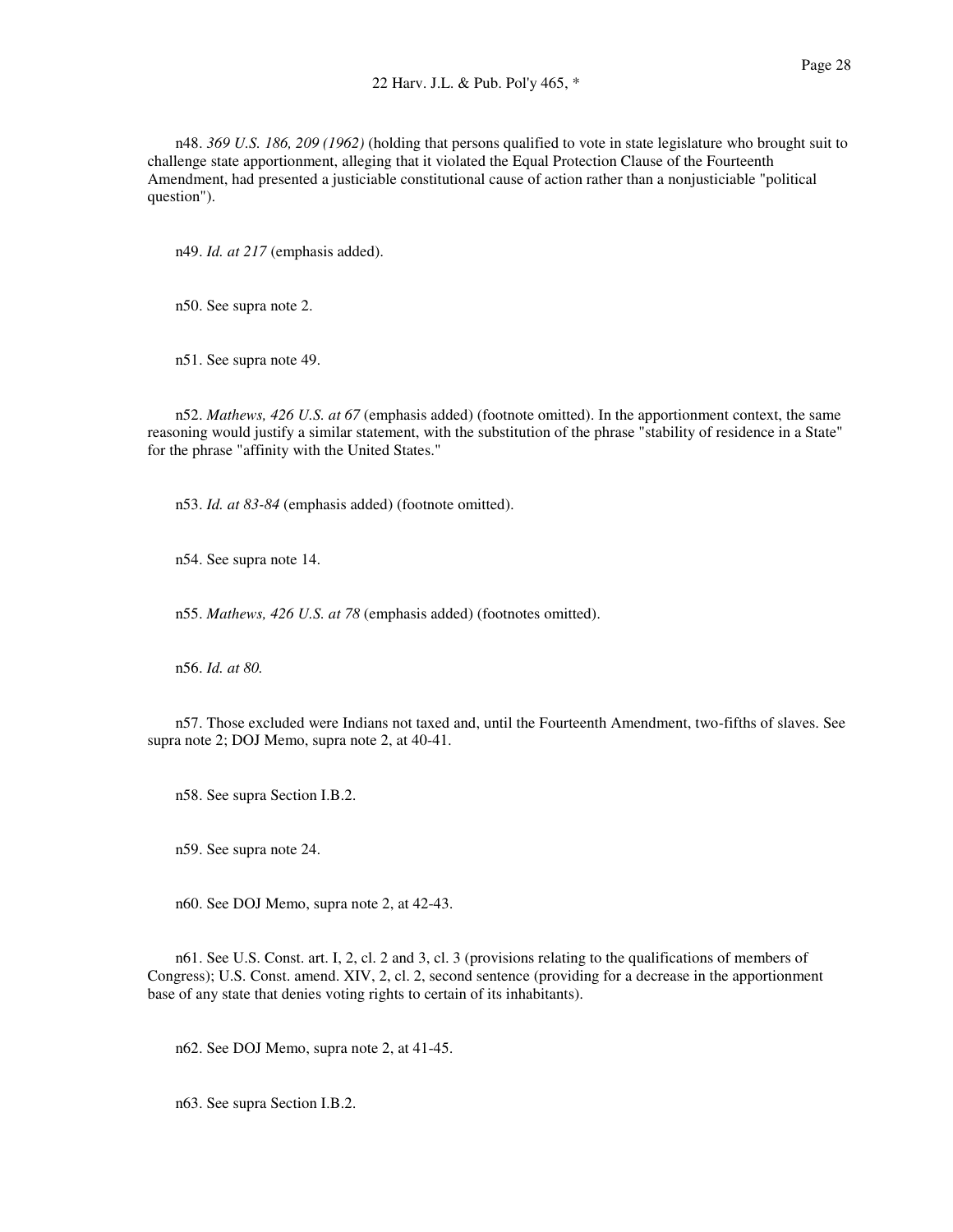n48. *369 U.S. 186, 209 (1962)* (holding that persons qualified to vote in state legislature who brought suit to challenge state apportionment, alleging that it violated the Equal Protection Clause of the Fourteenth Amendment, had presented a justiciable constitutional cause of action rather than a nonjusticiable "political question").

n49. *Id. at 217* (emphasis added).

n50. See supra note 2.

n51. See supra note 49.

n52. *Mathews, 426 U.S. at 67* (emphasis added) (footnote omitted). In the apportionment context, the same reasoning would justify a similar statement, with the substitution of the phrase "stability of residence in a State" for the phrase "affinity with the United States."

n53. *Id. at 83-84* (emphasis added) (footnote omitted).

n54. See supra note 14.

n55. *Mathews, 426 U.S. at 78* (emphasis added) (footnotes omitted).

n56. *Id. at 80.*

n57. Those excluded were Indians not taxed and, until the Fourteenth Amendment, two-fifths of slaves. See supra note 2; DOJ Memo, supra note 2, at 40-41.

n58. See supra Section I.B.2.

n59. See supra note 24.

n60. See DOJ Memo, supra note 2, at 42-43.

n61. See U.S. Const. art. I, 2, cl. 2 and 3, cl. 3 (provisions relating to the qualifications of members of Congress); U.S. Const. amend. XIV, 2, cl. 2, second sentence (providing for a decrease in the apportionment base of any state that denies voting rights to certain of its inhabitants).

n62. See DOJ Memo, supra note 2, at 41-45.

n63. See supra Section I.B.2.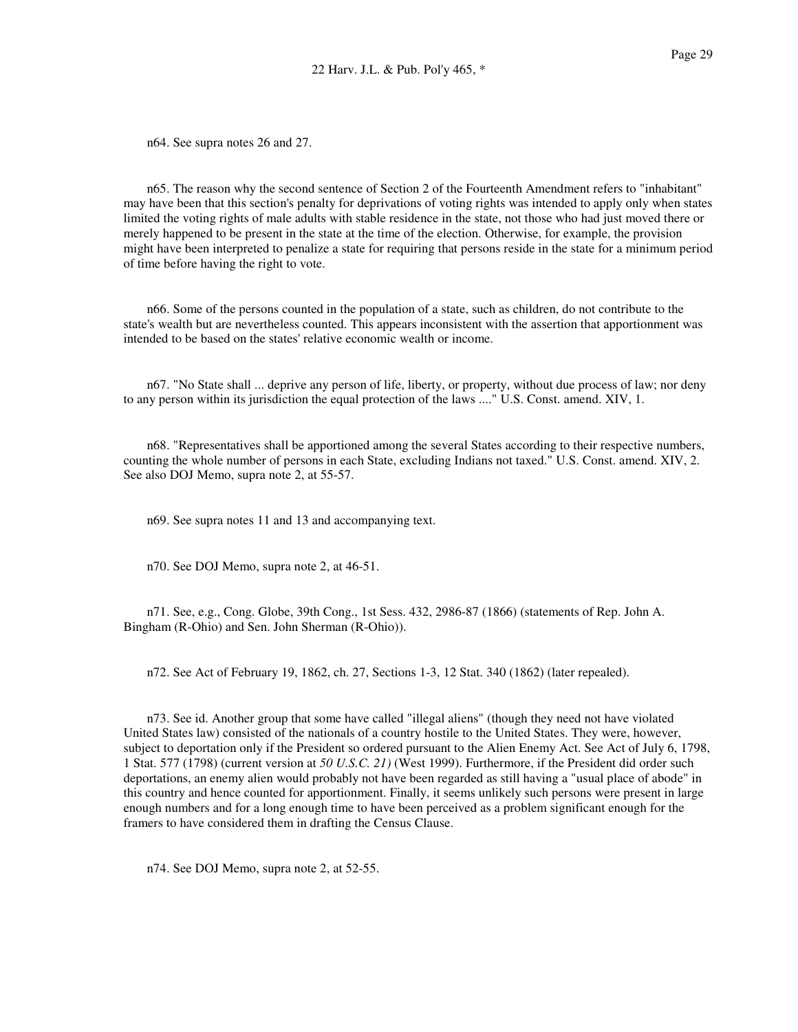n64. See supra notes 26 and 27.

n65. The reason why the second sentence of Section 2 of the Fourteenth Amendment refers to "inhabitant" may have been that this section's penalty for deprivations of voting rights was intended to apply only when states limited the voting rights of male adults with stable residence in the state, not those who had just moved there or merely happened to be present in the state at the time of the election. Otherwise, for example, the provision might have been interpreted to penalize a state for requiring that persons reside in the state for a minimum period of time before having the right to vote.

n66. Some of the persons counted in the population of a state, such as children, do not contribute to the state's wealth but are nevertheless counted. This appears inconsistent with the assertion that apportionment was intended to be based on the states' relative economic wealth or income.

n67. "No State shall ... deprive any person of life, liberty, or property, without due process of law; nor deny to any person within its jurisdiction the equal protection of the laws ...." U.S. Const. amend. XIV, 1.

n68. "Representatives shall be apportioned among the several States according to their respective numbers, counting the whole number of persons in each State, excluding Indians not taxed." U.S. Const. amend. XIV, 2. See also DOJ Memo, supra note 2, at 55-57.

n69. See supra notes 11 and 13 and accompanying text.

n70. See DOJ Memo, supra note 2, at 46-51.

n71. See, e.g., Cong. Globe, 39th Cong., 1st Sess. 432, 2986-87 (1866) (statements of Rep. John A. Bingham (R-Ohio) and Sen. John Sherman (R-Ohio)).

n72. See Act of February 19, 1862, ch. 27, Sections 1-3, 12 Stat. 340 (1862) (later repealed).

n73. See id. Another group that some have called "illegal aliens" (though they need not have violated United States law) consisted of the nationals of a country hostile to the United States. They were, however, subject to deportation only if the President so ordered pursuant to the Alien Enemy Act. See Act of July 6, 1798, 1 Stat. 577 (1798) (current version at *50 U.S.C. 21)* (West 1999). Furthermore, if the President did order such deportations, an enemy alien would probably not have been regarded as still having a "usual place of abode" in this country and hence counted for apportionment. Finally, it seems unlikely such persons were present in large enough numbers and for a long enough time to have been perceived as a problem significant enough for the framers to have considered them in drafting the Census Clause.

n74. See DOJ Memo, supra note 2, at 52-55.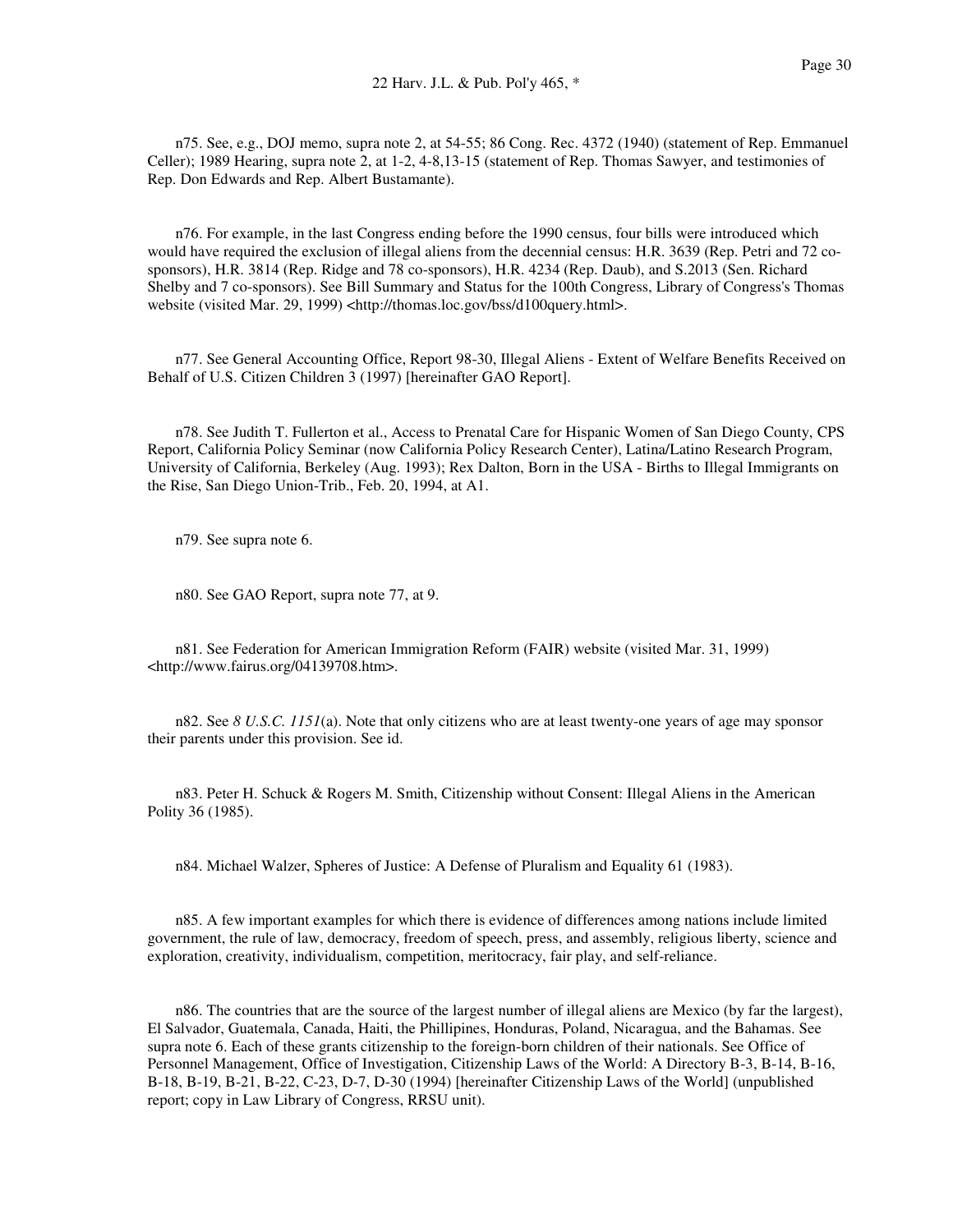n75. See, e.g., DOJ memo, supra note 2, at 54-55; 86 Cong. Rec. 4372 (1940) (statement of Rep. Emmanuel Celler); 1989 Hearing, supra note 2, at 1-2, 4-8,13-15 (statement of Rep. Thomas Sawyer, and testimonies of Rep. Don Edwards and Rep. Albert Bustamante).

n76. For example, in the last Congress ending before the 1990 census, four bills were introduced which would have required the exclusion of illegal aliens from the decennial census: H.R. 3639 (Rep. Petri and 72 co-sponsors), H.R. 3814 (Rep. Ridge and 78 co-sponsors), H.R. 4234 (Rep. Daub), and S.2013 (Sen. Richard Shelby and 7 co-sponsors). See Bill Summary and Status for the 100th Congress, Library of Congress's Thomas website (visited Mar. 29, 1999) <http://thomas.loc.gov/bss/d100query.html>.

n77. See General Accounting Office, Report 98-30, Illegal Aliens - Extent of Welfare Benefits Received on Behalf of U.S. Citizen Children 3 (1997) [hereinafter GAO Report].

n78. See Judith T. Fullerton et al., Access to Prenatal Care for Hispanic Women of San Diego County, CPS Report, California Policy Seminar (now California Policy Research Center), Latina/Latino Research Program, University of California, Berkeley (Aug. 1993); Rex Dalton, Born in the USA - Births to Illegal Immigrants on the Rise, San Diego Union-Trib., Feb. 20, 1994, at A1.

n79. See supra note 6.

n80. See GAO Report, supra note 77, at 9.

n81. See Federation for American Immigration Reform (FAIR) website (visited Mar. 31, 1999) <http://www.fairus.org/04139708.htm>.

n82. See *8 U.S.C. 1151*(a). Note that only citizens who are at least twenty-one years of age may sponsor their parents under this provision. See id.

n83. Peter H. Schuck & Rogers M. Smith, Citizenship without Consent: Illegal Aliens in the American Polity 36 (1985).

n84. Michael Walzer, Spheres of Justice: A Defense of Pluralism and Equality 61 (1983).

n85. A few important examples for which there is evidence of differences among nations include limited government, the rule of law, democracy, freedom of speech, press, and assembly, religious liberty, science and exploration, creativity, individualism, competition, meritocracy, fair play, and self-reliance.

n86. The countries that are the source of the largest number of illegal aliens are Mexico (by far the largest), El Salvador, Guatemala, Canada, Haiti, the Phillipines, Honduras, Poland, Nicaragua, and the Bahamas. See supra note 6. Each of these grants citizenship to the foreign-born children of their nationals. See Office of Personnel Management, Office of Investigation, Citizenship Laws of the World: A Directory B-3, B-14, B-16, B-18, B-19, B-21, B-22, C-23, D-7, D-30 (1994) [hereinafter Citizenship Laws of the World] (unpublished report; copy in Law Library of Congress, RRSU unit).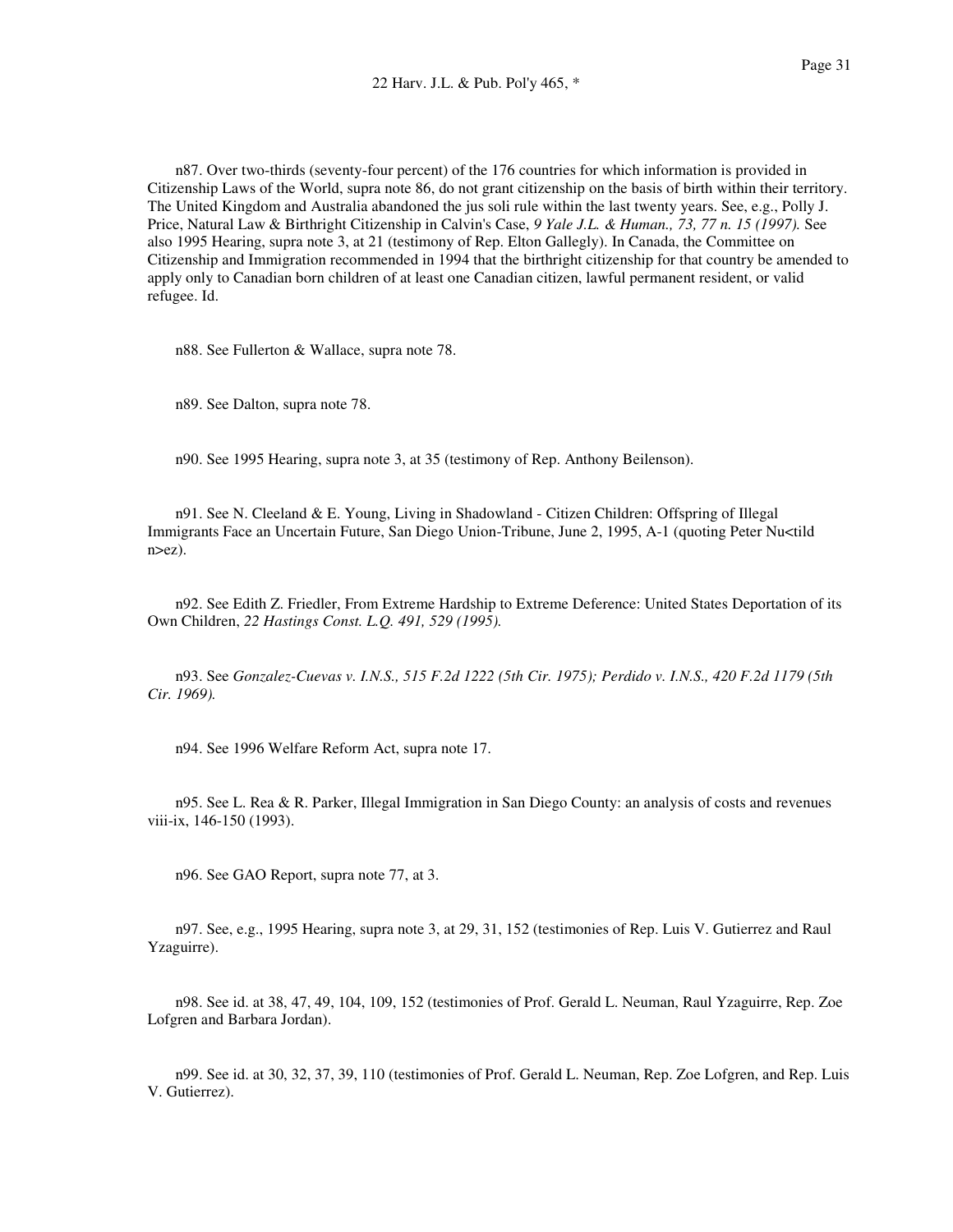n87. Over two-thirds (seventy-four percent) of the 176 countries for which information is provided in Citizenship Laws of the World, supra note 86, do not grant citizenship on the basis of birth within their territory. The United Kingdom and Australia abandoned the jus soli rule within the last twenty years. See, e.g., Polly J. Price, Natural Law & Birthright Citizenship in Calvin's Case, *9 Yale J.L. & Human., 73, 77 n. 15 (1997).* See also 1995 Hearing, supra note 3, at 21 (testimony of Rep. Elton Gallegly). In Canada, the Committee on Citizenship and Immigration recommended in 1994 that the birthright citizenship for that country be amended to apply only to Canadian born children of at least one Canadian citizen, lawful permanent resident, or valid refugee. Id.

n88. See Fullerton & Wallace, supra note 78.

n89. See Dalton, supra note 78.

n90. See 1995 Hearing, supra note 3, at 35 (testimony of Rep. Anthony Beilenson).

n91. See N. Cleeland & E. Young, Living in Shadowland - Citizen Children: Offspring of Illegal Immigrants Face an Uncertain Future, San Diego Union-Tribune, June 2, 1995, A-1 (quoting Peter Nu<tild n>ez).

n92. See Edith Z. Friedler, From Extreme Hardship to Extreme Deference: United States Deportation of its Own Children, *22 Hastings Const. L.Q. 491, 529 (1995).*

n93. See *Gonzalez-Cuevas v. I.N.S., 515 F.2d 1222 (5th Cir. 1975); Perdido v. I.N.S., 420 F.2d 1179 (5th Cir. 1969).*

n94. See 1996 Welfare Reform Act, supra note 17.

n95. See L. Rea & R. Parker, Illegal Immigration in San Diego County: an analysis of costs and revenues viii-ix, 146-150 (1993).

n96. See GAO Report, supra note 77, at 3.

n97. See, e.g., 1995 Hearing, supra note 3, at 29, 31, 152 (testimonies of Rep. Luis V. Gutierrez and Raul Yzaguirre).

n98. See id. at 38, 47, 49, 104, 109, 152 (testimonies of Prof. Gerald L. Neuman, Raul Yzaguirre, Rep. Zoe Lofgren and Barbara Jordan).

n99. See id. at 30, 32, 37, 39, 110 (testimonies of Prof. Gerald L. Neuman, Rep. Zoe Lofgren, and Rep. Luis V. Gutierrez).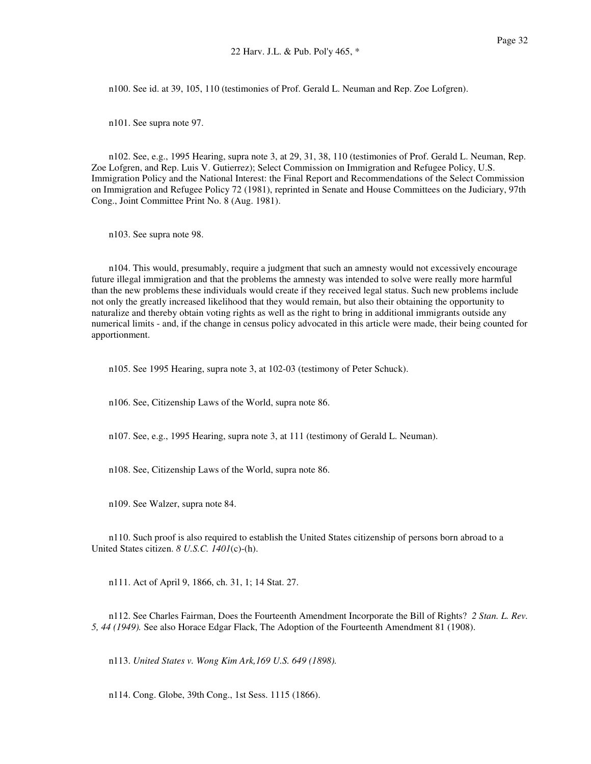n100. See id. at 39, 105, 110 (testimonies of Prof. Gerald L. Neuman and Rep. Zoe Lofgren).

n101. See supra note 97.

n102. See, e.g., 1995 Hearing, supra note 3, at 29, 31, 38, 110 (testimonies of Prof. Gerald L. Neuman, Rep. Zoe Lofgren, and Rep. Luis V. Gutierrez); Select Commission on Immigration and Refugee Policy, U.S. Immigration Policy and the National Interest: the Final Report and Recommendations of the Select Commission on Immigration and Refugee Policy 72 (1981), reprinted in Senate and House Committees on the Judiciary, 97th Cong., Joint Committee Print No. 8 (Aug. 1981).

n103. See supra note 98.

n104. This would, presumably, require a judgment that such an amnesty would not excessively encourage future illegal immigration and that the problems the amnesty was intended to solve were really more harmful than the new problems these individuals would create if they received legal status. Such new problems include not only the greatly increased likelihood that they would remain, but also their obtaining the opportunity to naturalize and thereby obtain voting rights as well as the right to bring in additional immigrants outside any numerical limits - and, if the change in census policy advocated in this article were made, their being counted for apportionment.

n105. See 1995 Hearing, supra note 3, at 102-03 (testimony of Peter Schuck).

n106. See, Citizenship Laws of the World, supra note 86.

n107. See, e.g., 1995 Hearing, supra note 3, at 111 (testimony of Gerald L. Neuman).

n108. See, Citizenship Laws of the World, supra note 86.

n109. See Walzer, supra note 84.

n110. Such proof is also required to establish the United States citizenship of persons born abroad to a United States citizen. *8 U.S.C. 1401*(c)-(h).

n111. Act of April 9, 1866, ch. 31, 1; 14 Stat. 27.

n112. See Charles Fairman, Does the Fourteenth Amendment Incorporate the Bill of Rights? *2 Stan. L. Rev. 5, 44 (1949).* See also Horace Edgar Flack, The Adoption of the Fourteenth Amendment 81 (1908).

n113. *United States v. Wong Kim Ark,169 U.S. 649 (1898).*

n114. Cong. Globe, 39th Cong., 1st Sess. 1115 (1866).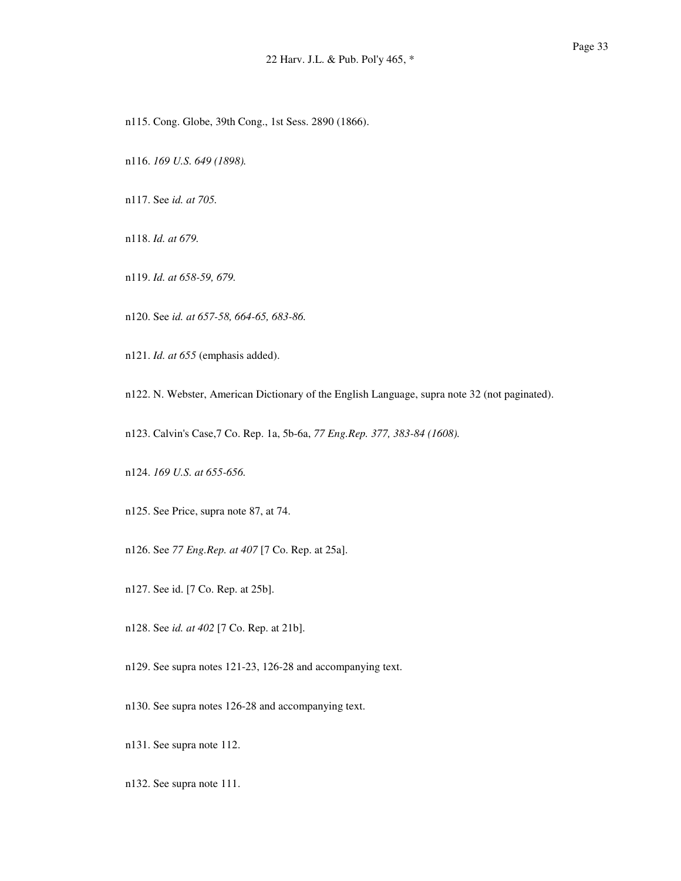n115. Cong. Globe, 39th Cong., 1st Sess. 2890 (1866).

n116. *169 U.S. 649 (1898).*

n117. See *id. at 705.*

n118. *Id. at 679.*

n119. *Id. at 658-59, 679.*

n120. See *id. at 657-58, 664-65, 683-86.*

n121. *Id. at 655* (emphasis added).

n122. N. Webster, American Dictionary of the English Language, supra note 32 (not paginated).

n123. Calvin's Case,7 Co. Rep. 1a, 5b-6a, *77 Eng.Rep. 377, 383-84 (1608).*

n124. *169 U.S. at 655-656.*

n125. See Price, supra note 87, at 74.

n126. See *77 Eng.Rep. at 407* [7 Co. Rep. at 25a].

n127. See id. [7 Co. Rep. at 25b].

n128. See *id. at 402* [7 Co. Rep. at 21b].

n129. See supra notes 121-23, 126-28 and accompanying text.

n130. See supra notes 126-28 and accompanying text.

n131. See supra note 112.

n132. See supra note 111.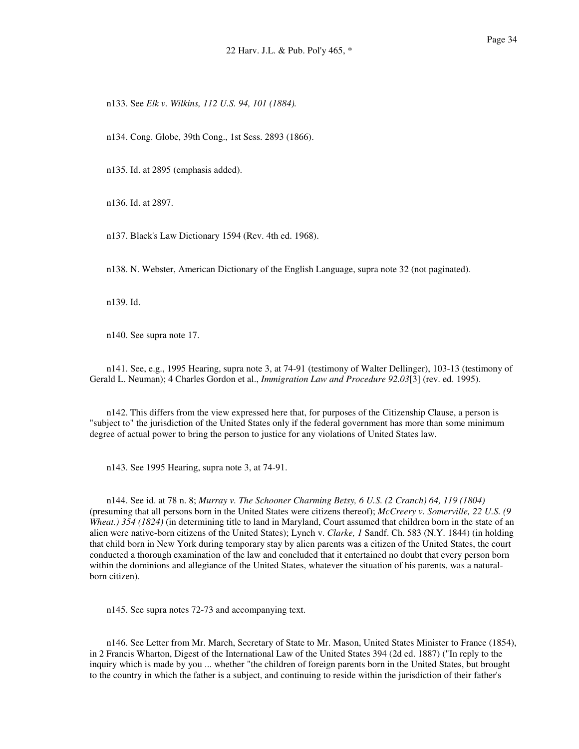n133. See *Elk v. Wilkins, 112 U.S. 94, 101 (1884).*

n134. Cong. Globe, 39th Cong., 1st Sess. 2893 (1866).

n135. Id. at 2895 (emphasis added).

n136. Id. at 2897.

n137. Black's Law Dictionary 1594 (Rev. 4th ed. 1968).

n138. N. Webster, American Dictionary of the English Language, supra note 32 (not paginated).

n139. Id.

n140. See supra note 17.

n141. See, e.g., 1995 Hearing, supra note 3, at 74-91 (testimony of Walter Dellinger), 103-13 (testimony of Gerald L. Neuman); 4 Charles Gordon et al., *Immigration Law and Procedure 92.03*[3] (rev. ed. 1995).

n142. This differs from the view expressed here that, for purposes of the Citizenship Clause, a person is "subject to" the jurisdiction of the United States only if the federal government has more than some minimum degree of actual power to bring the person to justice for any violations of United States law.

n143. See 1995 Hearing, supra note 3, at 74-91.

n144. See id. at 78 n. 8; *Murray v. The Schooner Charming Betsy, 6 U.S. (2 Cranch) 64, 119 (1804)* (presuming that all persons born in the United States were citizens thereof); *McCreery v. Somerville, 22 U.S. (9 Wheat.) 354 (1824)* (in determining title to land in Maryland, Court assumed that children born in the state of an alien were native-born citizens of the United States); Lynch v. *Clarke, 1* Sandf. Ch. 583 (N.Y. 1844) (in holding that child born in New York during temporary stay by alien parents was a citizen of the United States, the court conducted a thorough examination of the law and concluded that it entertained no doubt that every person born within the dominions and allegiance of the United States, whatever the situation of his parents, was a natural-born citizen).

n145. See supra notes 72-73 and accompanying text.

n146. See Letter from Mr. March, Secretary of State to Mr. Mason, United States Minister to France (1854), in 2 Francis Wharton, Digest of the International Law of the United States 394 (2d ed. 1887) ("In reply to the inquiry which is made by you ... whether "the children of foreign parents born in the United States, but brought to the country in which the father is a subject, and continuing to reside within the jurisdiction of their father's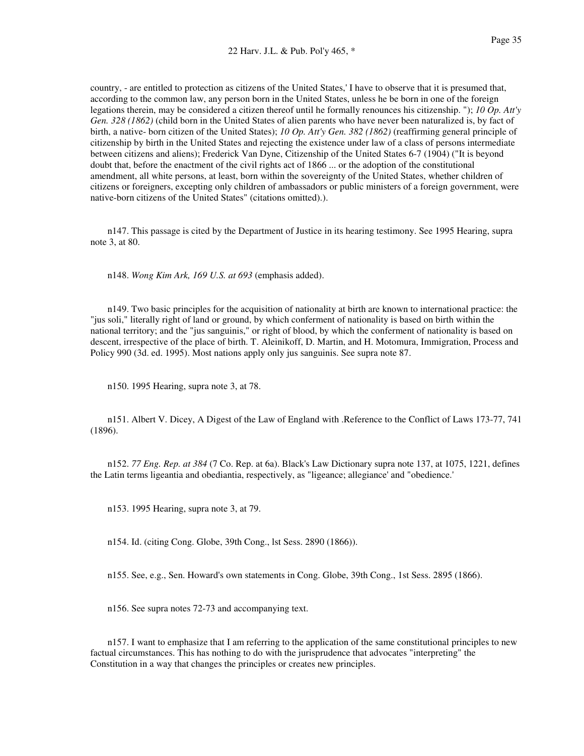country, - are entitled to protection as citizens of the United States,' I have to observe that it is presumed that, according to the common law, any person born in the United States, unless he be born in one of the foreign legations therein, may be considered a citizen thereof until he formally renounces his citizenship. "); *10 Op. Att'y Gen. 328 (1862)* (child born in the United States of alien parents who have never been naturalized is, by fact of birth, a native- born citizen of the United States); *10 Op. Att'y Gen. 382 (1862)* (reaffirming general principle of citizenship by birth in the United States and rejecting the existence under law of a class of persons intermediate between citizens and aliens); Frederick Van Dyne, Citizenship of the United States 6-7 (1904) ("It is beyond doubt that, before the enactment of the civil rights act of 1866 ... or the adoption of the constitutional amendment, all white persons, at least, born within the sovereignty of the United States, whether children of citizens or foreigners, excepting only children of ambassadors or public ministers of a foreign government, were native-born citizens of the United States" (citations omitted).).

n147. This passage is cited by the Department of Justice in its hearing testimony. See 1995 Hearing, supra note 3, at 80.

n148. *Wong Kim Ark, 169 U.S. at 693* (emphasis added).

n149. Two basic principles for the acquisition of nationality at birth are known to international practice: the "jus soli," literally right of land or ground, by which conferment of nationality is based on birth within the national territory; and the "jus sanguinis," or right of blood, by which the conferment of nationality is based on descent, irrespective of the place of birth. T. Aleinikoff, D. Martin, and H. Motomura, Immigration, Process and Policy 990 (3d. ed. 1995). Most nations apply only jus sanguinis. See supra note 87.

n150. 1995 Hearing, supra note 3, at 78.

n151. Albert V. Dicey, A Digest of the Law of England with .Reference to the Conflict of Laws 173-77, 741 (1896).

n152. *77 Eng. Rep. at 384* (7 Co. Rep. at 6a). Black's Law Dictionary supra note 137, at 1075, 1221, defines the Latin terms ligeantia and obediantia, respectively, as "ligeance; allegiance' and "obedience.'

n153. 1995 Hearing, supra note 3, at 79.

n154. Id. (citing Cong. Globe, 39th Cong., lst Sess. 2890 (1866)).

n155. See, e.g., Sen. Howard's own statements in Cong. Globe, 39th Cong., 1st Sess. 2895 (1866).

n156. See supra notes 72-73 and accompanying text.

n157. I want to emphasize that I am referring to the application of the same constitutional principles to new factual circumstances. This has nothing to do with the jurisprudence that advocates "interpreting" the Constitution in a way that changes the principles or creates new principles.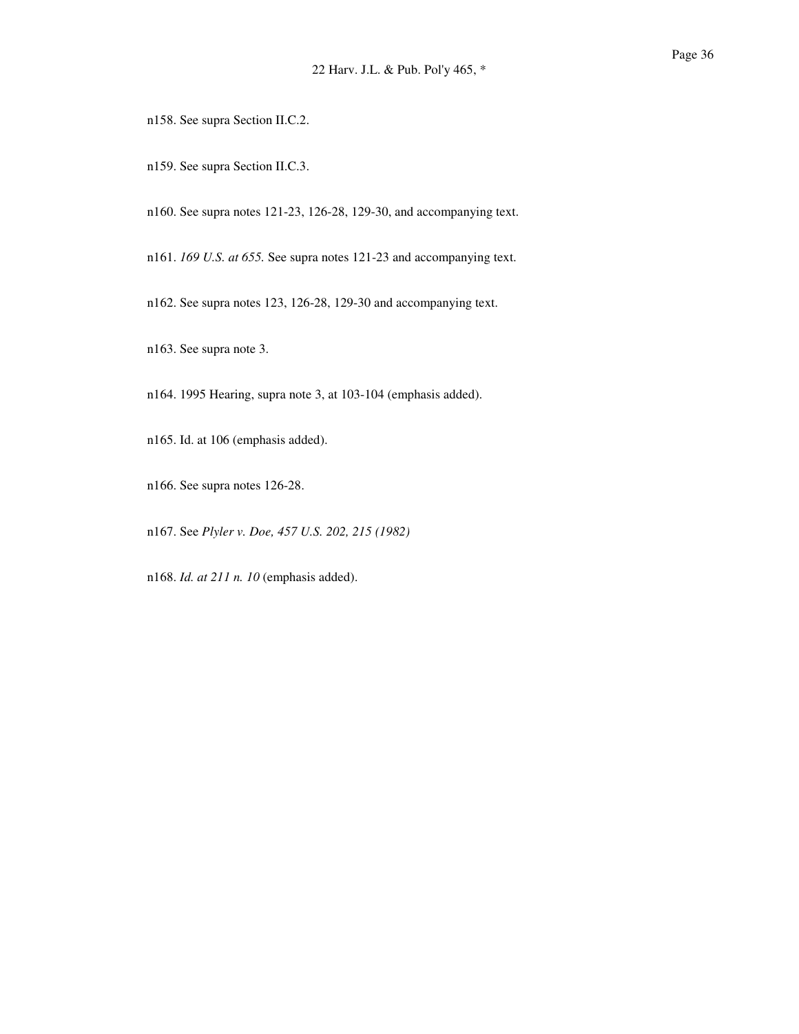n158. See supra Section II.C.2.

n159. See supra Section II.C.3.

n160. See supra notes 121-23, 126-28, 129-30, and accompanying text.

n161. *169 U.S. at 655.* See supra notes 121-23 and accompanying text.

n162. See supra notes 123, 126-28, 129-30 and accompanying text.

n163. See supra note 3.

n164. 1995 Hearing, supra note 3, at 103-104 (emphasis added).

n165. Id. at 106 (emphasis added).

n166. See supra notes 126-28.

n167. See *Plyler v. Doe, 457 U.S. 202, 215 (1982)*

n168. *Id. at 211 n. 10* (emphasis added).